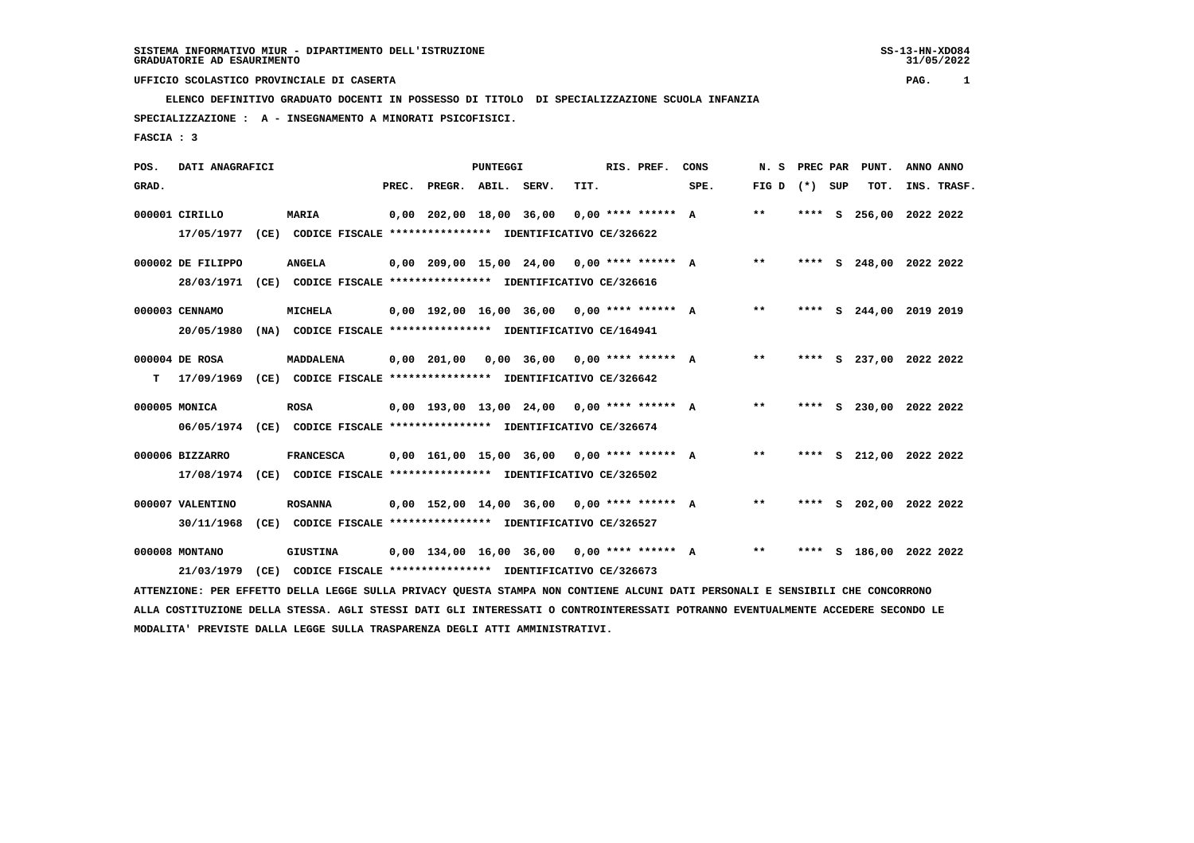SISTEMA INFORMATIVO MIUR - DIPARTIMENTO DELL'ISTRUZIONE
GRADUATORIE AD ESAURIMENTO

UFFICIO SCOLASTICO PROVINCIALE DI CASERTA

ELENCO DEFINITIVO GRADUATO DOCENTI IN POSSESSO DI TITOLO DI SPECIALIZZAZIONE SCUOLA INFANZIA

SPECIALIZZAZIONE : A - INSEGNAMENTO A MINORATI PSICOFISICI.

FASCIA : 3

| POS. GRAD. | DATI ANAGRAFICI | | PUNTEGGI PREC. | PREGR. | ABIL. | SERV. | RIS. PREF. TIT. | CONS SPE. | N. S FIG D | PREC PAR (*) | SUP | PUNT. TOT. | ANNO INS. | ANNO TRASF. |
|---|---|---|---|---|---|---|---|---|---|---|---|---|---|---|
| 000001 | CIRILLO 17/05/1977 (CE) CODICE FISCALE **************** IDENTIFICATIVO CE/326622 | MARIA | 0,00 | 202,00 | 18,00 | 36,00 | 0,00 **** ****** | A | ** | **** | S | 256,00 | 2022 | 2022 |
| 000002 | DE FILIPPO 28/03/1971 (CE) CODICE FISCALE **************** IDENTIFICATIVO CE/326616 | ANGELA | 0,00 | 209,00 | 15,00 | 24,00 | 0,00 **** ****** | A | ** | **** | S | 248,00 | 2022 | 2022 |
| 000003 | CENNAMO 20/05/1980 (NA) CODICE FISCALE **************** IDENTIFICATIVO CE/164941 | MICHELA | 0,00 | 192,00 | 16,00 | 36,00 | 0,00 **** ****** | A | ** | **** | S | 244,00 | 2019 | 2019 |
| 000004 | DE ROSA T 17/09/1969 (CE) CODICE FISCALE **************** IDENTIFICATIVO CE/326642 | MADDALENA | 0,00 | 201,00 | 0,00 | 36,00 | 0,00 **** ****** | A | ** | **** | S | 237,00 | 2022 | 2022 |
| 000005 | MONICA 06/05/1974 (CE) CODICE FISCALE **************** IDENTIFICATIVO CE/326674 | ROSA | 0,00 | 193,00 | 13,00 | 24,00 | 0,00 **** ****** | A | ** | **** | S | 230,00 | 2022 | 2022 |
| 000006 | BIZZARRO 17/08/1974 (CE) CODICE FISCALE **************** IDENTIFICATIVO CE/326502 | FRANCESCA | 0,00 | 161,00 | 15,00 | 36,00 | 0,00 **** ****** | A | ** | **** | S | 212,00 | 2022 | 2022 |
| 000007 | VALENTINO 30/11/1968 (CE) CODICE FISCALE **************** IDENTIFICATIVO CE/326527 | ROSANNA | 0,00 | 152,00 | 14,00 | 36,00 | 0,00 **** ****** | A | ** | **** | S | 202,00 | 2022 | 2022 |
| 000008 | MONTANO 21/03/1979 (CE) CODICE FISCALE **************** IDENTIFICATIVO CE/326673 | GIUSTINA | 0,00 | 134,00 | 16,00 | 36,00 | 0,00 **** ****** | A | ** | **** | S | 186,00 | 2022 | 2022 |

ATTENZIONE: PER EFFETTO DELLA LEGGE SULLA PRIVACY QUESTA STAMPA NON CONTIENE ALCUNI DATI PERSONALI E SENSIBILI CHE CONCORRONO ALLA COSTITUZIONE DELLA STESSA. AGLI STESSI DATI GLI INTERESSATI O CONTROINTERESSATI POTRANNO EVENTUALMENTE ACCEDERE SECONDO LE MODALITA' PREVISTE DALLA LEGGE SULLA TRASPARENZA DEGLI ATTI AMMINISTRATIVI.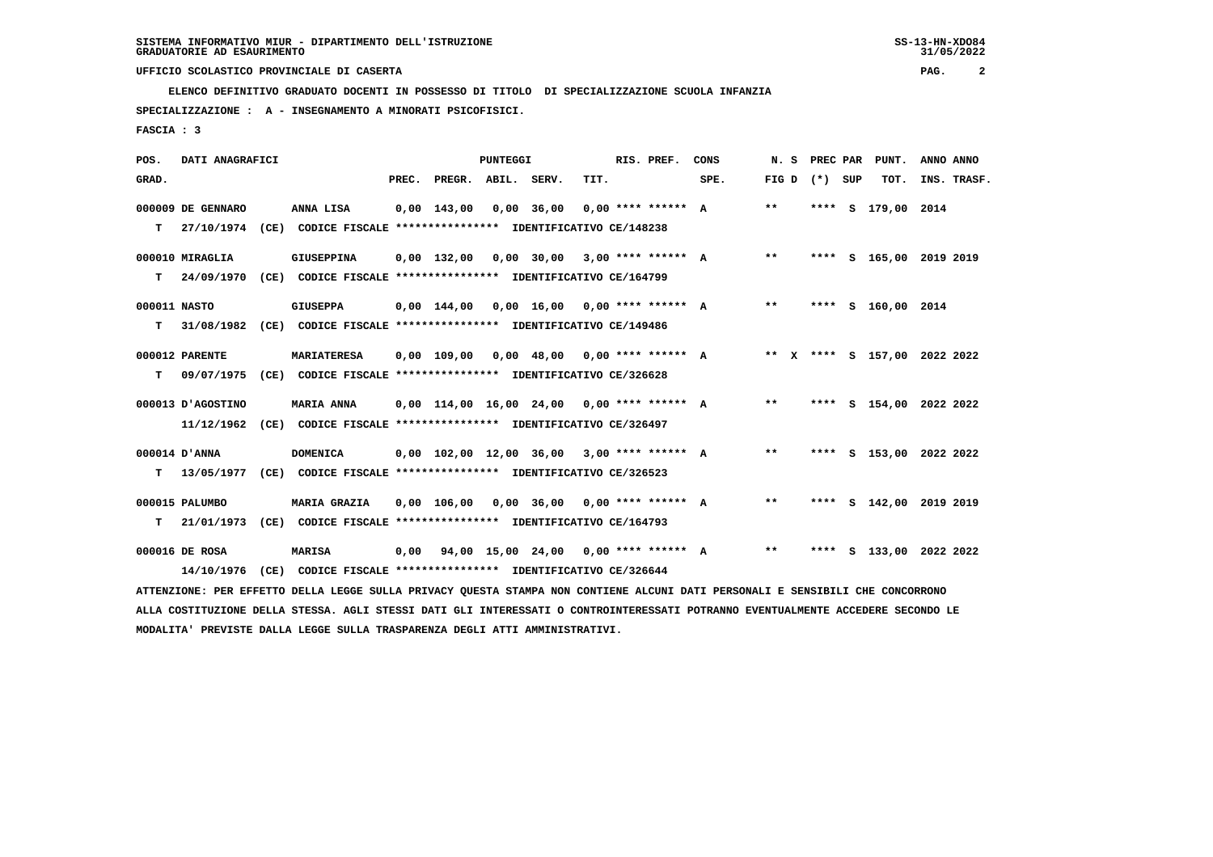SISTEMA INFORMATIVO MIUR - DIPARTIMENTO DELL'ISTRUZIONE
GRADUATORIE AD ESAURIMENTO

UFFICIO SCOLASTICO PROVINCIALE DI CASERTA

**ELENCO DEFINITIVO GRADUATO DOCENTI IN POSSESSO DI TITOLO DI SPECIALIZZAZIONE SCUOLA INFANZIA**

**SPECIALIZZAZIONE : A - INSEGNAMENTO A MINORATI PSICOFISICI.**

**FASCIA : 3**

| POS. GRAD. | DATI ANAGRAFICI | | PREC. | PREGR. | ABIL. | SERV. | TIT. | RIS. PREF. | CONS SPE. | N. S FIG D | PREC PAR (*) | SUP | PUNT. TOT. | ANNO INS. | ANNO TRASF. |
|---|---|---|---|---|---|---|---|---|---|---|---|---|---|---|---|
| 000009 | DE GENNARO | ANNA LISA | 0,00 | 143,00 | 0,00 | 36,00 | 0,00 | **** ****** | A | ** | **** | S | 179,00 | 2014 | |
| T | 27/10/1974 (CE) | CODICE FISCALE **************** IDENTIFICATIVO CE/148238 | | | | | | | | | | | | | |
| 000010 | MIRAGLIA | GIUSEPPINA | 0,00 | 132,00 | 0,00 | 30,00 | 3,00 | **** ****** | A | ** | **** | S | 165,00 | 2019 | 2019 |
| T | 24/09/1970 (CE) | CODICE FISCALE **************** IDENTIFICATIVO CE/164799 | | | | | | | | | | | | | |
| 000011 | NASTO | GIUSEPPA | 0,00 | 144,00 | 0,00 | 16,00 | 0,00 | **** ****** | A | ** | **** | S | 160,00 | 2014 | |
| T | 31/08/1982 (CE) | CODICE FISCALE **************** IDENTIFICATIVO CE/149486 | | | | | | | | | | | | | |
| 000012 | PARENTE | MARIATERESA | 0,00 | 109,00 | 0,00 | 48,00 | 0,00 | **** ****** | A | ** X | **** | S | 157,00 | 2022 | 2022 |
| T | 09/07/1975 (CE) | CODICE FISCALE **************** IDENTIFICATIVO CE/326628 | | | | | | | | | | | | | |
| 000013 | D'AGOSTINO | MARIA ANNA | 0,00 | 114,00 | 16,00 | 24,00 | 0,00 | **** ****** | A | ** | **** | S | 154,00 | 2022 | 2022 |
| | 11/12/1962 (CE) | CODICE FISCALE **************** IDENTIFICATIVO CE/326497 | | | | | | | | | | | | | |
| 000014 | D'ANNA | DOMENICA | 0,00 | 102,00 | 12,00 | 36,00 | 3,00 | **** ****** | A | ** | **** | S | 153,00 | 2022 | 2022 |
| T | 13/05/1977 (CE) | CODICE FISCALE **************** IDENTIFICATIVO CE/326523 | | | | | | | | | | | | | |
| 000015 | PALUMBO | MARIA GRAZIA | 0,00 | 106,00 | 0,00 | 36,00 | 0,00 | **** ****** | A | ** | **** | S | 142,00 | 2019 | 2019 |
| T | 21/01/1973 (CE) | CODICE FISCALE **************** IDENTIFICATIVO CE/164793 | | | | | | | | | | | | | |
| 000016 | DE ROSA | MARISA | 0,00 | 94,00 | 15,00 | 24,00 | 0,00 | **** ****** | A | ** | **** | S | 133,00 | 2022 | 2022 |
| | 14/10/1976 (CE) | CODICE FISCALE **************** IDENTIFICATIVO CE/326644 | | | | | | | | | | | | | |

ATTENZIONE: PER EFFETTO DELLA LEGGE SULLA PRIVACY QUESTA STAMPA NON CONTIENE ALCUNI DATI PERSONALI E SENSIBILI CHE CONCORRONO ALLA COSTITUZIONE DELLA STESSA. AGLI STESSI DATI GLI INTERESSATI O CONTROINTERESSATI POTRANNO EVENTUALMENTE ACCEDERE SECONDO LE MODALITA' PREVISTE DALLA LEGGE SULLA TRASPARENZA DEGLI ATTI AMMINISTRATIVI.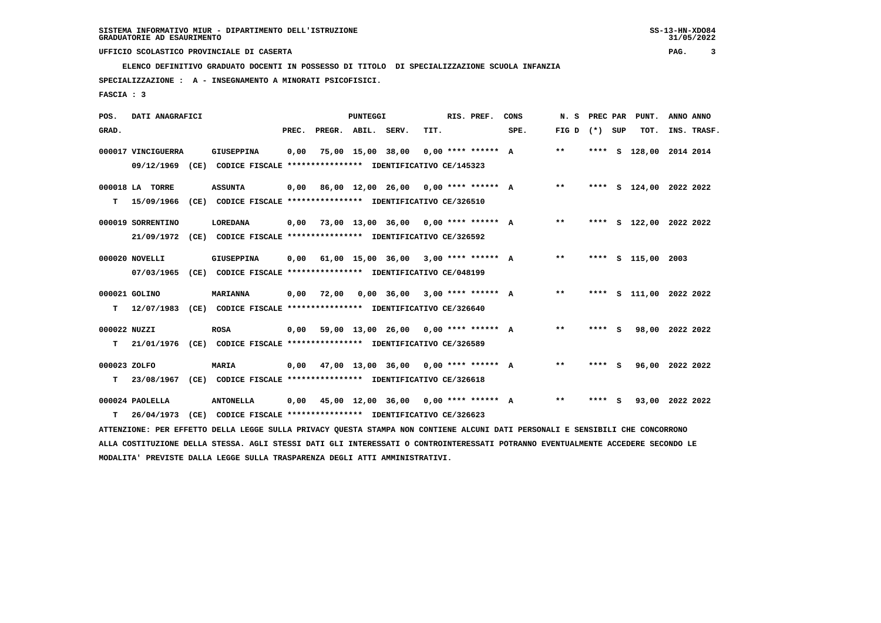SISTEMA INFORMATIVO MIUR - DIPARTIMENTO DELL'ISTRUZIONE
GRADUATORIE AD ESAURIMENTO

UFFICIO SCOLASTICO PROVINCIALE DI CASERTA

ELENCO DEFINITIVO GRADUATO DOCENTI IN POSSESSO DI TITOLO DI SPECIALIZZAZIONE SCUOLA INFANZIA

SPECIALIZZAZIONE : A - INSEGNAMENTO A MINORATI PSICOFISICI.

FASCIA : 3

| POS. GRAD. | DATI ANAGRAFICI | | PREC. | PREGR. | ABIL. | SERV. | TIT. | RIS. PREF. | CONS SPE. | N. S FIG D | PREC PAR (*) | SUP | PUNT. TOT. | ANNO INS. | ANNO TRASF. |
|---|---|---|---|---|---|---|---|---|---|---|---|---|---|---|---|
| 000017 | VINCIGUERRA | GIUSEPPINA | 0,00 | 75,00 | 15,00 | 38,00 | 0,00 | **** ****** | A | ** | **** | S | 128,00 | 2014 | 2014 |
| | 09/12/1969 (CE) CODICE FISCALE **************** IDENTIFICATIVO CE/145323 | | | | | | | | | | | | | | |
| 000018 | LA TORRE | ASSUNTA | 0,00 | 86,00 | 12,00 | 26,00 | 0,00 | **** ****** | A | ** | **** | S | 124,00 | 2022 | 2022 |
| T | 15/09/1966 (CE) CODICE FISCALE **************** IDENTIFICATIVO CE/326510 | | | | | | | | | | | | | | |
| 000019 | SORRENTINO | LOREDANA | 0,00 | 73,00 | 13,00 | 36,00 | 0,00 | **** ****** | A | ** | **** | S | 122,00 | 2022 | 2022 |
| | 21/09/1972 (CE) CODICE FISCALE **************** IDENTIFICATIVO CE/326592 | | | | | | | | | | | | | | |
| 000020 | NOVELLI | GIUSEPPINA | 0,00 | 61,00 | 15,00 | 36,00 | 3,00 | **** ****** | A | ** | **** | S | 115,00 | 2003 | |
| | 07/03/1965 (CE) CODICE FISCALE **************** IDENTIFICATIVO CE/048199 | | | | | | | | | | | | | | |
| 000021 | GOLINO | MARIANNA | 0,00 | 72,00 | 0,00 | 36,00 | 3,00 | **** ****** | A | ** | **** | S | 111,00 | 2022 | 2022 |
| T | 12/07/1983 (CE) CODICE FISCALE **************** IDENTIFICATIVO CE/326640 | | | | | | | | | | | | | | |
| 000022 | NUZZI | ROSA | 0,00 | 59,00 | 13,00 | 26,00 | 0,00 | **** ****** | A | ** | **** | S | 98,00 | 2022 | 2022 |
| T | 21/01/1976 (CE) CODICE FISCALE **************** IDENTIFICATIVO CE/326589 | | | | | | | | | | | | | | |
| 000023 | ZOLFO | MARIA | 0,00 | 47,00 | 13,00 | 36,00 | 0,00 | **** ****** | A | ** | **** | S | 96,00 | 2022 | 2022 |
| T | 23/08/1967 (CE) CODICE FISCALE **************** IDENTIFICATIVO CE/326618 | | | | | | | | | | | | | | |
| 000024 | PAOLELLA | ANTONELLA | 0,00 | 45,00 | 12,00 | 36,00 | 0,00 | **** ****** | A | ** | **** | S | 93,00 | 2022 | 2022 |
| T | 26/04/1973 (CE) CODICE FISCALE **************** IDENTIFICATIVO CE/326623 | | | | | | | | | | | | | | |

ATTENZIONE: PER EFFETTO DELLA LEGGE SULLA PRIVACY QUESTA STAMPA NON CONTIENE ALCUNI DATI PERSONALI E SENSIBILI CHE CONCORRONO ALLA COSTITUZIONE DELLA STESSA. AGLI STESSI DATI GLI INTERESSATI O CONTROINTERESSATI POTRANNO EVENTUALMENTE ACCEDERE SECONDO LE MODALITA' PREVISTE DALLA LEGGE SULLA TRASPARENZA DEGLI ATTI AMMINISTRATIVI.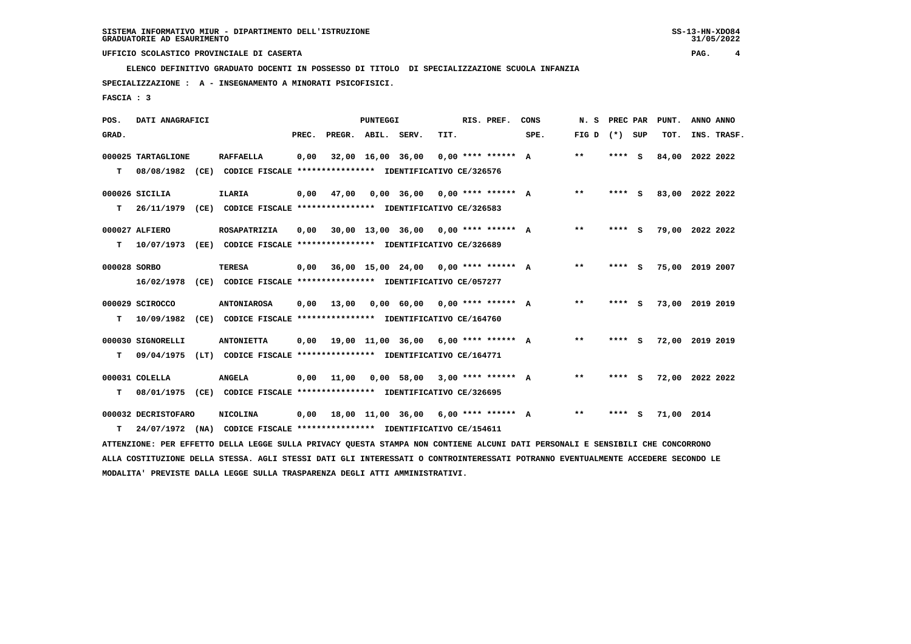SISTEMA INFORMATIVO MIUR - DIPARTIMENTO DELL'ISTRUZIONE
GRADUATORIE AD ESAURIMENTO

UFFICIO SCOLASTICO PROVINCIALE DI CASERTA

ELENCO DEFINITIVO GRADUATO DOCENTI IN POSSESSO DI TITOLO DI SPECIALIZZAZIONE SCUOLA INFANZIA

SPECIALIZZAZIONE : A - INSEGNAMENTO A MINORATI PSICOFISICI.

FASCIA : 3

| POS. GRAD. | DATI ANAGRAFICI | | PREC. | PREGR. | ABIL. | SERV. | TIT. | RIS. PREF. | CONS SPE. | N. S FIG D | PREC PAR (*) SUP | PUNT. TOT. | ANNO INS. | ANNO TRASF. |
|---|---|---|---|---|---|---|---|---|---|---|---|---|---|---|
| 000025 | TARTAGLIONE | RAFFAELLA | 0,00 | 32,00 | 16,00 | 36,00 | 0,00 | **** ****** | A | ** | **** S | 84,00 | 2022 | 2022 |
| T | 08/08/1982 (CE) CODICE FISCALE **************** IDENTIFICATIVO CE/326576 | | | | | | | | | | | | | |
| 000026 | SICILIA | ILARIA | 0,00 | 47,00 | 0,00 | 36,00 | 0,00 | **** ****** | A | ** | **** S | 83,00 | 2022 | 2022 |
| T | 26/11/1979 (CE) CODICE FISCALE **************** IDENTIFICATIVO CE/326583 | | | | | | | | | | | | | |
| 000027 | ALFIERO | ROSAPATRIZIA | 0,00 | 30,00 | 13,00 | 36,00 | 0,00 | **** ****** | A | ** | **** S | 79,00 | 2022 | 2022 |
| T | 10/07/1973 (EE) CODICE FISCALE **************** IDENTIFICATIVO CE/326689 | | | | | | | | | | | | | |
| 000028 | SORBO | TERESA | 0,00 | 36,00 | 15,00 | 24,00 | 0,00 | **** ****** | A | ** | **** S | 75,00 | 2019 | 2007 |
| | 16/02/1978 (CE) CODICE FISCALE **************** IDENTIFICATIVO CE/057277 | | | | | | | | | | | | | |
| 000029 | SCIROCCO | ANTONIAROSA | 0,00 | 13,00 | 0,00 | 60,00 | 0,00 | **** ****** | A | ** | **** S | 73,00 | 2019 | 2019 |
| T | 10/09/1982 (CE) CODICE FISCALE **************** IDENTIFICATIVO CE/164760 | | | | | | | | | | | | | |
| 000030 | SIGNORELLI | ANTONIETTA | 0,00 | 19,00 | 11,00 | 36,00 | 6,00 | **** ****** | A | ** | **** S | 72,00 | 2019 | 2019 |
| T | 09/04/1975 (LT) CODICE FISCALE **************** IDENTIFICATIVO CE/164771 | | | | | | | | | | | | | |
| 000031 | COLELLA | ANGELA | 0,00 | 11,00 | 0,00 | 58,00 | 3,00 | **** ****** | A | ** | **** S | 72,00 | 2022 | 2022 |
| T | 08/01/1975 (CE) CODICE FISCALE **************** IDENTIFICATIVO CE/326695 | | | | | | | | | | | | | |
| 000032 | DECRISTOFARO | NICOLINA | 0,00 | 18,00 | 11,00 | 36,00 | 6,00 | **** ****** | A | ** | **** S | 71,00 | 2014 | |
| T | 24/07/1972 (NA) CODICE FISCALE **************** IDENTIFICATIVO CE/154611 | | | | | | | | | | | | | |

ATTENZIONE: PER EFFETTO DELLA LEGGE SULLA PRIVACY QUESTA STAMPA NON CONTIENE ALCUNI DATI PERSONALI E SENSIBILI CHE CONCORRONO ALLA COSTITUZIONE DELLA STESSA. AGLI STESSI DATI GLI INTERESSATI O CONTROINTERESSATI POTRANNO EVENTUALMENTE ACCEDERE SECONDO LE MODALITA' PREVISTE DALLA LEGGE SULLA TRASPARENZA DEGLI ATTI AMMINISTRATIVI.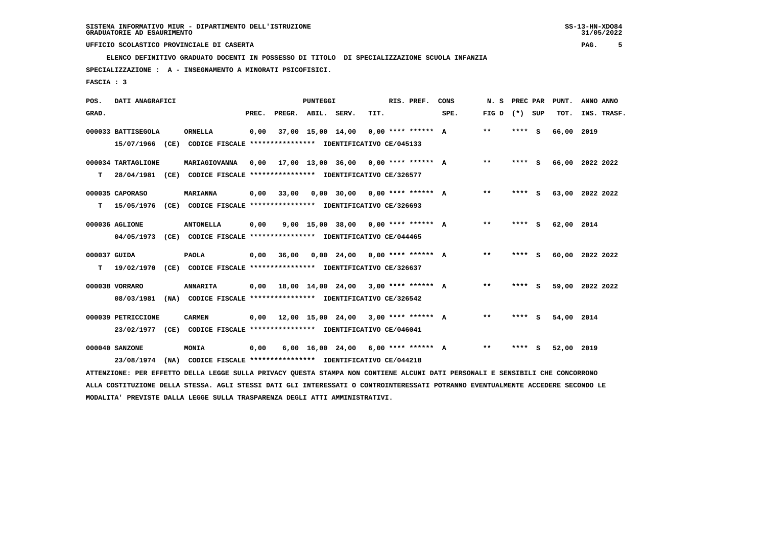SISTEMA INFORMATIVO MIUR - DIPARTIMENTO DELL'ISTRUZIONE
GRADUATORIE AD ESAURIMENTO

UFFICIO SCOLASTICO PROVINCIALE DI CASERTA

**ELENCO DEFINITIVO GRADUATO DOCENTI IN POSSESSO DI TITOLO DI SPECIALIZZAZIONE SCUOLA INFANZIA**

**SPECIALIZZAZIONE : A - INSEGNAMENTO A MINORATI PSICOFISICI.**

**FASCIA : 3**

| POS. GRAD. | DATI ANAGRAFICI | | PUNTEGGI PREC. | PREGR. | ABIL. | SERV. | TIT. | RIS. PREF. | CONS SPE. | N. S FIG D | PREC PAR (*) SUP | | PUNT. TOT. | ANNO INS. | ANNO TRASF. |
|---|---|---|---|---|---|---|---|---|---|---|---|---|---|---|---|
| 000033 | BATTISEGOLA | ORNELLA | 0,00 | 37,00 | 15,00 | 14,00 | 0,00 | **** ****** | A | ** | **** | S | 66,00 | 2019 | |
| | 15/07/1966 (CE) CODICE FISCALE **************** IDENTIFICATIVO CE/045133 | | | | | | | | | | | | | | |
| 000034 | TARTAGLIONE | MARIAGIOVANNA | 0,00 | 17,00 | 13,00 | 36,00 | 0,00 | **** ****** | A | ** | **** | S | 66,00 | 2022 | 2022 |
| T | 28/04/1981 (CE) CODICE FISCALE **************** IDENTIFICATIVO CE/326577 | | | | | | | | | | | | | | |
| 000035 | CAPORASO | MARIANNA | 0,00 | 33,00 | 0,00 | 30,00 | 0,00 | **** ****** | A | ** | **** | S | 63,00 | 2022 | 2022 |
| T | 15/05/1976 (CE) CODICE FISCALE **************** IDENTIFICATIVO CE/326693 | | | | | | | | | | | | | | |
| 000036 | AGLIONE | ANTONELLA | 0,00 | 9,00 | 15,00 | 38,00 | 0,00 | **** ****** | A | ** | **** | S | 62,00 | 2014 | |
| | 04/05/1973 (CE) CODICE FISCALE **************** IDENTIFICATIVO CE/044465 | | | | | | | | | | | | | | |
| 000037 | GUIDA | PAOLA | 0,00 | 36,00 | 0,00 | 24,00 | 0,00 | **** ****** | A | ** | **** | S | 60,00 | 2022 | 2022 |
| T | 19/02/1970 (CE) CODICE FISCALE **************** IDENTIFICATIVO CE/326637 | | | | | | | | | | | | | | |
| 000038 | VORRARO | ANNARITA | 0,00 | 18,00 | 14,00 | 24,00 | 3,00 | **** ****** | A | ** | **** | S | 59,00 | 2022 | 2022 |
| | 08/03/1981 (NA) CODICE FISCALE **************** IDENTIFICATIVO CE/326542 | | | | | | | | | | | | | | |
| 000039 | PETRICCIONE | CARMEN | 0,00 | 12,00 | 15,00 | 24,00 | 3,00 | **** ****** | A | ** | **** | S | 54,00 | 2014 | |
| | 23/02/1977 (CE) CODICE FISCALE **************** IDENTIFICATIVO CE/046041 | | | | | | | | | | | | | | |
| 000040 | SANZONE | MONIA | 0,00 | 6,00 | 16,00 | 24,00 | 6,00 | **** ****** | A | ** | **** | S | 52,00 | 2019 | |
| | 23/08/1974 (NA) CODICE FISCALE **************** IDENTIFICATIVO CE/044218 | | | | | | | | | | | | | | |

ATTENZIONE: PER EFFETTO DELLA LEGGE SULLA PRIVACY QUESTA STAMPA NON CONTIENE ALCUNI DATI PERSONALI E SENSIBILI CHE CONCORRONO ALLA COSTITUZIONE DELLA STESSA. AGLI STESSI DATI GLI INTERESSATI O CONTROINTERESSATI POTRANNO EVENTUALMENTE ACCEDERE SECONDO LE MODALITA' PREVISTE DALLA LEGGE SULLA TRASPARENZA DEGLI ATTI AMMINISTRATIVI.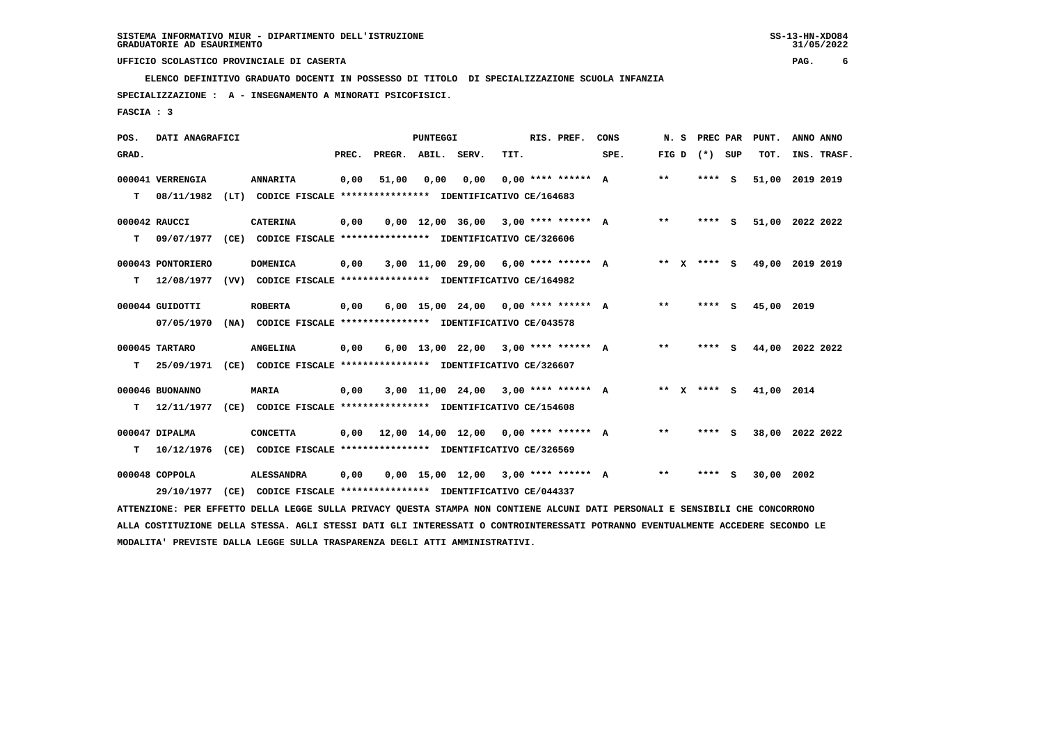SISTEMA INFORMATIVO MIUR - DIPARTIMENTO DELL'ISTRUZIONE
GRADUATORIE AD ESAURIMENTO

UFFICIO SCOLASTICO PROVINCIALE DI CASERTA

ELENCO DEFINITIVO GRADUATO DOCENTI IN POSSESSO DI TITOLO DI SPECIALIZZAZIONE SCUOLA INFANZIA

SPECIALIZZAZIONE : A - INSEGNAMENTO A MINORATI PSICOFISICI.

FASCIA : 3

| POS. GRAD. | DATI ANAGRAFICI | | PREC. | PREGR. | ABIL. | SERV. | TIT. | RIS. PREF. | CONS SPE. | N. S FIG D | PREC PAR (*) | SUP | PUNT. TOT. | ANNO INS. | ANNO TRASF. |
|---|---|---|---|---|---|---|---|---|---|---|---|---|---|---|---|
| 000041 | VERRENGIA | ANNARITA | 0,00 | 51,00 | 0,00 | 0,00 | 0,00 | **** ****** | A | ** | **** | S | 51,00 | 2019 | 2019 |
| T | 08/11/1982 (LT) CODICE FISCALE **************** IDENTIFICATIVO CE/164683 | | | | | | | | | | | | | | |
| 000042 | RAUCCI | CATERINA | 0,00 | 0,00 | 12,00 | 36,00 | 3,00 | **** ****** | A | ** | **** | S | 51,00 | 2022 | 2022 |
| T | 09/07/1977 (CE) CODICE FISCALE **************** IDENTIFICATIVO CE/326606 | | | | | | | | | | | | | | |
| 000043 | PONTORIERO | DOMENICA | 0,00 | 3,00 | 11,00 | 29,00 | 6,00 | **** ****** | A | ** X | **** | S | 49,00 | 2019 | 2019 |
| T | 12/08/1977 (VV) CODICE FISCALE **************** IDENTIFICATIVO CE/164982 | | | | | | | | | | | | | | |
| 000044 | GUIDOTTI | ROBERTA | 0,00 | 6,00 | 15,00 | 24,00 | 0,00 | **** ****** | A | ** | **** | S | 45,00 | 2019 | |
| | 07/05/1970 (NA) CODICE FISCALE **************** IDENTIFICATIVO CE/043578 | | | | | | | | | | | | | | |
| 000045 | TARTARO | ANGELINA | 0,00 | 6,00 | 13,00 | 22,00 | 3,00 | **** ****** | A | ** | **** | S | 44,00 | 2022 | 2022 |
| T | 25/09/1971 (CE) CODICE FISCALE **************** IDENTIFICATIVO CE/326607 | | | | | | | | | | | | | | |
| 000046 | BUONANNO | MARIA | 0,00 | 3,00 | 11,00 | 24,00 | 3,00 | **** ****** | A | ** X | **** | S | 41,00 | 2014 | |
| T | 12/11/1977 (CE) CODICE FISCALE **************** IDENTIFICATIVO CE/154608 | | | | | | | | | | | | | | |
| 000047 | DIPALMA | CONCETTA | 0,00 | 12,00 | 14,00 | 12,00 | 0,00 | **** ****** | A | ** | **** | S | 38,00 | 2022 | 2022 |
| T | 10/12/1976 (CE) CODICE FISCALE **************** IDENTIFICATIVO CE/326569 | | | | | | | | | | | | | | |
| 000048 | COPPOLA | ALESSANDRA | 0,00 | 0,00 | 15,00 | 12,00 | 3,00 | **** ****** | A | ** | **** | S | 30,00 | 2002 | |
| | 29/10/1977 (CE) CODICE FISCALE **************** IDENTIFICATIVO CE/044337 | | | | | | | | | | | | | | |

ATTENZIONE: PER EFFETTO DELLA LEGGE SULLA PRIVACY QUESTA STAMPA NON CONTIENE ALCUNI DATI PERSONALI E SENSIBILI CHE CONCORRONO ALLA COSTITUZIONE DELLA STESSA. AGLI STESSI DATI GLI INTERESSATI O CONTROINTERESSATI POTRANNO EVENTUALMENTE ACCEDERE SECONDO LE MODALITA' PREVISTE DALLA LEGGE SULLA TRASPARENZA DEGLI ATTI AMMINISTRATIVI.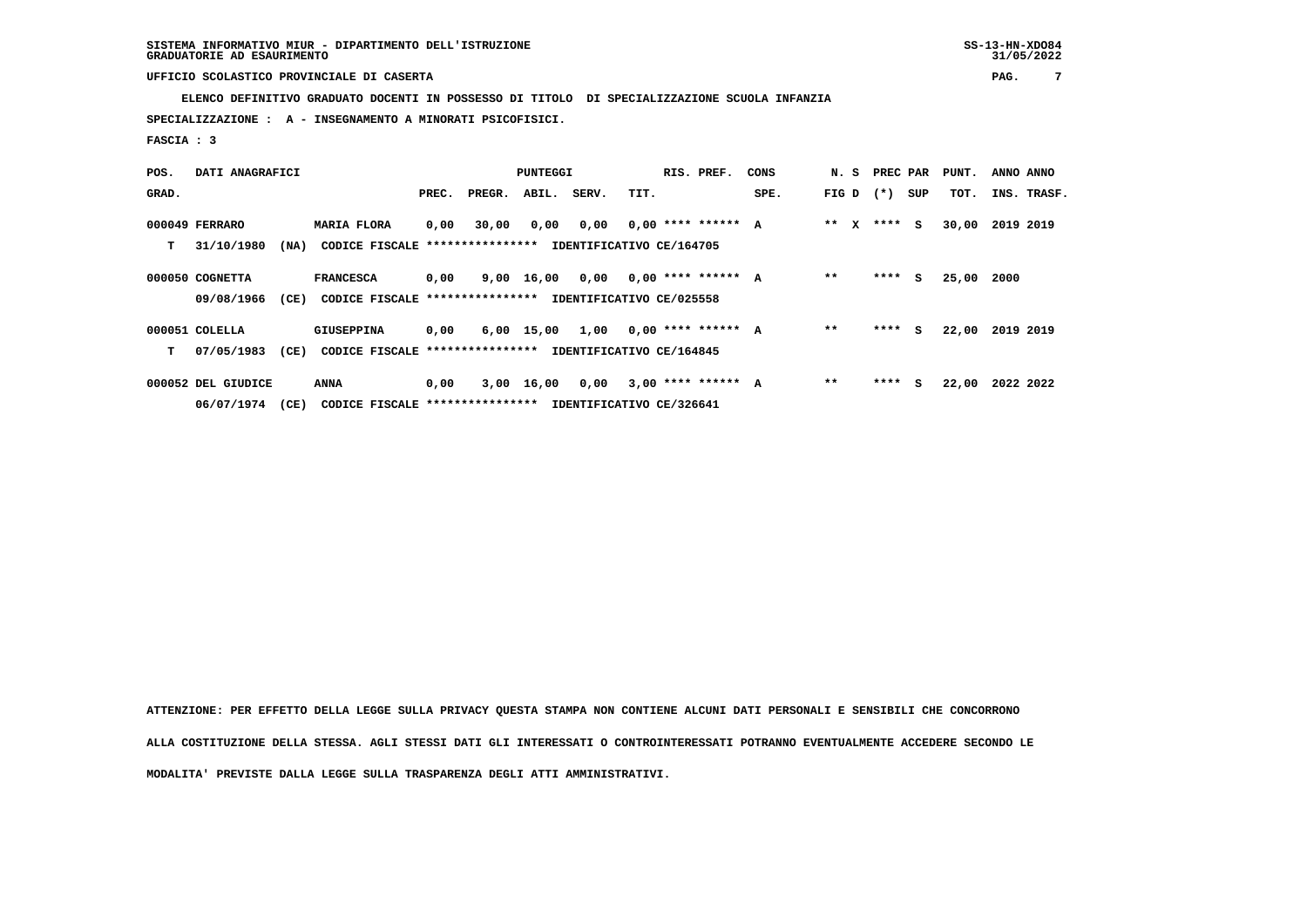SISTEMA INFORMATIVO MIUR - DIPARTIMENTO DELL'ISTRUZIONE
GRADUATORIE AD ESAURIMENTO

UFFICIO SCOLASTICO PROVINCIALE DI CASERTA

**ELENCO DEFINITIVO GRADUATO DOCENTI IN POSSESSO DI TITOLO DI SPECIALIZZAZIONE SCUOLA INFANZIA**

**SPECIALIZZAZIONE : A - INSEGNAMENTO A MINORATI PSICOFISICI.**

**FASCIA : 3**

| POS. GRAD. | DATI ANAGRAFICI | | PREC. | PREGR. | ABIL. | SERV. | TIT. | RIS. PREF. | CONS SPE. | N. S FIG D | PREC PAR (*) | SUP | PUNT. TOT. | ANNO INS. | ANNO TRASF. |
|---|---|---|---|---|---|---|---|---|---|---|---|---|---|---|---|
| 000049 | FERRARO | MARIA FLORA | 0,00 | 30,00 | 0,00 | 0,00 | 0,00 | **** ****** | A | ** X | **** | S | 30,00 | 2019 | 2019 |
| T | 31/10/1980 (NA) | CODICE FISCALE **************** IDENTIFICATIVO CE/164705 | | | | | | | | | | | | | |
| 000050 | COGNETTA | FRANCESCA | 0,00 | 9,00 | 16,00 | 0,00 | 0,00 | **** ****** | A | ** | **** | S | 25,00 | 2000 | |
| | 09/08/1966 (CE) | CODICE FISCALE **************** IDENTIFICATIVO CE/025558 | | | | | | | | | | | | | |
| 000051 | COLELLA | GIUSEPPINA | 0,00 | 6,00 | 15,00 | 1,00 | 0,00 | **** ****** | A | ** | **** | S | 22,00 | 2019 | 2019 |
| T | 07/05/1983 (CE) | CODICE FISCALE **************** IDENTIFICATIVO CE/164845 | | | | | | | | | | | | | |
| 000052 | DEL GIUDICE | ANNA | 0,00 | 3,00 | 16,00 | 0,00 | 3,00 | **** ****** | A | ** | **** | S | 22,00 | 2022 | 2022 |
| | 06/07/1974 (CE) | CODICE FISCALE **************** IDENTIFICATIVO CE/326641 | | | | | | | | | | | | | |

**ATTENZIONE: PER EFFETTO DELLA LEGGE SULLA PRIVACY QUESTA STAMPA NON CONTIENE ALCUNI DATI PERSONALI E SENSIBILI CHE CONCORRONO ALLA COSTITUZIONE DELLA STESSA. AGLI STESSI DATI GLI INTERESSATI O CONTROINTERESSATI POTRANNO EVENTUALMENTE ACCEDERE SECONDO LE MODALITA' PREVISTE DALLA LEGGE SULLA TRASPARENZA DEGLI ATTI AMMINISTRATIVI.**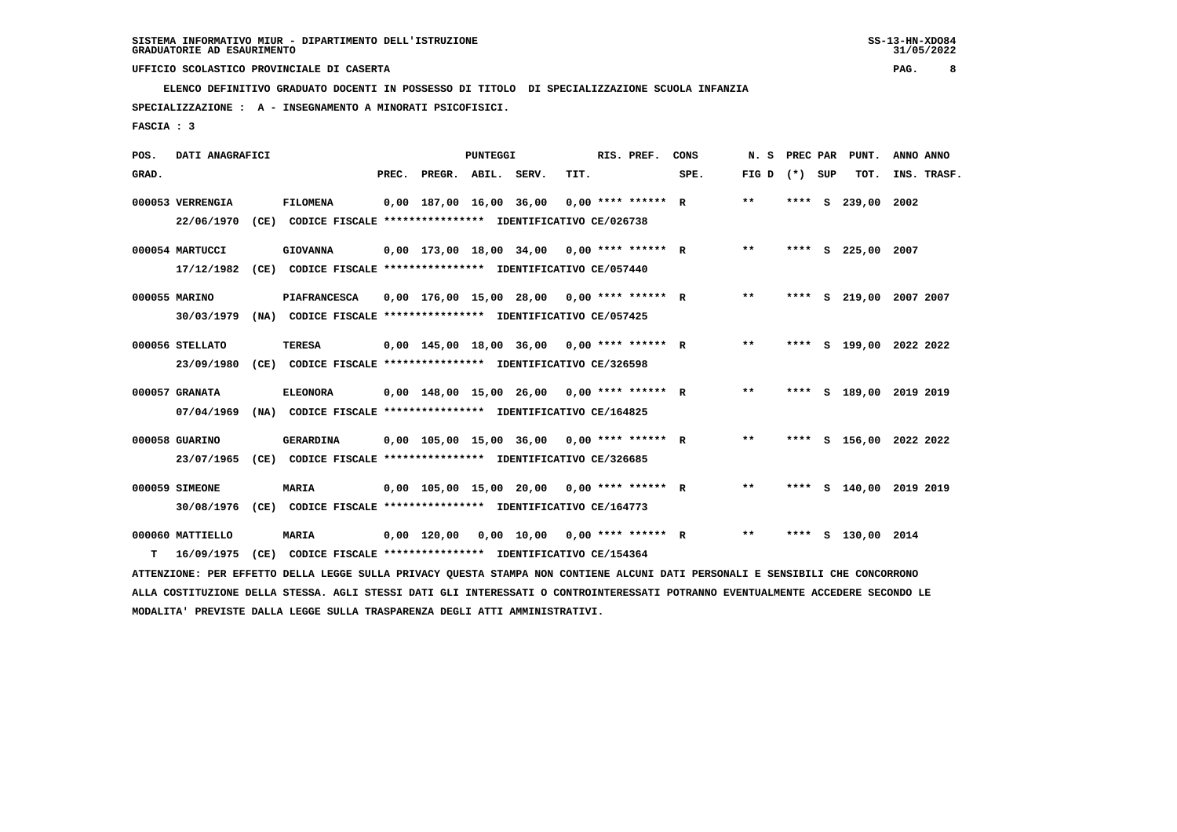SISTEMA INFORMATIVO MIUR - DIPARTIMENTO DELL'ISTRUZIONE
GRADUATORIE AD ESAURIMENTO

UFFICIO SCOLASTICO PROVINCIALE DI CASERTA

ELENCO DEFINITIVO GRADUATO DOCENTI IN POSSESSO DI TITOLO DI SPECIALIZZAZIONE SCUOLA INFANZIA

SPECIALIZZAZIONE : A - INSEGNAMENTO A MINORATI PSICOFISICI.

FASCIA : 3

| POS. GRAD. | DATI ANAGRAFICI | | PREC. | PREGR. | ABIL. | SERV. | TIT. | RIS. PREF. | CONS SPE. | N. S FIG D | PREC PAR (*) | SUP | PUNT. TOT. | ANNO INS. | ANNO TRASF. |
|---|---|---|---|---|---|---|---|---|---|---|---|---|---|---|---|
| 000053 | VERRENGIA 22/06/1970 (CE) CODICE FISCALE **************** IDENTIFICATIVO CE/026738 | FILOMENA | 0,00 | 187,00 | 16,00 | 36,00 | 0,00 | **** ****** | R | ** | **** | S | 239,00 | 2002 | |
| 000054 | MARTUCCI 17/12/1982 (CE) CODICE FISCALE **************** IDENTIFICATIVO CE/057440 | GIOVANNA | 0,00 | 173,00 | 18,00 | 34,00 | 0,00 | **** ****** | R | ** | **** | S | 225,00 | 2007 | |
| 000055 | MARINO 30/03/1979 (NA) CODICE FISCALE **************** IDENTIFICATIVO CE/057425 | PIAFRANCESCA | 0,00 | 176,00 | 15,00 | 28,00 | 0,00 | **** ****** | R | ** | **** | S | 219,00 | 2007 | 2007 |
| 000056 | STELLATO 23/09/1980 (CE) CODICE FISCALE **************** IDENTIFICATIVO CE/326598 | TERESA | 0,00 | 145,00 | 18,00 | 36,00 | 0,00 | **** ****** | R | ** | **** | S | 199,00 | 2022 | 2022 |
| 000057 | GRANATA 07/04/1969 (NA) CODICE FISCALE **************** IDENTIFICATIVO CE/164825 | ELEONORA | 0,00 | 148,00 | 15,00 | 26,00 | 0,00 | **** ****** | R | ** | **** | S | 189,00 | 2019 | 2019 |
| 000058 | GUARINO 23/07/1965 (CE) CODICE FISCALE **************** IDENTIFICATIVO CE/326685 | GERARDINA | 0,00 | 105,00 | 15,00 | 36,00 | 0,00 | **** ****** | R | ** | **** | S | 156,00 | 2022 | 2022 |
| 000059 | SIMEONE 30/08/1976 (CE) CODICE FISCALE **************** IDENTIFICATIVO CE/164773 | MARIA | 0,00 | 105,00 | 15,00 | 20,00 | 0,00 | **** ****** | R | ** | **** | S | 140,00 | 2019 | 2019 |
| 000060 | MATTIELLO T 16/09/1975 (CE) CODICE FISCALE **************** IDENTIFICATIVO CE/154364 | MARIA | 0,00 | 120,00 | 0,00 | 10,00 | 0,00 | **** ****** | R | ** | **** | S | 130,00 | 2014 | |

ATTENZIONE: PER EFFETTO DELLA LEGGE SULLA PRIVACY QUESTA STAMPA NON CONTIENE ALCUNI DATI PERSONALI E SENSIBILI CHE CONCORRONO ALLA COSTITUZIONE DELLA STESSA. AGLI STESSI DATI GLI INTERESSATI O CONTROINTERESSATI POTRANNO EVENTUALMENTE ACCEDERE SECONDO LE MODALITA' PREVISTE DALLA LEGGE SULLA TRASPARENZA DEGLI ATTI AMMINISTRATIVI.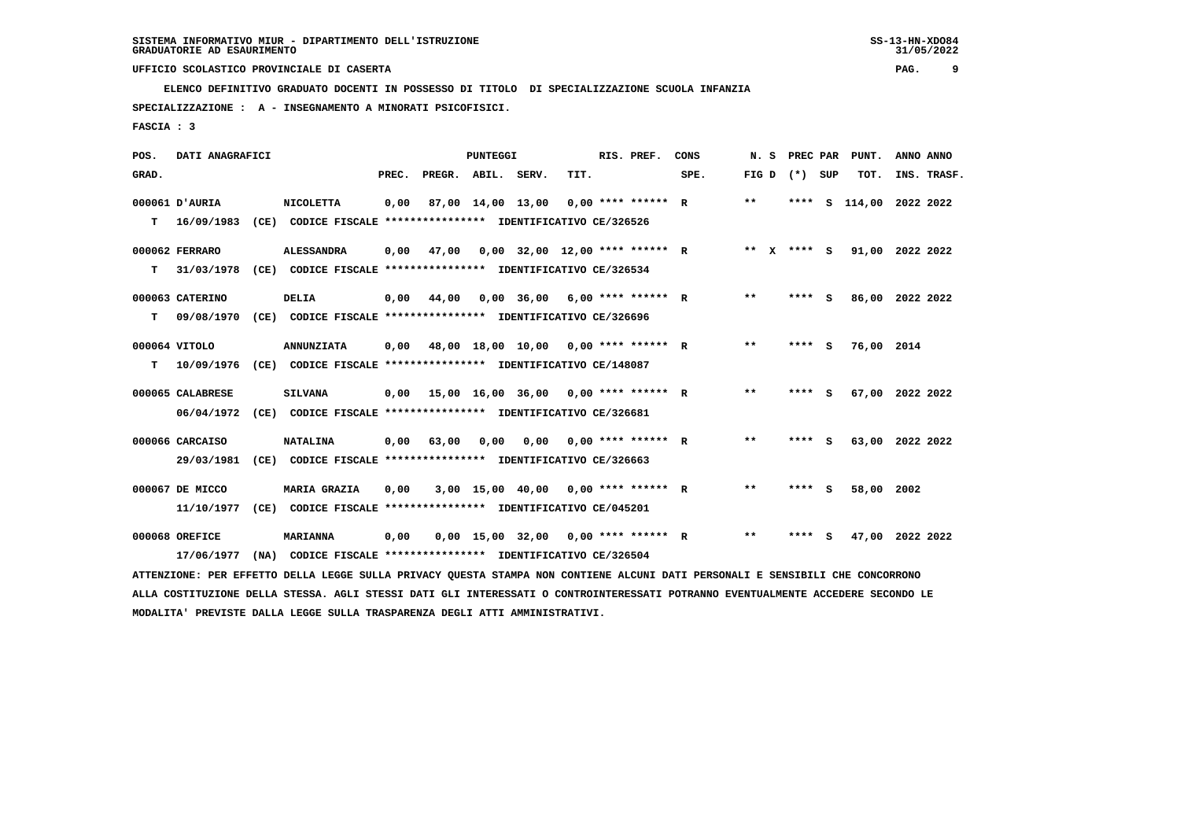SISTEMA INFORMATIVO MIUR - DIPARTIMENTO DELL'ISTRUZIONE
GRADUATORIE AD ESAURIMENTO

UFFICIO SCOLASTICO PROVINCIALE DI CASERTA

ELENCO DEFINITIVO GRADUATO DOCENTI IN POSSESSO DI TITOLO DI SPECIALIZZAZIONE SCUOLA INFANZIA

SPECIALIZZAZIONE : A - INSEGNAMENTO A MINORATI PSICOFISICI.

FASCIA : 3

| POS. GRAD. | DATI ANAGRAFICI | | PREC. | PREGR. | ABIL. | SERV. | TIT. | RIS. PREF. | CONS SPE. | N. S FIG D | PREC PAR (*) | SUP | PUNT. TOT. | ANNO INS. | ANNO TRASF. |
|---|---|---|---|---|---|---|---|---|---|---|---|---|---|---|---|
| 000061 | D'AURIA | NICOLETTA | 0,00 | 87,00 | 14,00 | 13,00 | 0,00 | **** ****** | R | ** | **** | S | 114,00 | 2022 | 2022 |
| T | 16/09/1983 (CE) CODICE FISCALE **************** IDENTIFICATIVO CE/326526 | | | | | | | | | | | | | | |
| 000062 | FERRARO | ALESSANDRA | 0,00 | 47,00 | 0,00 | 32,00 | 12,00 | **** ****** | R | ** X | **** | S | 91,00 | 2022 | 2022 |
| T | 31/03/1978 (CE) CODICE FISCALE **************** IDENTIFICATIVO CE/326534 | | | | | | | | | | | | | | |
| 000063 | CATERINO | DELIA | 0,00 | 44,00 | 0,00 | 36,00 | 6,00 | **** ****** | R | ** | **** | S | 86,00 | 2022 | 2022 |
| T | 09/08/1970 (CE) CODICE FISCALE **************** IDENTIFICATIVO CE/326696 | | | | | | | | | | | | | | |
| 000064 | VITOLO | ANNUNZIATA | 0,00 | 48,00 | 18,00 | 10,00 | 0,00 | **** ****** | R | ** | **** | S | 76,00 | 2014 | |
| T | 10/09/1976 (CE) CODICE FISCALE **************** IDENTIFICATIVO CE/148087 | | | | | | | | | | | | | | |
| 000065 | CALABRESE | SILVANA | 0,00 | 15,00 | 16,00 | 36,00 | 0,00 | **** ****** | R | ** | **** | S | 67,00 | 2022 | 2022 |
| | 06/04/1972 (CE) CODICE FISCALE **************** IDENTIFICATIVO CE/326681 | | | | | | | | | | | | | | |
| 000066 | CARCAISO | NATALINA | 0,00 | 63,00 | 0,00 | 0,00 | 0,00 | **** ****** | R | ** | **** | S | 63,00 | 2022 | 2022 |
| | 29/03/1981 (CE) CODICE FISCALE **************** IDENTIFICATIVO CE/326663 | | | | | | | | | | | | | | |
| 000067 | DE MICCO | MARIA GRAZIA | 0,00 | 3,00 | 15,00 | 40,00 | 0,00 | **** ****** | R | ** | **** | S | 58,00 | 2002 | |
| | 11/10/1977 (CE) CODICE FISCALE **************** IDENTIFICATIVO CE/045201 | | | | | | | | | | | | | | |
| 000068 | OREFICE | MARIANNA | 0,00 | 0,00 | 15,00 | 32,00 | 0,00 | **** ****** | R | ** | **** | S | 47,00 | 2022 | 2022 |
| | 17/06/1977 (NA) CODICE FISCALE **************** IDENTIFICATIVO CE/326504 | | | | | | | | | | | | | | |

ATTENZIONE: PER EFFETTO DELLA LEGGE SULLA PRIVACY QUESTA STAMPA NON CONTIENE ALCUNI DATI PERSONALI E SENSIBILI CHE CONCORRONO ALLA COSTITUZIONE DELLA STESSA. AGLI STESSI DATI GLI INTERESSATI O CONTROINTERESSATI POTRANNO EVENTUALMENTE ACCEDERE SECONDO LE MODALITA' PREVISTE DALLA LEGGE SULLA TRASPARENZA DEGLI ATTI AMMINISTRATIVI.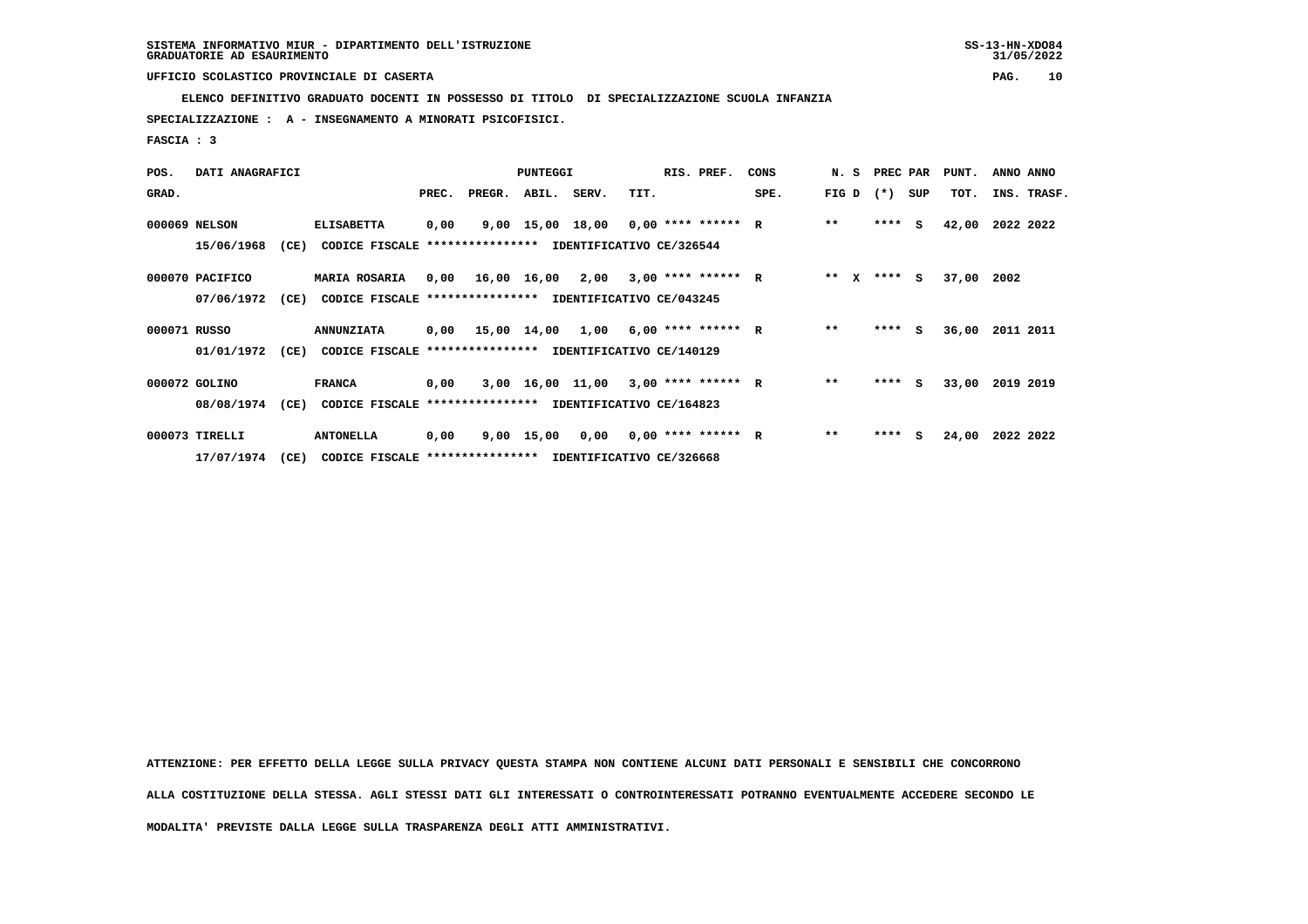SISTEMA INFORMATIVO MIUR - DIPARTIMENTO DELL'ISTRUZIONE
GRADUATORIE AD ESAURIMENTO

UFFICIO SCOLASTICO PROVINCIALE DI CASERTA

**ELENCO DEFINITIVO GRADUATO DOCENTI IN POSSESSO DI TITOLO DI SPECIALIZZAZIONE SCUOLA INFANZIA**

**SPECIALIZZAZIONE : A - INSEGNAMENTO A MINORATI PSICOFISICI.**

**FASCIA : 3**

| POS. GRAD. | DATI ANAGRAFICI | | PREC. | PREGR. | ABIL. | SERV. | TIT. | RIS. PREF. | CONS SPE. | N. S FIG D | PREC PAR (*) SUP | PUNT. TOT. | ANNO INS. | ANNO TRASF. |
|---|---|---|---|---|---|---|---|---|---|---|---|---|---|---|
| 000069 | NELSON | ELISABETTA | 0,00 | 9,00 | 15,00 | 18,00 | 0,00 | **** ****** | R | ** | **** S | 42,00 | 2022 | 2022 |
| | 15/06/1968 (CE) | CODICE FISCALE **************** IDENTIFICATIVO CE/326544 | | | | | | | | | | | | |
| 000070 | PACIFICO | MARIA ROSARIA | 0,00 | 16,00 | 16,00 | 2,00 | 3,00 | **** ****** | R | ** X | **** S | 37,00 | 2002 | |
| | 07/06/1972 (CE) | CODICE FISCALE **************** IDENTIFICATIVO CE/043245 | | | | | | | | | | | | |
| 000071 | RUSSO | ANNUNZIATA | 0,00 | 15,00 | 14,00 | 1,00 | 6,00 | **** ****** | R | ** | **** S | 36,00 | 2011 | 2011 |
| | 01/01/1972 (CE) | CODICE FISCALE **************** IDENTIFICATIVO CE/140129 | | | | | | | | | | | | |
| 000072 | GOLINO | FRANCA | 0,00 | 3,00 | 16,00 | 11,00 | 3,00 | **** ****** | R | ** | **** S | 33,00 | 2019 | 2019 |
| | 08/08/1974 (CE) | CODICE FISCALE **************** IDENTIFICATIVO CE/164823 | | | | | | | | | | | | |
| 000073 | TIRELLI | ANTONELLA | 0,00 | 9,00 | 15,00 | 0,00 | 0,00 | **** ****** | R | ** | **** S | 24,00 | 2022 | 2022 |
| | 17/07/1974 (CE) | CODICE FISCALE **************** IDENTIFICATIVO CE/326668 | | | | | | | | | | | | |

**ATTENZIONE: PER EFFETTO DELLA LEGGE SULLA PRIVACY QUESTA STAMPA NON CONTIENE ALCUNI DATI PERSONALI E SENSIBILI CHE CONCORRONO ALLA COSTITUZIONE DELLA STESSA. AGLI STESSI DATI GLI INTERESSATI O CONTROINTERESSATI POTRANNO EVENTUALMENTE ACCEDERE SECONDO LE MODALITA' PREVISTE DALLA LEGGE SULLA TRASPARENZA DEGLI ATTI AMMINISTRATIVI.**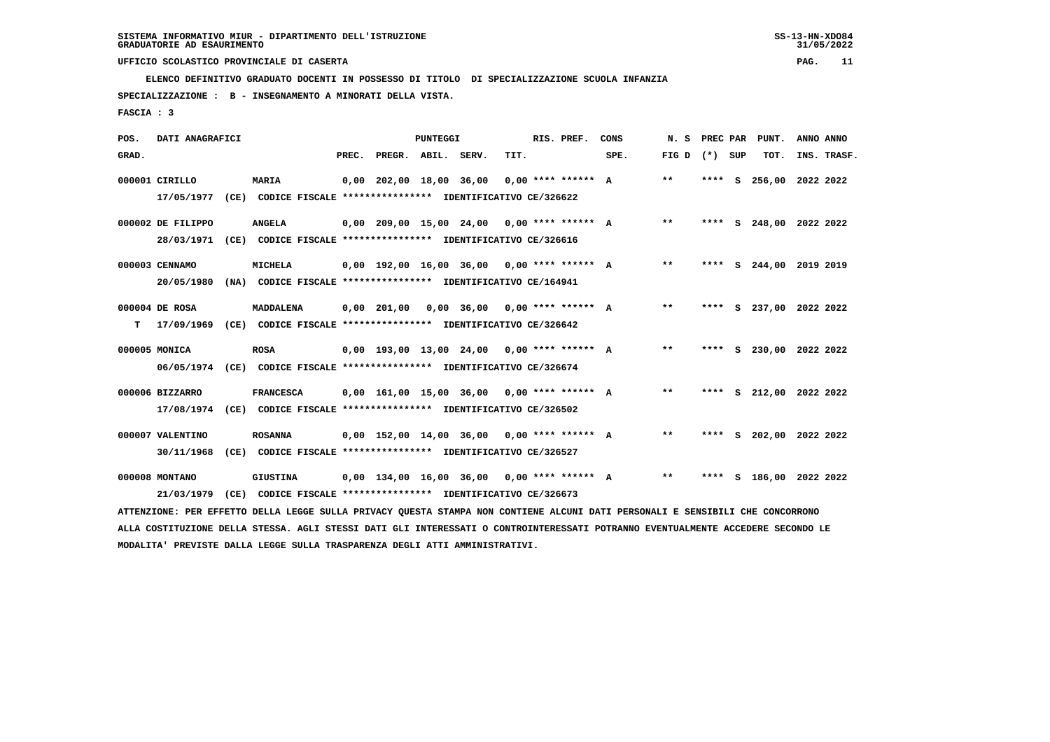SISTEMA INFORMATIVO MIUR - DIPARTIMENTO DELL'ISTRUZIONE
GRADUATORIE AD ESAURIMENTO

UFFICIO SCOLASTICO PROVINCIALE DI CASERTA

ELENCO DEFINITIVO GRADUATO DOCENTI IN POSSESSO DI TITOLO DI SPECIALIZZAZIONE SCUOLA INFANZIA

SPECIALIZZAZIONE : B - INSEGNAMENTO A MINORATI DELLA VISTA.

FASCIA : 3

| POS. GRAD. | DATI ANAGRAFICI | | PREC. | PREGR. | ABIL. | SERV. | TIT. | RIS. PREF. | CONS SPE. | N. S FIG D | PREC PAR (*) | SUP | PUNT. TOT. | ANNO INS. | ANNO TRASF. |
|---|---|---|---|---|---|---|---|---|---|---|---|---|---|---|---|
| 000001 | CIRILLO | MARIA | 0,00 | 202,00 | 18,00 | 36,00 | 0,00 | **** ****** | A | ** | **** | S | 256,00 | 2022 | 2022 |
| | 17/05/1977 (CE) | CODICE FISCALE **************** IDENTIFICATIVO CE/326622 | | | | | | | | | | | | | |
| 000002 | DE FILIPPO | ANGELA | 0,00 | 209,00 | 15,00 | 24,00 | 0,00 | **** ****** | A | ** | **** | S | 248,00 | 2022 | 2022 |
| | 28/03/1971 (CE) | CODICE FISCALE **************** IDENTIFICATIVO CE/326616 | | | | | | | | | | | | | |
| 000003 | CENNAMO | MICHELA | 0,00 | 192,00 | 16,00 | 36,00 | 0,00 | **** ****** | A | ** | **** | S | 244,00 | 2019 | 2019 |
| | 20/05/1980 (NA) | CODICE FISCALE **************** IDENTIFICATIVO CE/164941 | | | | | | | | | | | | | |
| 000004 | DE ROSA | MADDALENA | 0,00 | 201,00 | 0,00 | 36,00 | 0,00 | **** ****** | A | ** | **** | S | 237,00 | 2022 | 2022 |
| T | 17/09/1969 (CE) | CODICE FISCALE **************** IDENTIFICATIVO CE/326642 | | | | | | | | | | | | | |
| 000005 | MONICA | ROSA | 0,00 | 193,00 | 13,00 | 24,00 | 0,00 | **** ****** | A | ** | **** | S | 230,00 | 2022 | 2022 |
| | 06/05/1974 (CE) | CODICE FISCALE **************** IDENTIFICATIVO CE/326674 | | | | | | | | | | | | | |
| 000006 | BIZZARRO | FRANCESCA | 0,00 | 161,00 | 15,00 | 36,00 | 0,00 | **** ****** | A | ** | **** | S | 212,00 | 2022 | 2022 |
| | 17/08/1974 (CE) | CODICE FISCALE **************** IDENTIFICATIVO CE/326502 | | | | | | | | | | | | | |
| 000007 | VALENTINO | ROSANNA | 0,00 | 152,00 | 14,00 | 36,00 | 0,00 | **** ****** | A | ** | **** | S | 202,00 | 2022 | 2022 |
| | 30/11/1968 (CE) | CODICE FISCALE **************** IDENTIFICATIVO CE/326527 | | | | | | | | | | | | | |
| 000008 | MONTANO | GIUSTINA | 0,00 | 134,00 | 16,00 | 36,00 | 0,00 | **** ****** | A | ** | **** | S | 186,00 | 2022 | 2022 |
| | 21/03/1979 (CE) | CODICE FISCALE **************** IDENTIFICATIVO CE/326673 | | | | | | | | | | | | | |

ATTENZIONE: PER EFFETTO DELLA LEGGE SULLA PRIVACY QUESTA STAMPA NON CONTIENE ALCUNI DATI PERSONALI E SENSIBILI CHE CONCORRONO ALLA COSTITUZIONE DELLA STESSA. AGLI STESSI DATI GLI INTERESSATI O CONTROINTERESSATI POTRANNO EVENTUALMENTE ACCEDERE SECONDO LE MODALITA' PREVISTE DALLA LEGGE SULLA TRASPARENZA DEGLI ATTI AMMINISTRATIVI.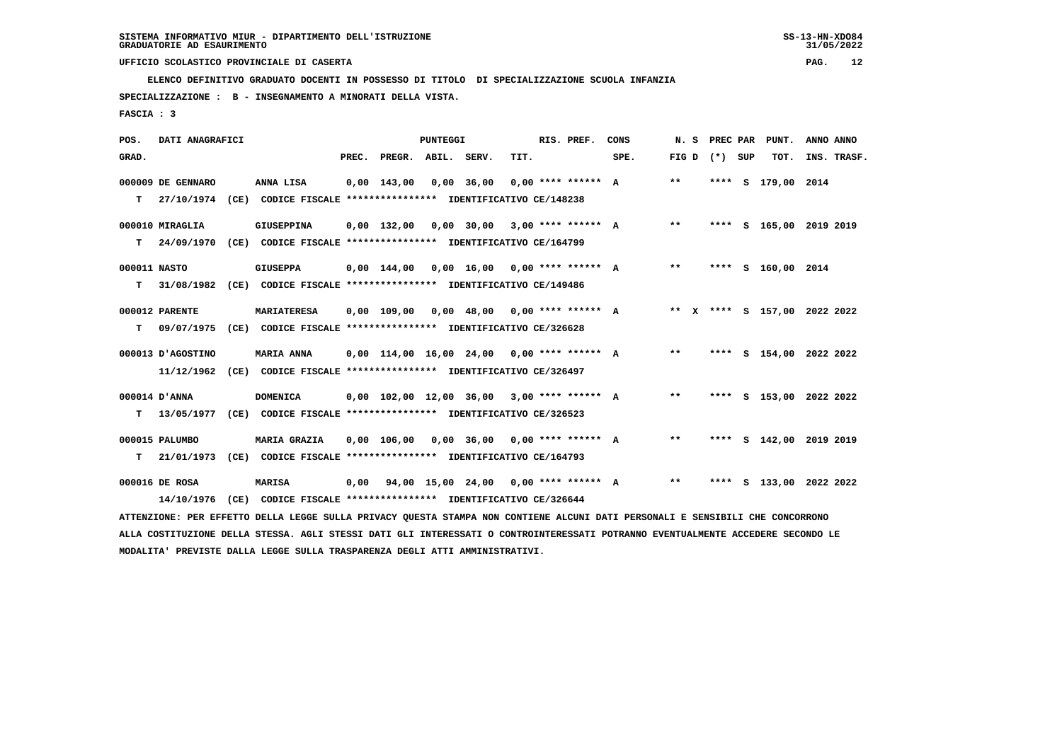SISTEMA INFORMATIVO MIUR - DIPARTIMENTO DELL'ISTRUZIONE
GRADUATORIE AD ESAURIMENTO

UFFICIO SCOLASTICO PROVINCIALE DI CASERTA

ELENCO DEFINITIVO GRADUATO DOCENTI IN POSSESSO DI TITOLO DI SPECIALIZZAZIONE SCUOLA INFANZIA

SPECIALIZZAZIONE : B - INSEGNAMENTO A MINORATI DELLA VISTA.

FASCIA : 3

| POS. GRAD. | DATI ANAGRAFICI | | PREC. | PREGR. | ABIL. | SERV. | TIT. | RIS. PREF. | CONS SPE. | N. S FIG D | PREC PAR (*) SUP | PUNT. TOT. | ANNO INS. | ANNO TRASF. |
|---|---|---|---|---|---|---|---|---|---|---|---|---|---|---|
| 000009 | DE GENNARO | ANNA LISA | 0,00 | 143,00 | 0,00 | 36,00 | 0,00 | **** ****** | A | ** | **** S | 179,00 | 2014 | |
| T | 27/10/1974 (CE) | CODICE FISCALE **************** IDENTIFICATIVO CE/148238 | | | | | | | | | | | | |
| 000010 | MIRAGLIA | GIUSEPPINA | 0,00 | 132,00 | 0,00 | 30,00 | 3,00 | **** ****** | A | ** | **** S | 165,00 | 2019 | 2019 |
| T | 24/09/1970 (CE) | CODICE FISCALE **************** IDENTIFICATIVO CE/164799 | | | | | | | | | | | | |
| 000011 | NASTO | GIUSEPPA | 0,00 | 144,00 | 0,00 | 16,00 | 0,00 | **** ****** | A | ** | **** S | 160,00 | 2014 | |
| T | 31/08/1982 (CE) | CODICE FISCALE **************** IDENTIFICATIVO CE/149486 | | | | | | | | | | | | |
| 000012 | PARENTE | MARIATERESA | 0,00 | 109,00 | 0,00 | 48,00 | 0,00 | **** ****** | A | ** X | **** S | 157,00 | 2022 | 2022 |
| T | 09/07/1975 (CE) | CODICE FISCALE **************** IDENTIFICATIVO CE/326628 | | | | | | | | | | | | |
| 000013 | D'AGOSTINO | MARIA ANNA | 0,00 | 114,00 | 16,00 | 24,00 | 0,00 | **** ****** | A | ** | **** S | 154,00 | 2022 | 2022 |
| | 11/12/1962 (CE) | CODICE FISCALE **************** IDENTIFICATIVO CE/326497 | | | | | | | | | | | | |
| 000014 | D'ANNA | DOMENICA | 0,00 | 102,00 | 12,00 | 36,00 | 3,00 | **** ****** | A | ** | **** S | 153,00 | 2022 | 2022 |
| T | 13/05/1977 (CE) | CODICE FISCALE **************** IDENTIFICATIVO CE/326523 | | | | | | | | | | | | |
| 000015 | PALUMBO | MARIA GRAZIA | 0,00 | 106,00 | 0,00 | 36,00 | 0,00 | **** ****** | A | ** | **** S | 142,00 | 2019 | 2019 |
| T | 21/01/1973 (CE) | CODICE FISCALE **************** IDENTIFICATIVO CE/164793 | | | | | | | | | | | | |
| 000016 | DE ROSA | MARISA | 0,00 | 94,00 | 15,00 | 24,00 | 0,00 | **** ****** | A | ** | **** S | 133,00 | 2022 | 2022 |
| | 14/10/1976 (CE) | CODICE FISCALE **************** IDENTIFICATIVO CE/326644 | | | | | | | | | | | | |

ATTENZIONE: PER EFFETTO DELLA LEGGE SULLA PRIVACY QUESTA STAMPA NON CONTIENE ALCUNI DATI PERSONALI E SENSIBILI CHE CONCORRONO ALLA COSTITUZIONE DELLA STESSA. AGLI STESSI DATI GLI INTERESSATI O CONTROINTERESSATI POTRANNO EVENTUALMENTE ACCEDERE SECONDO LE MODALITA' PREVISTE DALLA LEGGE SULLA TRASPARENZA DEGLI ATTI AMMINISTRATIVI.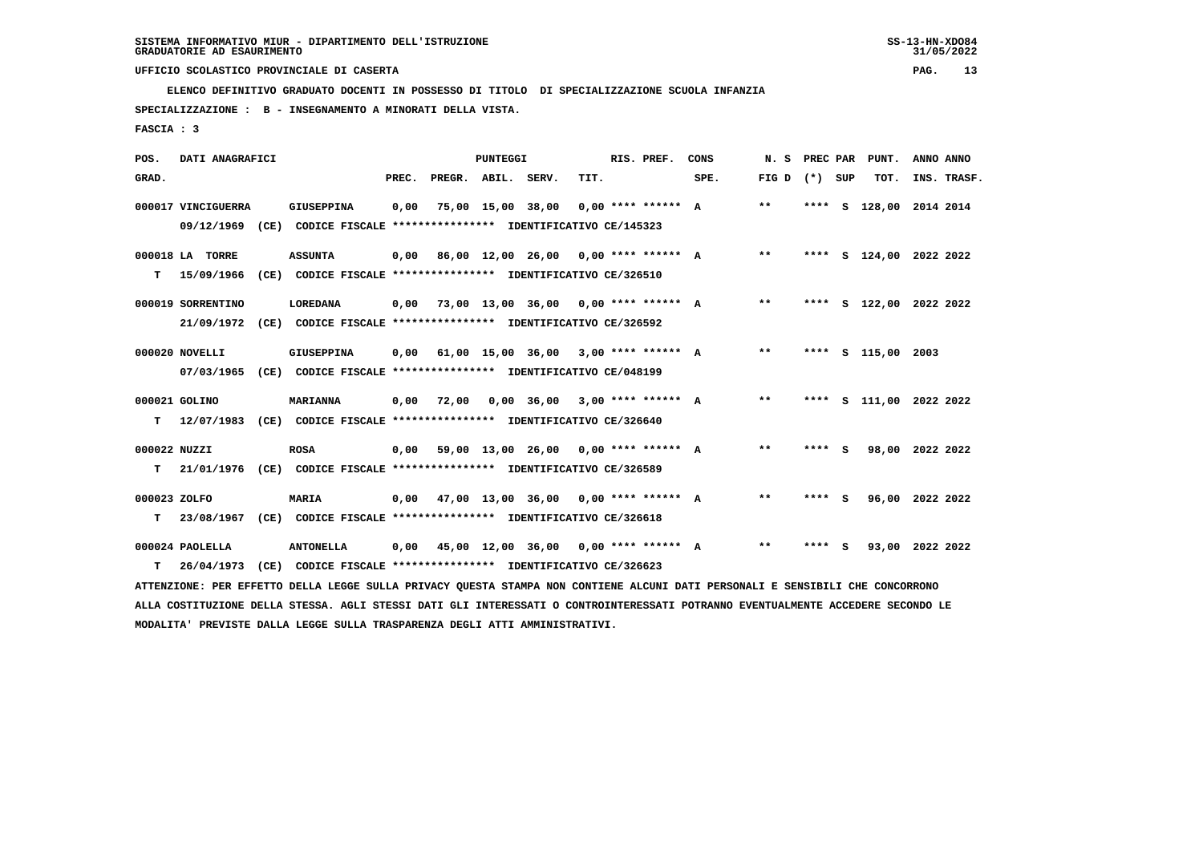SISTEMA INFORMATIVO MIUR - DIPARTIMENTO DELL'ISTRUZIONE
GRADUATORIE AD ESAURIMENTO

UFFICIO SCOLASTICO PROVINCIALE DI CASERTA

ELENCO DEFINITIVO GRADUATO DOCENTI IN POSSESSO DI TITOLO DI SPECIALIZZAZIONE SCUOLA INFANZIA

SPECIALIZZAZIONE : B - INSEGNAMENTO A MINORATI DELLA VISTA.

FASCIA : 3

| POS. GRAD. | DATI ANAGRAFICI | | PREC. | PREGR. | ABIL. | SERV. | TIT. | RIS. PREF. | CONS SPE. | N. S FIG D | PREC PAR (*) | SUP | PUNT. TOT. | ANNO INS. | ANNO TRASF. |
|---|---|---|---|---|---|---|---|---|---|---|---|---|---|---|---|
| 000017 | VINCIGUERRA | GIUSEPPINA | 0,00 | 75,00 | 15,00 | 38,00 | 0,00 | **** ****** | A | ** | **** | S | 128,00 | 2014 | 2014 |
| | 09/12/1969 (CE) CODICE FISCALE **************** IDENTIFICATIVO CE/145323 | | | | | | | | | | | | | | |
| 000018 | LA TORRE | ASSUNTA | 0,00 | 86,00 | 12,00 | 26,00 | 0,00 | **** ****** | A | ** | **** | S | 124,00 | 2022 | 2022 |
| T | 15/09/1966 (CE) CODICE FISCALE **************** IDENTIFICATIVO CE/326510 | | | | | | | | | | | | | | |
| 000019 | SORRENTINO | LOREDANA | 0,00 | 73,00 | 13,00 | 36,00 | 0,00 | **** ****** | A | ** | **** | S | 122,00 | 2022 | 2022 |
| | 21/09/1972 (CE) CODICE FISCALE **************** IDENTIFICATIVO CE/326592 | | | | | | | | | | | | | | |
| 000020 | NOVELLI | GIUSEPPINA | 0,00 | 61,00 | 15,00 | 36,00 | 3,00 | **** ****** | A | ** | **** | S | 115,00 | 2003 | |
| | 07/03/1965 (CE) CODICE FISCALE **************** IDENTIFICATIVO CE/048199 | | | | | | | | | | | | | | |
| 000021 | GOLINO | MARIANNA | 0,00 | 72,00 | 0,00 | 36,00 | 3,00 | **** ****** | A | ** | **** | S | 111,00 | 2022 | 2022 |
| T | 12/07/1983 (CE) CODICE FISCALE **************** IDENTIFICATIVO CE/326640 | | | | | | | | | | | | | | |
| 000022 | NUZZI | ROSA | 0,00 | 59,00 | 13,00 | 26,00 | 0,00 | **** ****** | A | ** | **** | S | 98,00 | 2022 | 2022 |
| T | 21/01/1976 (CE) CODICE FISCALE **************** IDENTIFICATIVO CE/326589 | | | | | | | | | | | | | | |
| 000023 | ZOLFO | MARIA | 0,00 | 47,00 | 13,00 | 36,00 | 0,00 | **** ****** | A | ** | **** | S | 96,00 | 2022 | 2022 |
| T | 23/08/1967 (CE) CODICE FISCALE **************** IDENTIFICATIVO CE/326618 | | | | | | | | | | | | | | |
| 000024 | PAOLELLA | ANTONELLA | 0,00 | 45,00 | 12,00 | 36,00 | 0,00 | **** ****** | A | ** | **** | S | 93,00 | 2022 | 2022 |
| T | 26/04/1973 (CE) CODICE FISCALE **************** IDENTIFICATIVO CE/326623 | | | | | | | | | | | | | | |

ATTENZIONE: PER EFFETTO DELLA LEGGE SULLA PRIVACY QUESTA STAMPA NON CONTIENE ALCUNI DATI PERSONALI E SENSIBILI CHE CONCORRONO ALLA COSTITUZIONE DELLA STESSA. AGLI STESSI DATI GLI INTERESSATI O CONTROINTERESSATI POTRANNO EVENTUALMENTE ACCEDERE SECONDO LE MODALITA' PREVISTE DALLA LEGGE SULLA TRASPARENZA DEGLI ATTI AMMINISTRATIVI.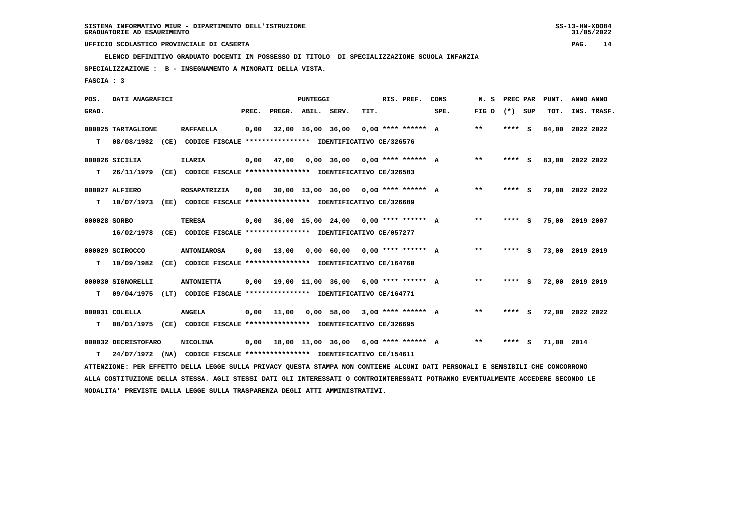SISTEMA INFORMATIVO MIUR - DIPARTIMENTO DELL'ISTRUZIONE
GRADUATORIE AD ESAURIMENTO

UFFICIO SCOLASTICO PROVINCIALE DI CASERTA

ELENCO DEFINITIVO GRADUATO DOCENTI IN POSSESSO DI TITOLO DI SPECIALIZZAZIONE SCUOLA INFANZIA

SPECIALIZZAZIONE : B - INSEGNAMENTO A MINORATI DELLA VISTA.

FASCIA : 3

| POS. GRAD. | DATI ANAGRAFICI | | PREC. | PREGR. | ABIL. | SERV. | TIT. | RIS. PREF. | CONS SPE. | N. S FIG D | PREC PAR (*) | SUP | PUNT. TOT. | ANNO INS. | ANNO TRASF. |
|---|---|---|---|---|---|---|---|---|---|---|---|---|---|---|---|
| 000025 | TARTAGLIONE | RAFFAELLA | 0,00 | 32,00 | 16,00 | 36,00 | 0,00 | **** ****** | A | ** | **** | S | 84,00 | 2022 | 2022 |
| T | 08/08/1982 (CE) | CODICE FISCALE **************** IDENTIFICATIVO CE/326576 | | | | | | | | | | | | | |
| 000026 | SICILIA | ILARIA | 0,00 | 47,00 | 0,00 | 36,00 | 0,00 | **** ****** | A | ** | **** | S | 83,00 | 2022 | 2022 |
| T | 26/11/1979 (CE) | CODICE FISCALE **************** IDENTIFICATIVO CE/326583 | | | | | | | | | | | | | |
| 000027 | ALFIERO | ROSAPATRIZIA | 0,00 | 30,00 | 13,00 | 36,00 | 0,00 | **** ****** | A | ** | **** | S | 79,00 | 2022 | 2022 |
| T | 10/07/1973 (EE) | CODICE FISCALE **************** IDENTIFICATIVO CE/326689 | | | | | | | | | | | | | |
| 000028 | SORBO | TERESA | 0,00 | 36,00 | 15,00 | 24,00 | 0,00 | **** ****** | A | ** | **** | S | 75,00 | 2019 | 2007 |
| | 16/02/1978 (CE) | CODICE FISCALE **************** IDENTIFICATIVO CE/057277 | | | | | | | | | | | | | |
| 000029 | SCIROCCO | ANTONIAROSA | 0,00 | 13,00 | 0,00 | 60,00 | 0,00 | **** ****** | A | ** | **** | S | 73,00 | 2019 | 2019 |
| T | 10/09/1982 (CE) | CODICE FISCALE **************** IDENTIFICATIVO CE/164760 | | | | | | | | | | | | | |
| 000030 | SIGNORELLI | ANTONIETTA | 0,00 | 19,00 | 11,00 | 36,00 | 6,00 | **** ****** | A | ** | **** | S | 72,00 | 2019 | 2019 |
| T | 09/04/1975 (LT) | CODICE FISCALE **************** IDENTIFICATIVO CE/164771 | | | | | | | | | | | | | |
| 000031 | COLELLA | ANGELA | 0,00 | 11,00 | 0,00 | 58,00 | 3,00 | **** ****** | A | ** | **** | S | 72,00 | 2022 | 2022 |
| T | 08/01/1975 (CE) | CODICE FISCALE **************** IDENTIFICATIVO CE/326695 | | | | | | | | | | | | | |
| 000032 | DECRISTOFARO | NICOLINA | 0,00 | 18,00 | 11,00 | 36,00 | 6,00 | **** ****** | A | ** | **** | S | 71,00 | 2014 | |
| T | 24/07/1972 (NA) | CODICE FISCALE **************** IDENTIFICATIVO CE/154611 | | | | | | | | | | | | | |

ATTENZIONE: PER EFFETTO DELLA LEGGE SULLA PRIVACY QUESTA STAMPA NON CONTIENE ALCUNI DATI PERSONALI E SENSIBILI CHE CONCORRONO ALLA COSTITUZIONE DELLA STESSA. AGLI STESSI DATI GLI INTERESSATI O CONTROINTERESSATI POTRANNO EVENTUALMENTE ACCEDERE SECONDO LE MODALITA' PREVISTE DALLA LEGGE SULLA TRASPARENZA DEGLI ATTI AMMINISTRATIVI.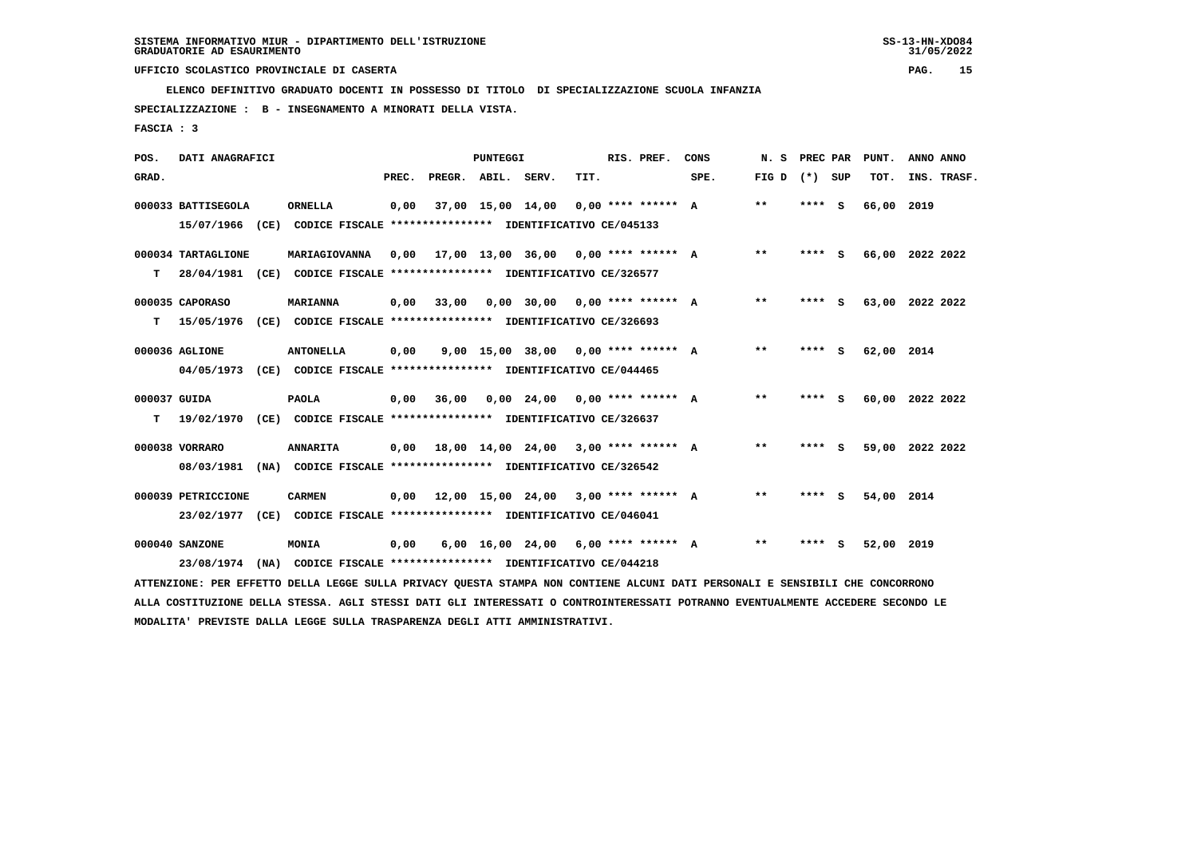SISTEMA INFORMATIVO MIUR - DIPARTIMENTO DELL'ISTRUZIONE
GRADUATORIE AD ESAURIMENTO

UFFICIO SCOLASTICO PROVINCIALE DI CASERTA

ELENCO DEFINITIVO GRADUATO DOCENTI IN POSSESSO DI TITOLO DI SPECIALIZZAZIONE SCUOLA INFANZIA

SPECIALIZZAZIONE : B - INSEGNAMENTO A MINORATI DELLA VISTA.

FASCIA : 3

| POS. GRAD. | DATI ANAGRAFICI | | PREC. | PREGR. | ABIL. | SERV. | TIT. | RIS. PREF. | CONS SPE. | N. S FIG D | PREC PAR (*) | SUP | PUNT. TOT. | ANNO INS. | ANNO TRASF. |
|---|---|---|---|---|---|---|---|---|---|---|---|---|---|---|---|
| 000033 | BATTISEGOLA | ORNELLA | 0,00 | 37,00 | 15,00 | 14,00 | 0,00 | **** ****** | A | ** | **** | S | 66,00 | 2019 | |
| | 15/07/1966 (CE) CODICE FISCALE **************** IDENTIFICATIVO CE/045133 | | | | | | | | | | | | | | |
| 000034 | TARTAGLIONE | MARIAGIOVANNA | 0,00 | 17,00 | 13,00 | 36,00 | 0,00 | **** ****** | A | ** | **** | S | 66,00 | 2022 | 2022 |
| T | 28/04/1981 (CE) CODICE FISCALE **************** IDENTIFICATIVO CE/326577 | | | | | | | | | | | | | | |
| 000035 | CAPORASO | MARIANNA | 0,00 | 33,00 | 0,00 | 30,00 | 0,00 | **** ****** | A | ** | **** | S | 63,00 | 2022 | 2022 |
| T | 15/05/1976 (CE) CODICE FISCALE **************** IDENTIFICATIVO CE/326693 | | | | | | | | | | | | | | |
| 000036 | AGLIONE | ANTONELLA | 0,00 | 9,00 | 15,00 | 38,00 | 0,00 | **** ****** | A | ** | **** | S | 62,00 | 2014 | |
| | 04/05/1973 (CE) CODICE FISCALE **************** IDENTIFICATIVO CE/044465 | | | | | | | | | | | | | | |
| 000037 | GUIDA | PAOLA | 0,00 | 36,00 | 0,00 | 24,00 | 0,00 | **** ****** | A | ** | **** | S | 60,00 | 2022 | 2022 |
| T | 19/02/1970 (CE) CODICE FISCALE **************** IDENTIFICATIVO CE/326637 | | | | | | | | | | | | | | |
| 000038 | VORRARO | ANNARITA | 0,00 | 18,00 | 14,00 | 24,00 | 3,00 | **** ****** | A | ** | **** | S | 59,00 | 2022 | 2022 |
| | 08/03/1981 (NA) CODICE FISCALE **************** IDENTIFICATIVO CE/326542 | | | | | | | | | | | | | | |
| 000039 | PETRICCIONE | CARMEN | 0,00 | 12,00 | 15,00 | 24,00 | 3,00 | **** ****** | A | ** | **** | S | 54,00 | 2014 | |
| | 23/02/1977 (CE) CODICE FISCALE **************** IDENTIFICATIVO CE/046041 | | | | | | | | | | | | | | |
| 000040 | SANZONE | MONIA | 0,00 | 6,00 | 16,00 | 24,00 | 6,00 | **** ****** | A | ** | **** | S | 52,00 | 2019 | |
| | 23/08/1974 (NA) CODICE FISCALE **************** IDENTIFICATIVO CE/044218 | | | | | | | | | | | | | | |

ATTENZIONE: PER EFFETTO DELLA LEGGE SULLA PRIVACY QUESTA STAMPA NON CONTIENE ALCUNI DATI PERSONALI E SENSIBILI CHE CONCORRONO ALLA COSTITUZIONE DELLA STESSA. AGLI STESSI DATI GLI INTERESSATI O CONTROINTERESSATI POTRANNO EVENTUALMENTE ACCEDERE SECONDO LE MODALITA' PREVISTE DALLA LEGGE SULLA TRASPARENZA DEGLI ATTI AMMINISTRATIVI.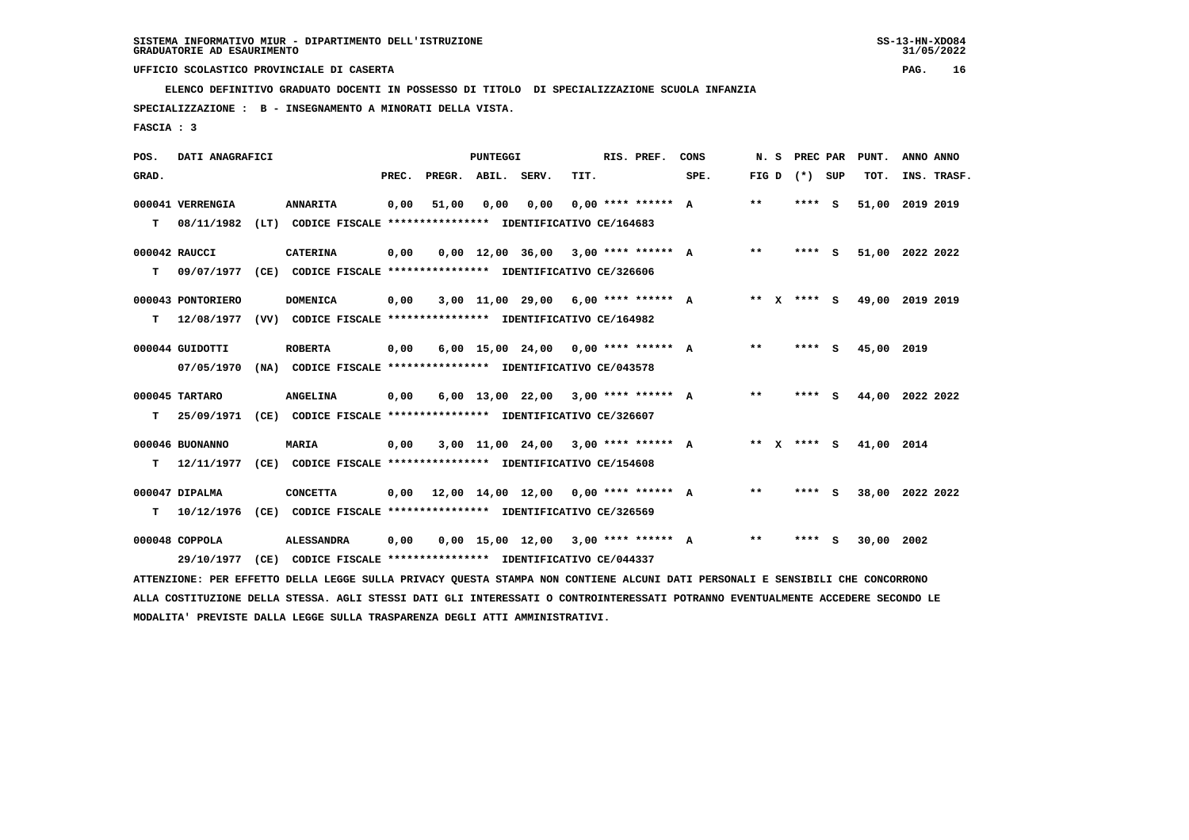SISTEMA INFORMATIVO MIUR - DIPARTIMENTO DELL'ISTRUZIONE
GRADUATORIE AD ESAURIMENTO

UFFICIO SCOLASTICO PROVINCIALE DI CASERTA

ELENCO DEFINITIVO GRADUATO DOCENTI IN POSSESSO DI TITOLO DI SPECIALIZZAZIONE SCUOLA INFANZIA

SPECIALIZZAZIONE : B - INSEGNAMENTO A MINORATI DELLA VISTA.

FASCIA : 3

| POS. GRAD. | DATI ANAGRAFICI | | PREC. | PREGR. | ABIL. | SERV. | TIT. | RIS. PREF. | CONS SPE. | N. S FIG D | PREC PAR (*) SUP | PUNT. TOT. | ANNO INS. | ANNO TRASF. |
|---|---|---|---|---|---|---|---|---|---|---|---|---|---|---|
| 000041 VERRENGIA | ANNARITA | | 0,00 | 51,00 | 0,00 | 0,00 | 0,00 | **** ****** | A | ** | **** S | 51,00 | 2019 | 2019 |
| T 08/11/1982 (LT) | CODICE FISCALE **************** | IDENTIFICATIVO CE/164683 | | | | | | | | | | | | |
| 000042 RAUCCI | CATERINA | | 0,00 | 0,00 | 12,00 | 36,00 | 3,00 | **** ****** | A | ** | **** S | 51,00 | 2022 | 2022 |
| T 09/07/1977 (CE) | CODICE FISCALE **************** | IDENTIFICATIVO CE/326606 | | | | | | | | | | | | |
| 000043 PONTORIERO | DOMENICA | | 0,00 | 3,00 | 11,00 | 29,00 | 6,00 | **** ****** | A | ** X | **** S | 49,00 | 2019 | 2019 |
| T 12/08/1977 (VV) | CODICE FISCALE **************** | IDENTIFICATIVO CE/164982 | | | | | | | | | | | | |
| 000044 GUIDOTTI | ROBERTA | | 0,00 | 6,00 | 15,00 | 24,00 | 0,00 | **** ****** | A | ** | **** S | 45,00 | 2019 | |
| 07/05/1970 (NA) | CODICE FISCALE **************** | IDENTIFICATIVO CE/043578 | | | | | | | | | | | | |
| 000045 TARTARO | ANGELINA | | 0,00 | 6,00 | 13,00 | 22,00 | 3,00 | **** ****** | A | ** | **** S | 44,00 | 2022 | 2022 |
| T 25/09/1971 (CE) | CODICE FISCALE **************** | IDENTIFICATIVO CE/326607 | | | | | | | | | | | | |
| 000046 BUONANNO | MARIA | | 0,00 | 3,00 | 11,00 | 24,00 | 3,00 | **** ****** | A | ** X | **** S | 41,00 | 2014 | |
| T 12/11/1977 (CE) | CODICE FISCALE **************** | IDENTIFICATIVO CE/154608 | | | | | | | | | | | | |
| 000047 DIPALMA | CONCETTA | | 0,00 | 12,00 | 14,00 | 12,00 | 0,00 | **** ****** | A | ** | **** S | 38,00 | 2022 | 2022 |
| T 10/12/1976 (CE) | CODICE FISCALE **************** | IDENTIFICATIVO CE/326569 | | | | | | | | | | | | |
| 000048 COPPOLA | ALESSANDRA | | 0,00 | 0,00 | 15,00 | 12,00 | 3,00 | **** ****** | A | ** | **** S | 30,00 | 2002 | |
| 29/10/1977 (CE) | CODICE FISCALE **************** | IDENTIFICATIVO CE/044337 | | | | | | | | | | | | |

ATTENZIONE: PER EFFETTO DELLA LEGGE SULLA PRIVACY QUESTA STAMPA NON CONTIENE ALCUNI DATI PERSONALI E SENSIBILI CHE CONCORRONO ALLA COSTITUZIONE DELLA STESSA. AGLI STESSI DATI GLI INTERESSATI O CONTROINTERESSATI POTRANNO EVENTUALMENTE ACCEDERE SECONDO LE MODALITA' PREVISTE DALLA LEGGE SULLA TRASPARENZA DEGLI ATTI AMMINISTRATIVI.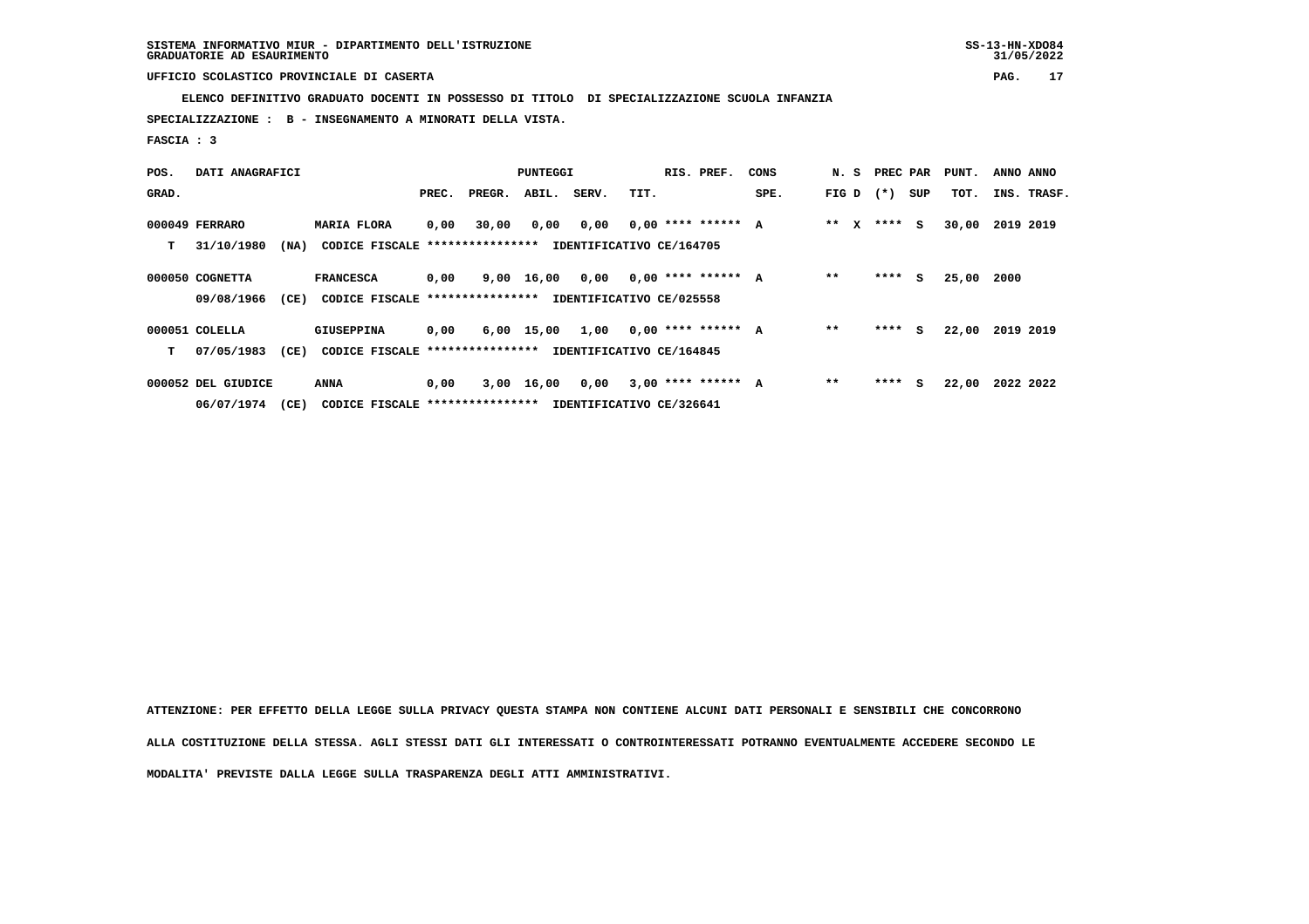SISTEMA INFORMATIVO MIUR - DIPARTIMENTO DELL'ISTRUZIONE
GRADUATORIE AD ESAURIMENTO

UFFICIO SCOLASTICO PROVINCIALE DI CASERTA

ELENCO DEFINITIVO GRADUATO DOCENTI IN POSSESSO DI TITOLO DI SPECIALIZZAZIONE SCUOLA INFANZIA

SPECIALIZZAZIONE : B - INSEGNAMENTO A MINORATI DELLA VISTA.

FASCIA : 3

| POS. GRAD. | DATI ANAGRAFICI | | PREC. | PREGR. | ABIL. | SERV. | TIT. | RIS. PREF. | CONS SPE. | N. S FIG D | PREC PAR (*) SUP | PUNT. TOT. | ANNO INS. | ANNO TRASF. |
|---|---|---|---|---|---|---|---|---|---|---|---|---|---|---|
| 000049 | FERRARO | MARIA FLORA | 0,00 | 30,00 | 0,00 | 0,00 | 0,00 | **** ****** | A | ** X | **** S | 30,00 | 2019 | 2019 |
| T | 31/10/1980 (NA) | CODICE FISCALE **************** IDENTIFICATIVO CE/164705 | | | | | | | | | | | | |
| 000050 | COGNETTA | FRANCESCA | 0,00 | 9,00 | 16,00 | 0,00 | 0,00 | **** ****** | A | ** | **** S | 25,00 | 2000 | |
| | 09/08/1966 (CE) | CODICE FISCALE **************** IDENTIFICATIVO CE/025558 | | | | | | | | | | | | |
| 000051 | COLELLA | GIUSEPPINA | 0,00 | 6,00 | 15,00 | 1,00 | 0,00 | **** ****** | A | ** | **** S | 22,00 | 2019 | 2019 |
| T | 07/05/1983 (CE) | CODICE FISCALE **************** IDENTIFICATIVO CE/164845 | | | | | | | | | | | | |
| 000052 | DEL GIUDICE | ANNA | 0,00 | 3,00 | 16,00 | 0,00 | 3,00 | **** ****** | A | ** | **** S | 22,00 | 2022 | 2022 |
| | 06/07/1974 (CE) | CODICE FISCALE **************** IDENTIFICATIVO CE/326641 | | | | | | | | | | | | |

ATTENZIONE: PER EFFETTO DELLA LEGGE SULLA PRIVACY QUESTA STAMPA NON CONTIENE ALCUNI DATI PERSONALI E SENSIBILI CHE CONCORRONO ALLA COSTITUZIONE DELLA STESSA. AGLI STESSI DATI GLI INTERESSATI O CONTROINTERESSATI POTRANNO EVENTUALMENTE ACCEDERE SECONDO LE MODALITA' PREVISTE DALLA LEGGE SULLA TRASPARENZA DEGLI ATTI AMMINISTRATIVI.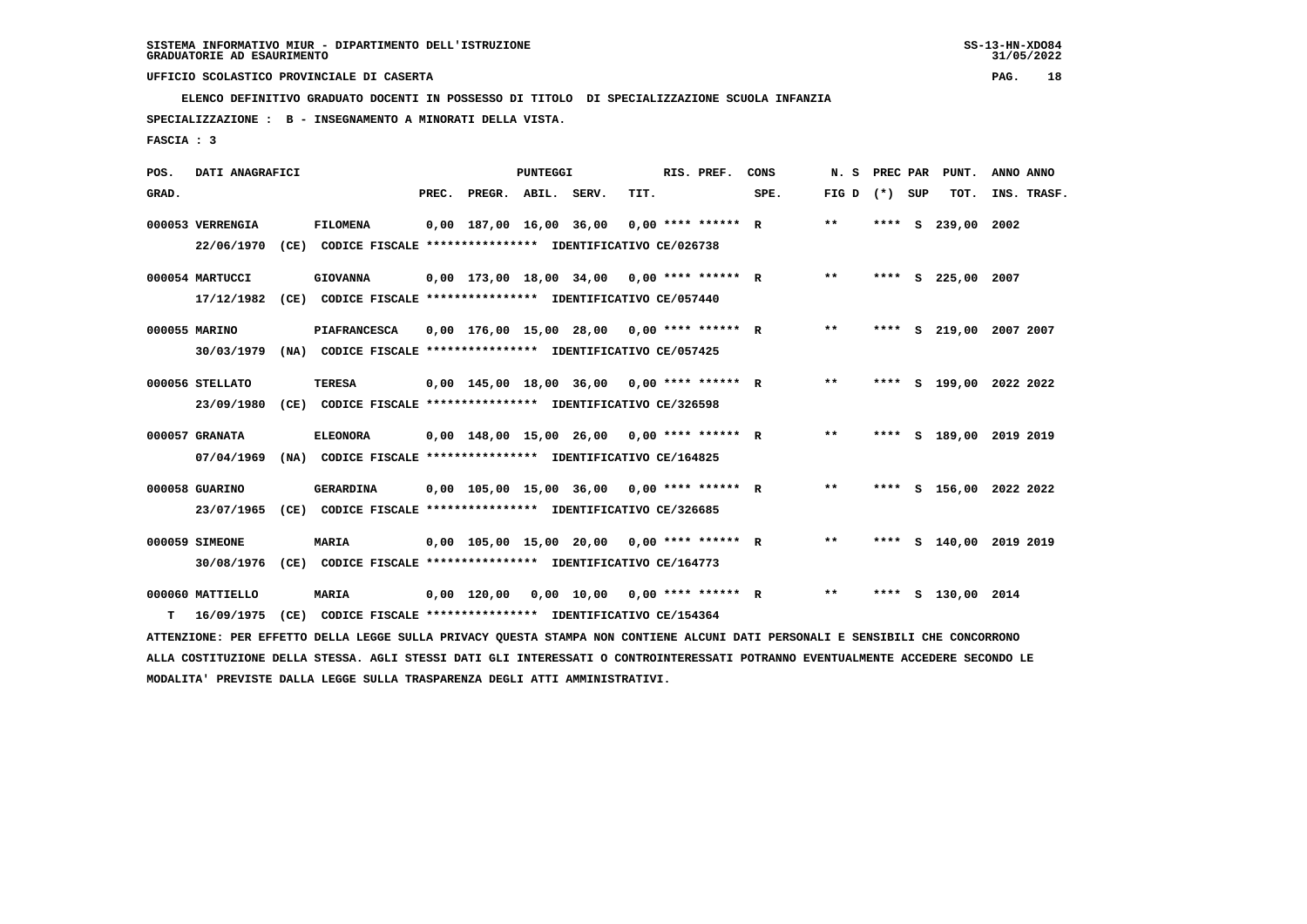SISTEMA INFORMATIVO MIUR - DIPARTIMENTO DELL'ISTRUZIONE
GRADUATORIE AD ESAURIMENTO

UFFICIO SCOLASTICO PROVINCIALE DI CASERTA

**ELENCO DEFINITIVO GRADUATO DOCENTI IN POSSESSO DI TITOLO DI SPECIALIZZAZIONE SCUOLA INFANZIA**

**SPECIALIZZAZIONE : B - INSEGNAMENTO A MINORATI DELLA VISTA.**

**FASCIA : 3**

| POS. GRAD. | DATI ANAGRAFICI | | PREC. | PREGR. | ABIL. | SERV. | TIT. | RIS. PREF. | CONS SPE. | N. S FIG D | PREC PAR (*) | SUP | PUNT. TOT. | ANNO INS. | ANNO TRASF. |
|---|---|---|---|---|---|---|---|---|---|---|---|---|---|---|---|
| 000053 | VERRENGIA | FILOMENA | 0,00 | 187,00 | 16,00 | 36,00 | 0,00 | **** ****** | R | ** | **** | S | 239,00 | 2002 | |
| | 22/06/1970 (CE) CODICE FISCALE **************** IDENTIFICATIVO CE/026738 | | | | | | | | | | | | | | |
| 000054 | MARTUCCI | GIOVANNA | 0,00 | 173,00 | 18,00 | 34,00 | 0,00 | **** ****** | R | ** | **** | S | 225,00 | 2007 | |
| | 17/12/1982 (CE) CODICE FISCALE **************** IDENTIFICATIVO CE/057440 | | | | | | | | | | | | | | |
| 000055 | MARINO | PIAFRANCESCA | 0,00 | 176,00 | 15,00 | 28,00 | 0,00 | **** ****** | R | ** | **** | S | 219,00 | 2007 | 2007 |
| | 30/03/1979 (NA) CODICE FISCALE **************** IDENTIFICATIVO CE/057425 | | | | | | | | | | | | | | |
| 000056 | STELLATO | TERESA | 0,00 | 145,00 | 18,00 | 36,00 | 0,00 | **** ****** | R | ** | **** | S | 199,00 | 2022 | 2022 |
| | 23/09/1980 (CE) CODICE FISCALE **************** IDENTIFICATIVO CE/326598 | | | | | | | | | | | | | | |
| 000057 | GRANATA | ELEONORA | 0,00 | 148,00 | 15,00 | 26,00 | 0,00 | **** ****** | R | ** | **** | S | 189,00 | 2019 | 2019 |
| | 07/04/1969 (NA) CODICE FISCALE **************** IDENTIFICATIVO CE/164825 | | | | | | | | | | | | | | |
| 000058 | GUARINO | GERARDINA | 0,00 | 105,00 | 15,00 | 36,00 | 0,00 | **** ****** | R | ** | **** | S | 156,00 | 2022 | 2022 |
| | 23/07/1965 (CE) CODICE FISCALE **************** IDENTIFICATIVO CE/326685 | | | | | | | | | | | | | | |
| 000059 | SIMEONE | MARIA | 0,00 | 105,00 | 15,00 | 20,00 | 0,00 | **** ****** | R | ** | **** | S | 140,00 | 2019 | 2019 |
| | 30/08/1976 (CE) CODICE FISCALE **************** IDENTIFICATIVO CE/164773 | | | | | | | | | | | | | | |
| 000060 | MATTIELLO | MARIA | 0,00 | 120,00 | 0,00 | 10,00 | 0,00 | **** ****** | R | ** | **** | S | 130,00 | 2014 | |
| T | 16/09/1975 (CE) CODICE FISCALE **************** IDENTIFICATIVO CE/154364 | | | | | | | | | | | | | | |

ATTENZIONE: PER EFFETTO DELLA LEGGE SULLA PRIVACY QUESTA STAMPA NON CONTIENE ALCUNI DATI PERSONALI E SENSIBILI CHE CONCORRONO ALLA COSTITUZIONE DELLA STESSA. AGLI STESSI DATI GLI INTERESSATI O CONTROINTERESSATI POTRANNO EVENTUALMENTE ACCEDERE SECONDO LE MODALITA' PREVISTE DALLA LEGGE SULLA TRASPARENZA DEGLI ATTI AMMINISTRATIVI.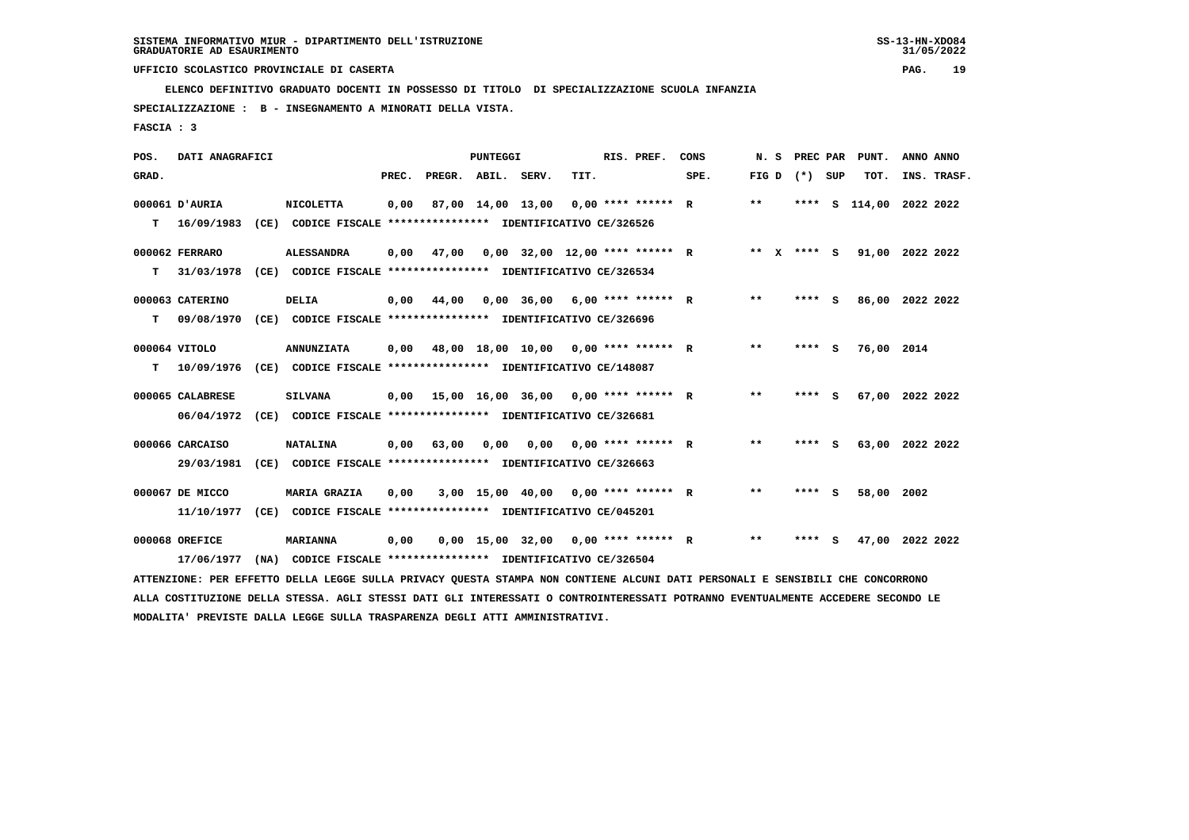SISTEMA INFORMATIVO MIUR - DIPARTIMENTO DELL'ISTRUZIONE
GRADUATORIE AD ESAURIMENTO

UFFICIO SCOLASTICO PROVINCIALE DI CASERTA

ELENCO DEFINITIVO GRADUATO DOCENTI IN POSSESSO DI TITOLO DI SPECIALIZZAZIONE SCUOLA INFANZIA

SPECIALIZZAZIONE : B - INSEGNAMENTO A MINORATI DELLA VISTA.

FASCIA : 3

| POS. GRAD. | DATI ANAGRAFICI | | PREC. | PREGR. | ABIL. | SERV. | TIT. | RIS. PREF. | CONS SPE. | N. S FIG D | PREC PAR (*) SUP | PUNT. TOT. | ANNO INS. | ANNO TRASF. |
|---|---|---|---|---|---|---|---|---|---|---|---|---|---|---|
| 000061 D'AURIA | NICOLETTA | | 0,00 | 87,00 | 14,00 | 13,00 | 0,00 | **** ****** | R | ** | **** S | 114,00 | 2022 | 2022 |
| T 16/09/1983 | (CE) CODICE FISCALE **************** | IDENTIFICATIVO CE/326526 | | | | | | | | | | | | |
| 000062 FERRARO | ALESSANDRA | | 0,00 | 47,00 | 0,00 | 32,00 | 12,00 | **** ****** | R | ** X | **** S | 91,00 | 2022 | 2022 |
| T 31/03/1978 | (CE) CODICE FISCALE **************** | IDENTIFICATIVO CE/326534 | | | | | | | | | | | | |
| 000063 CATERINO | DELIA | | 0,00 | 44,00 | 0,00 | 36,00 | 6,00 | **** ****** | R | ** | **** S | 86,00 | 2022 | 2022 |
| T 09/08/1970 | (CE) CODICE FISCALE **************** | IDENTIFICATIVO CE/326696 | | | | | | | | | | | | |
| 000064 VITOLO | ANNUNZIATA | | 0,00 | 48,00 | 18,00 | 10,00 | 0,00 | **** ****** | R | ** | **** S | 76,00 | 2014 | |
| T 10/09/1976 | (CE) CODICE FISCALE **************** | IDENTIFICATIVO CE/148087 | | | | | | | | | | | | |
| 000065 CALABRESE | SILVANA | | 0,00 | 15,00 | 16,00 | 36,00 | 0,00 | **** ****** | R | ** | **** S | 67,00 | 2022 | 2022 |
| 06/04/1972 | (CE) CODICE FISCALE **************** | IDENTIFICATIVO CE/326681 | | | | | | | | | | | | |
| 000066 CARCAISO | NATALINA | | 0,00 | 63,00 | 0,00 | 0,00 | 0,00 | **** ****** | R | ** | **** S | 63,00 | 2022 | 2022 |
| 29/03/1981 | (CE) CODICE FISCALE **************** | IDENTIFICATIVO CE/326663 | | | | | | | | | | | | |
| 000067 DE MICCO | MARIA GRAZIA | | 0,00 | 3,00 | 15,00 | 40,00 | 0,00 | **** ****** | R | ** | **** S | 58,00 | 2002 | |
| 11/10/1977 | (CE) CODICE FISCALE **************** | IDENTIFICATIVO CE/045201 | | | | | | | | | | | | |
| 000068 OREFICE | MARIANNA | | 0,00 | 0,00 | 15,00 | 32,00 | 0,00 | **** ****** | R | ** | **** S | 47,00 | 2022 | 2022 |
| 17/06/1977 | (NA) CODICE FISCALE **************** | IDENTIFICATIVO CE/326504 | | | | | | | | | | | | |

ATTENZIONE: PER EFFETTO DELLA LEGGE SULLA PRIVACY QUESTA STAMPA NON CONTIENE ALCUNI DATI PERSONALI E SENSIBILI CHE CONCORRONO ALLA COSTITUZIONE DELLA STESSA. AGLI STESSI DATI GLI INTERESSATI O CONTROINTERESSATI POTRANNO EVENTUALMENTE ACCEDERE SECONDO LE MODALITA' PREVISTE DALLA LEGGE SULLA TRASPARENZA DEGLI ATTI AMMINISTRATIVI.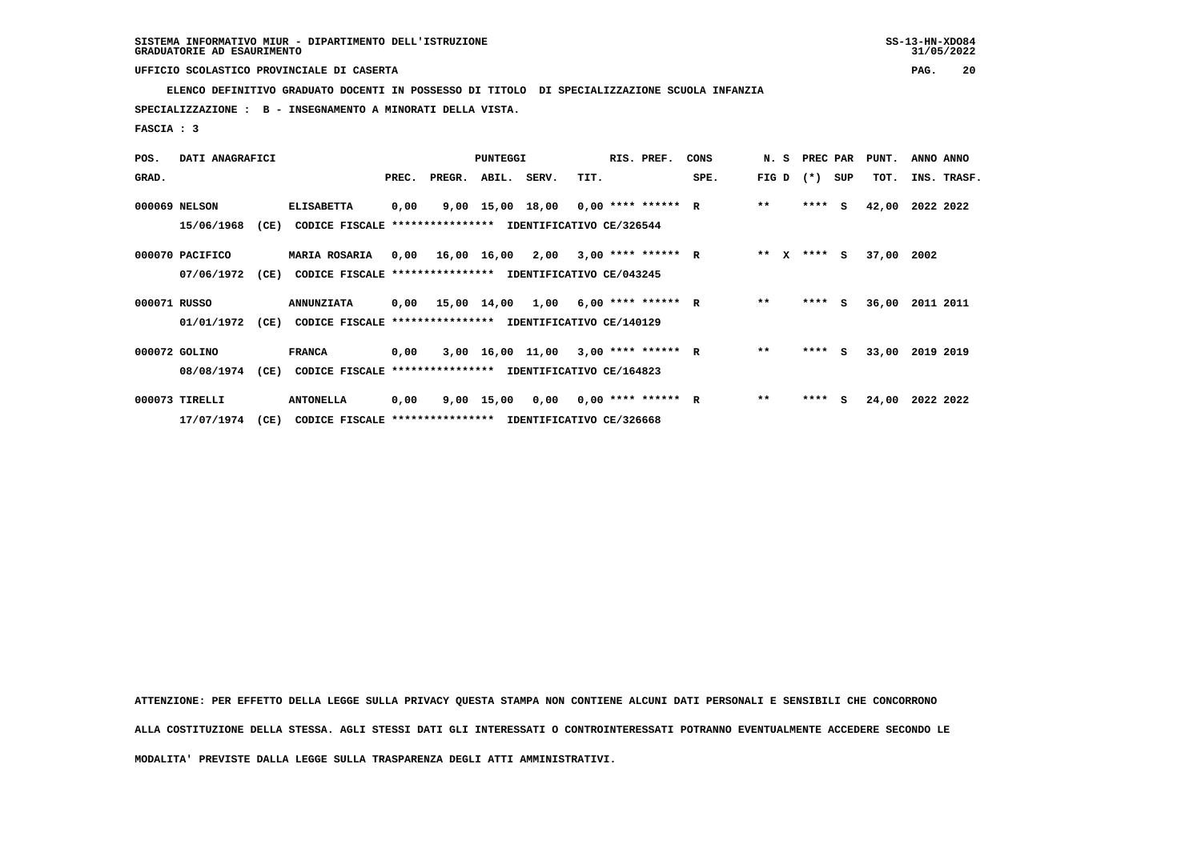SISTEMA INFORMATIVO MIUR - DIPARTIMENTO DELL'ISTRUZIONE
GRADUATORIE AD ESAURIMENTO

UFFICIO SCOLASTICO PROVINCIALE DI CASERTA

**ELENCO DEFINITIVO GRADUATO DOCENTI IN POSSESSO DI TITOLO DI SPECIALIZZAZIONE SCUOLA INFANZIA**

**SPECIALIZZAZIONE : B - INSEGNAMENTO A MINORATI DELLA VISTA.**

**FASCIA : 3**

| POS. GRAD. | DATI ANAGRAFICI | | PREC. | PREGR. | ABIL. | SERV. | TIT. | RIS. PREF. | CONS SPE. | N. S FIG D | PREC PAR (*) SUP | PUNT. TOT. | ANNO INS. | ANNO TRASF. |
|---|---|---|---|---|---|---|---|---|---|---|---|---|---|---|
| 000069 | NELSON | ELISABETTA | 0,00 | 9,00 | 15,00 | 18,00 | 0,00 | **** ****** | R | ** | **** S | 42,00 | 2022 | 2022 |
| | 15/06/1968 (CE) | CODICE FISCALE **************** IDENTIFICATIVO CE/326544 | | | | | | | | | | | | |
| 000070 | PACIFICO | MARIA ROSARIA | 0,00 | 16,00 | 16,00 | 2,00 | 3,00 | **** ****** | R | ** X | **** S | 37,00 | 2002 | |
| | 07/06/1972 (CE) | CODICE FISCALE **************** IDENTIFICATIVO CE/043245 | | | | | | | | | | | | |
| 000071 | RUSSO | ANNUNZIATA | 0,00 | 15,00 | 14,00 | 1,00 | 6,00 | **** ****** | R | ** | **** S | 36,00 | 2011 | 2011 |
| | 01/01/1972 (CE) | CODICE FISCALE **************** IDENTIFICATIVO CE/140129 | | | | | | | | | | | | |
| 000072 | GOLINO | FRANCA | 0,00 | 3,00 | 16,00 | 11,00 | 3,00 | **** ****** | R | ** | **** S | 33,00 | 2019 | 2019 |
| | 08/08/1974 (CE) | CODICE FISCALE **************** IDENTIFICATIVO CE/164823 | | | | | | | | | | | | |
| 000073 | TIRELLI | ANTONELLA | 0,00 | 9,00 | 15,00 | 0,00 | 0,00 | **** ****** | R | ** | **** S | 24,00 | 2022 | 2022 |
| | 17/07/1974 (CE) | CODICE FISCALE **************** IDENTIFICATIVO CE/326668 | | | | | | | | | | | | |

ATTENZIONE: PER EFFETTO DELLA LEGGE SULLA PRIVACY QUESTA STAMPA NON CONTIENE ALCUNI DATI PERSONALI E SENSIBILI CHE CONCORRONO ALLA COSTITUZIONE DELLA STESSA. AGLI STESSI DATI GLI INTERESSATI O CONTROINTERESSATI POTRANNO EVENTUALMENTE ACCEDERE SECONDO LE MODALITA' PREVISTE DALLA LEGGE SULLA TRASPARENZA DEGLI ATTI AMMINISTRATIVI.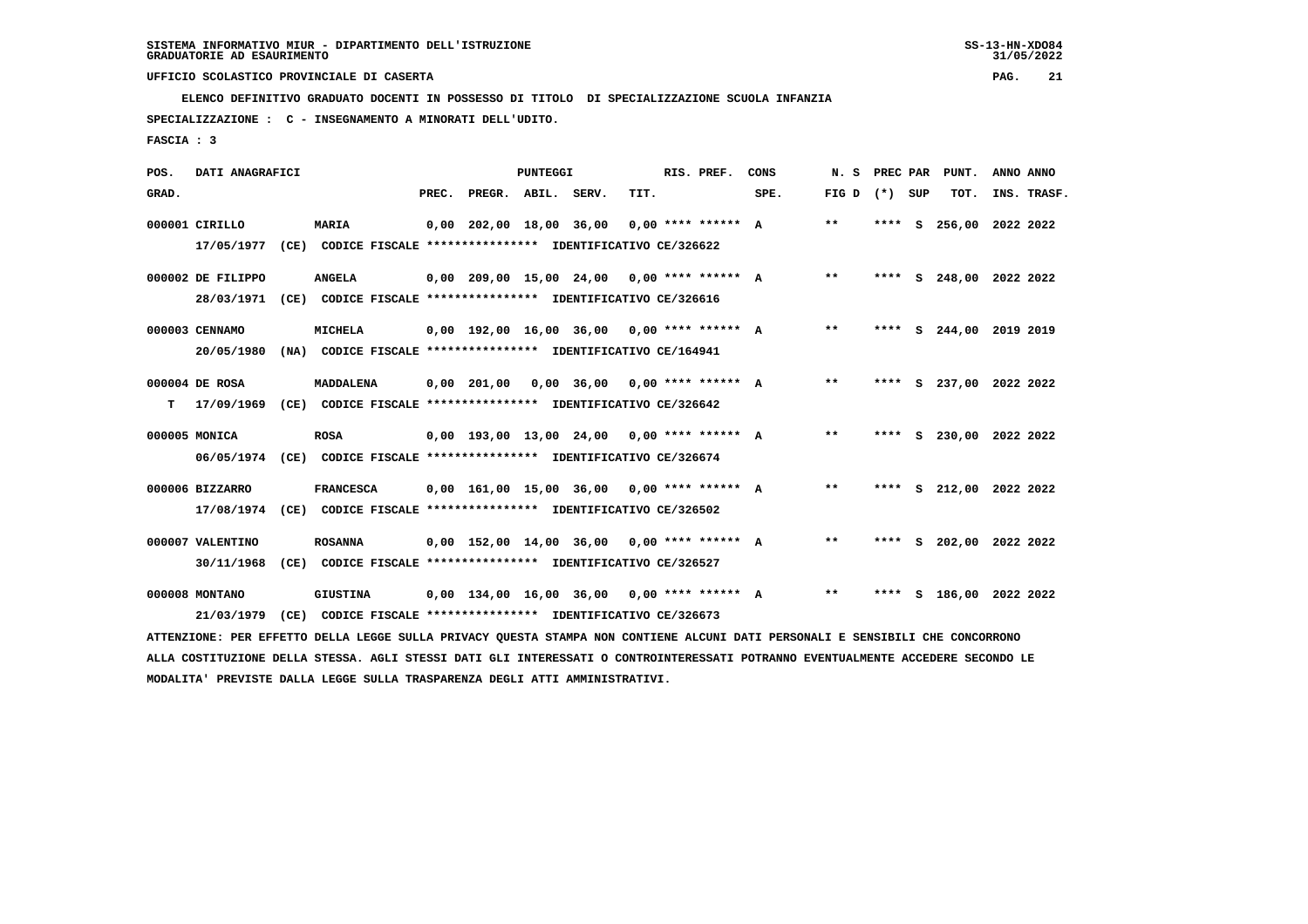SISTEMA INFORMATIVO MIUR - DIPARTIMENTO DELL'ISTRUZIONE
GRADUATORIE AD ESAURIMENTO

UFFICIO SCOLASTICO PROVINCIALE DI CASERTA

**ELENCO DEFINITIVO GRADUATO DOCENTI IN POSSESSO DI TITOLO DI SPECIALIZZAZIONE SCUOLA INFANZIA**

**SPECIALIZZAZIONE : C - INSEGNAMENTO A MINORATI DELL'UDITO.**

**FASCIA : 3**

| POS. GRAD. | DATI ANAGRAFICI | | PREC. | PREGR. | ABIL. | SERV. | TIT. | RIS. PREF. | CONS SPE. | N. S FIG D | PREC PAR (*) | SUP | PUNT. TOT. | ANNO INS. | ANNO TRASF. |
|---|---|---|---|---|---|---|---|---|---|---|---|---|---|---|---|
| 000001 | CIRILLO | MARIA | 0,00 | 202,00 | 18,00 | 36,00 | 0,00 | **** ****** | A | ** | **** | S | 256,00 | 2022 | 2022 |
| | 17/05/1977 (CE) CODICE FISCALE **************** IDENTIFICATIVO CE/326622 | | | | | | | | | | | | | | |
| 000002 | DE FILIPPO | ANGELA | 0,00 | 209,00 | 15,00 | 24,00 | 0,00 | **** ****** | A | ** | **** | S | 248,00 | 2022 | 2022 |
| | 28/03/1971 (CE) CODICE FISCALE **************** IDENTIFICATIVO CE/326616 | | | | | | | | | | | | | | |
| 000003 | CENNAMO | MICHELA | 0,00 | 192,00 | 16,00 | 36,00 | 0,00 | **** ****** | A | ** | **** | S | 244,00 | 2019 | 2019 |
| | 20/05/1980 (NA) CODICE FISCALE **************** IDENTIFICATIVO CE/164941 | | | | | | | | | | | | | | |
| 000004 | DE ROSA | MADDALENA | 0,00 | 201,00 | 0,00 | 36,00 | 0,00 | **** ****** | A | ** | **** | S | 237,00 | 2022 | 2022 |
| T | 17/09/1969 (CE) CODICE FISCALE **************** IDENTIFICATIVO CE/326642 | | | | | | | | | | | | | | |
| 000005 | MONICA | ROSA | 0,00 | 193,00 | 13,00 | 24,00 | 0,00 | **** ****** | A | ** | **** | S | 230,00 | 2022 | 2022 |
| | 06/05/1974 (CE) CODICE FISCALE **************** IDENTIFICATIVO CE/326674 | | | | | | | | | | | | | | |
| 000006 | BIZZARRO | FRANCESCA | 0,00 | 161,00 | 15,00 | 36,00 | 0,00 | **** ****** | A | ** | **** | S | 212,00 | 2022 | 2022 |
| | 17/08/1974 (CE) CODICE FISCALE **************** IDENTIFICATIVO CE/326502 | | | | | | | | | | | | | | |
| 000007 | VALENTINO | ROSANNA | 0,00 | 152,00 | 14,00 | 36,00 | 0,00 | **** ****** | A | ** | **** | S | 202,00 | 2022 | 2022 |
| | 30/11/1968 (CE) CODICE FISCALE **************** IDENTIFICATIVO CE/326527 | | | | | | | | | | | | | | |
| 000008 | MONTANO | GIUSTINA | 0,00 | 134,00 | 16,00 | 36,00 | 0,00 | **** ****** | A | ** | **** | S | 186,00 | 2022 | 2022 |
| | 21/03/1979 (CE) CODICE FISCALE **************** IDENTIFICATIVO CE/326673 | | | | | | | | | | | | | | |

ATTENZIONE: PER EFFETTO DELLA LEGGE SULLA PRIVACY QUESTA STAMPA NON CONTIENE ALCUNI DATI PERSONALI E SENSIBILI CHE CONCORRONO ALLA COSTITUZIONE DELLA STESSA. AGLI STESSI DATI GLI INTERESSATI O CONTROINTERESSATI POTRANNO EVENTUALMENTE ACCEDERE SECONDO LE MODALITA' PREVISTE DALLA LEGGE SULLA TRASPARENZA DEGLI ATTI AMMINISTRATIVI.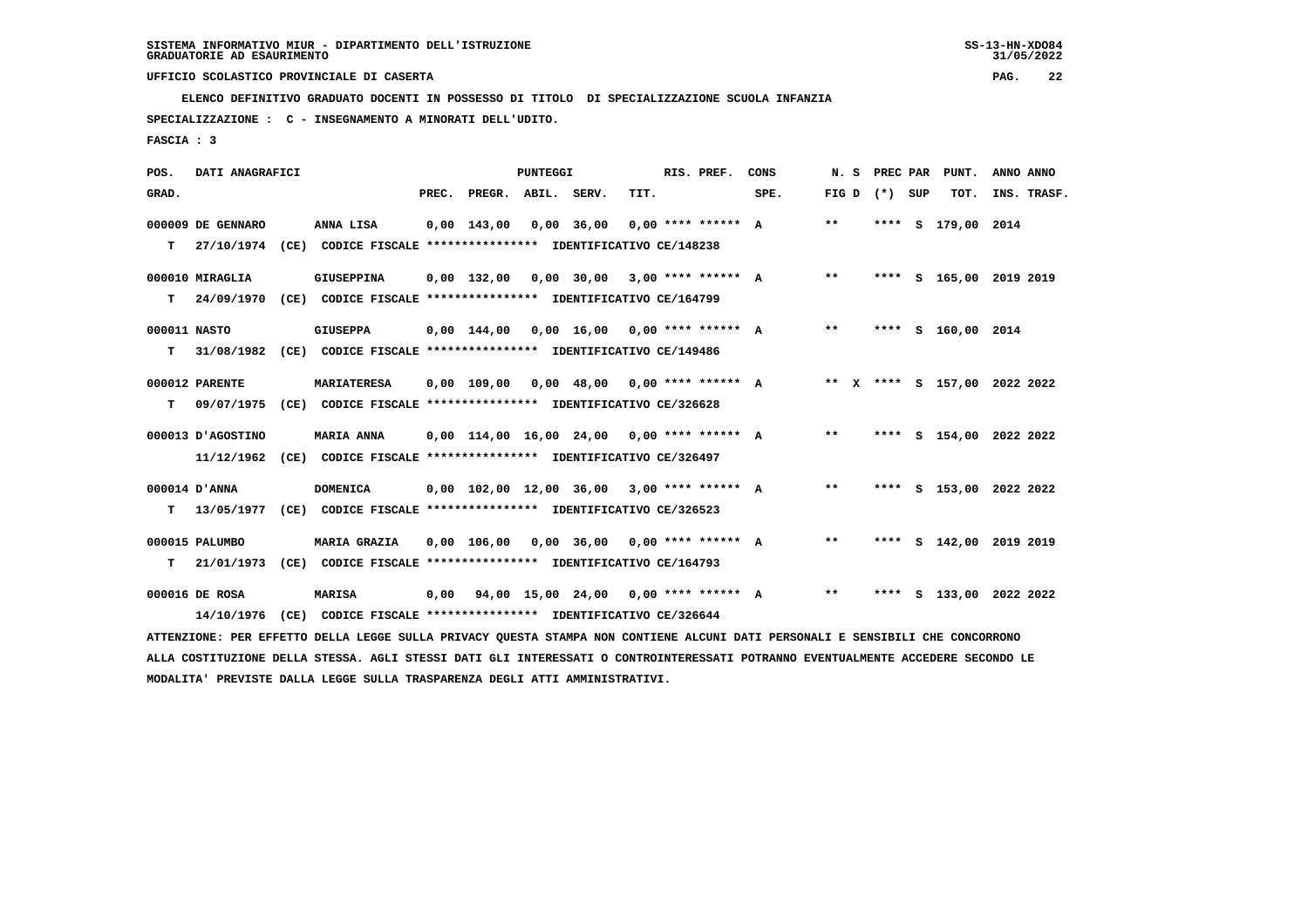SISTEMA INFORMATIVO MIUR - DIPARTIMENTO DELL'ISTRUZIONE
GRADUATORIE AD ESAURIMENTO

UFFICIO SCOLASTICO PROVINCIALE DI CASERTA

**ELENCO DEFINITIVO GRADUATO DOCENTI IN POSSESSO DI TITOLO DI SPECIALIZZAZIONE SCUOLA INFANZIA**

**SPECIALIZZAZIONE : C - INSEGNAMENTO A MINORATI DELL'UDITO.**

**FASCIA : 3**

| POS. GRAD. | DATI ANAGRAFICI | | PUNTEGGI PREC. | PREGR. | ABIL. | SERV. | TIT. | RIS. PREF. | CONS SPE. | N. S FIG D | PREC PAR (*) | SUP | PUNT. TOT. | ANNO INS. | ANNO TRASF. |
|---|---|---|---|---|---|---|---|---|---|---|---|---|---|---|---|
| 000009 | DE GENNARO | ANNA LISA | 0,00 | 143,00 | 0,00 | 36,00 | 0,00 | **** ****** | A | ** | **** | S | 179,00 | 2014 | |
| T | 27/10/1974 (CE) | CODICE FISCALE **************** IDENTIFICATIVO CE/148238 | | | | | | | | | | | | | |
| 000010 | MIRAGLIA | GIUSEPPINA | 0,00 | 132,00 | 0,00 | 30,00 | 3,00 | **** ****** | A | ** | **** | S | 165,00 | 2019 | 2019 |
| T | 24/09/1970 (CE) | CODICE FISCALE **************** IDENTIFICATIVO CE/164799 | | | | | | | | | | | | | |
| 000011 | NASTO | GIUSEPPA | 0,00 | 144,00 | 0,00 | 16,00 | 0,00 | **** ****** | A | ** | **** | S | 160,00 | 2014 | |
| T | 31/08/1982 (CE) | CODICE FISCALE **************** IDENTIFICATIVO CE/149486 | | | | | | | | | | | | | |
| 000012 | PARENTE | MARIATERESA | 0,00 | 109,00 | 0,00 | 48,00 | 0,00 | **** ****** | A | ** X | **** | S | 157,00 | 2022 | 2022 |
| T | 09/07/1975 (CE) | CODICE FISCALE **************** IDENTIFICATIVO CE/326628 | | | | | | | | | | | | | |
| 000013 | D'AGOSTINO | MARIA ANNA | 0,00 | 114,00 | 16,00 | 24,00 | 0,00 | **** ****** | A | ** | **** | S | 154,00 | 2022 | 2022 |
| | 11/12/1962 (CE) | CODICE FISCALE **************** IDENTIFICATIVO CE/326497 | | | | | | | | | | | | | |
| 000014 | D'ANNA | DOMENICA | 0,00 | 102,00 | 12,00 | 36,00 | 3,00 | **** ****** | A | ** | **** | S | 153,00 | 2022 | 2022 |
| T | 13/05/1977 (CE) | CODICE FISCALE **************** IDENTIFICATIVO CE/326523 | | | | | | | | | | | | | |
| 000015 | PALUMBO | MARIA GRAZIA | 0,00 | 106,00 | 0,00 | 36,00 | 0,00 | **** ****** | A | ** | **** | S | 142,00 | 2019 | 2019 |
| T | 21/01/1973 (CE) | CODICE FISCALE **************** IDENTIFICATIVO CE/164793 | | | | | | | | | | | | | |
| 000016 | DE ROSA | MARISA | 0,00 | 94,00 | 15,00 | 24,00 | 0,00 | **** ****** | A | ** | **** | S | 133,00 | 2022 | 2022 |
| | 14/10/1976 (CE) | CODICE FISCALE **************** IDENTIFICATIVO CE/326644 | | | | | | | | | | | | | |

ATTENZIONE: PER EFFETTO DELLA LEGGE SULLA PRIVACY QUESTA STAMPA NON CONTIENE ALCUNI DATI PERSONALI E SENSIBILI CHE CONCORRONO ALLA COSTITUZIONE DELLA STESSA. AGLI STESSI DATI GLI INTERESSATI O CONTROINTERESSATI POTRANNO EVENTUALMENTE ACCEDERE SECONDO LE MODALITA' PREVISTE DALLA LEGGE SULLA TRASPARENZA DEGLI ATTI AMMINISTRATIVI.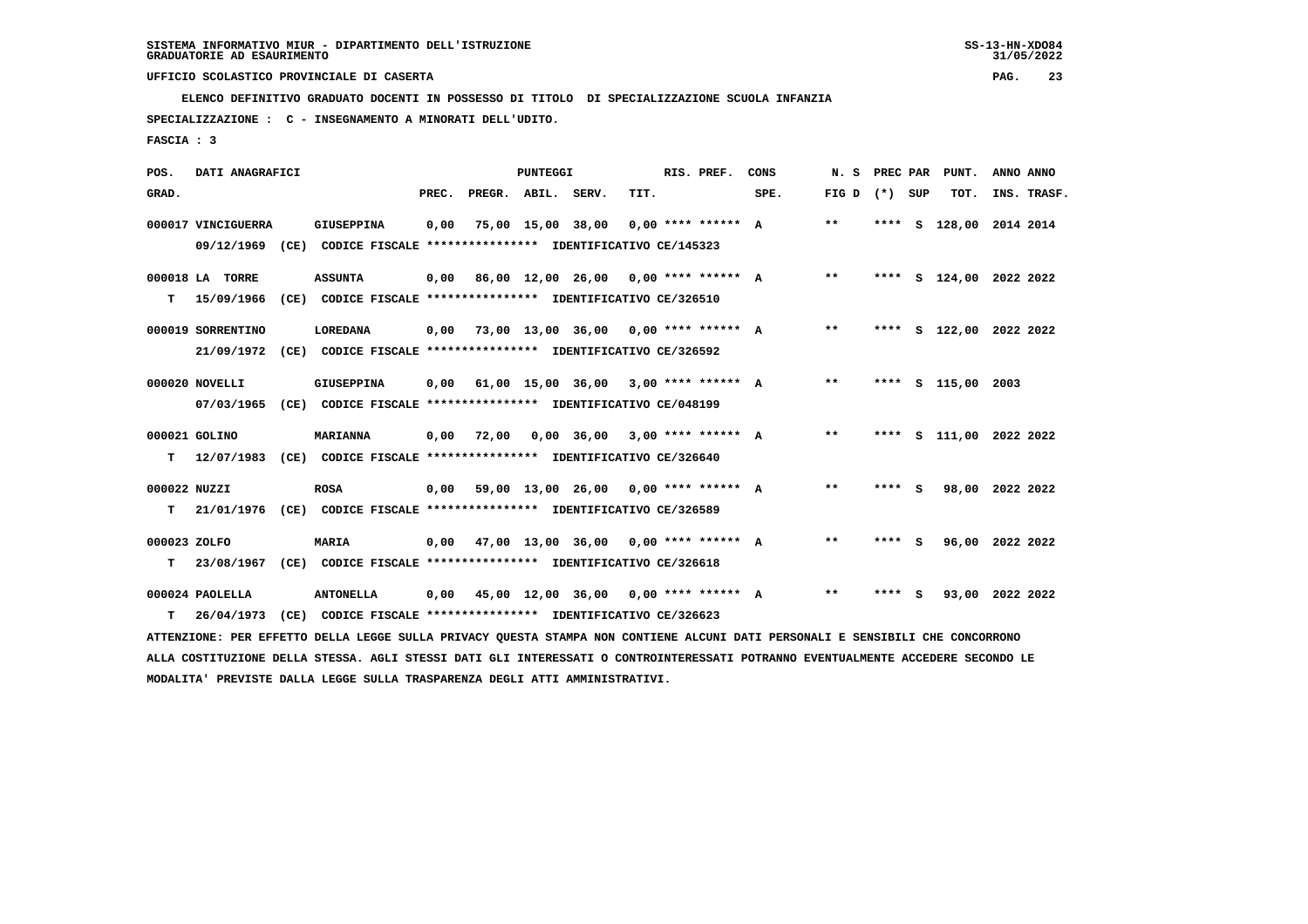SISTEMA INFORMATIVO MIUR - DIPARTIMENTO DELL'ISTRUZIONE
GRADUATORIE AD ESAURIMENTO

UFFICIO SCOLASTICO PROVINCIALE DI CASERTA

ELENCO DEFINITIVO GRADUATO DOCENTI IN POSSESSO DI TITOLO DI SPECIALIZZAZIONE SCUOLA INFANZIA

SPECIALIZZAZIONE : C - INSEGNAMENTO A MINORATI DELL'UDITO.

FASCIA : 3

| POS. GRAD. | DATI ANAGRAFICI | | PREC. | PREGR. | ABIL. | SERV. | TIT. | RIS. PREF. | CONS SPE. | N. S FIG D | PREC PAR (*) | SUP | PUNT. TOT. | ANNO INS. | ANNO TRASF. |
|---|---|---|---|---|---|---|---|---|---|---|---|---|---|---|---|
| 000017 | VINCIGUERRA | GIUSEPPINA | 0,00 | 75,00 | 15,00 | 38,00 | 0,00 | **** ****** | A | ** | **** | S | 128,00 | 2014 | 2014 |
| | 09/12/1969 (CE) CODICE FISCALE **************** IDENTIFICATIVO CE/145323 | | | | | | | | | | | | | | |
| 000018 | LA TORRE | ASSUNTA | 0,00 | 86,00 | 12,00 | 26,00 | 0,00 | **** ****** | A | ** | **** | S | 124,00 | 2022 | 2022 |
| T | 15/09/1966 (CE) CODICE FISCALE **************** IDENTIFICATIVO CE/326510 | | | | | | | | | | | | | | |
| 000019 | SORRENTINO | LOREDANA | 0,00 | 73,00 | 13,00 | 36,00 | 0,00 | **** ****** | A | ** | **** | S | 122,00 | 2022 | 2022 |
| | 21/09/1972 (CE) CODICE FISCALE **************** IDENTIFICATIVO CE/326592 | | | | | | | | | | | | | | |
| 000020 | NOVELLI | GIUSEPPINA | 0,00 | 61,00 | 15,00 | 36,00 | 3,00 | **** ****** | A | ** | **** | S | 115,00 | 2003 | |
| | 07/03/1965 (CE) CODICE FISCALE **************** IDENTIFICATIVO CE/048199 | | | | | | | | | | | | | | |
| 000021 | GOLINO | MARIANNA | 0,00 | 72,00 | 0,00 | 36,00 | 3,00 | **** ****** | A | ** | **** | S | 111,00 | 2022 | 2022 |
| T | 12/07/1983 (CE) CODICE FISCALE **************** IDENTIFICATIVO CE/326640 | | | | | | | | | | | | | | |
| 000022 | NUZZI | ROSA | 0,00 | 59,00 | 13,00 | 26,00 | 0,00 | **** ****** | A | ** | **** | S | 98,00 | 2022 | 2022 |
| T | 21/01/1976 (CE) CODICE FISCALE **************** IDENTIFICATIVO CE/326589 | | | | | | | | | | | | | | |
| 000023 | ZOLFO | MARIA | 0,00 | 47,00 | 13,00 | 36,00 | 0,00 | **** ****** | A | ** | **** | S | 96,00 | 2022 | 2022 |
| T | 23/08/1967 (CE) CODICE FISCALE **************** IDENTIFICATIVO CE/326618 | | | | | | | | | | | | | | |
| 000024 | PAOLELLA | ANTONELLA | 0,00 | 45,00 | 12,00 | 36,00 | 0,00 | **** ****** | A | ** | **** | S | 93,00 | 2022 | 2022 |
| T | 26/04/1973 (CE) CODICE FISCALE **************** IDENTIFICATIVO CE/326623 | | | | | | | | | | | | | | |

ATTENZIONE: PER EFFETTO DELLA LEGGE SULLA PRIVACY QUESTA STAMPA NON CONTIENE ALCUNI DATI PERSONALI E SENSIBILI CHE CONCORRONO ALLA COSTITUZIONE DELLA STESSA. AGLI STESSI DATI GLI INTERESSATI O CONTROINTERESSATI POTRANNO EVENTUALMENTE ACCEDERE SECONDO LE MODALITA' PREVISTE DALLA LEGGE SULLA TRASPARENZA DEGLI ATTI AMMINISTRATIVI.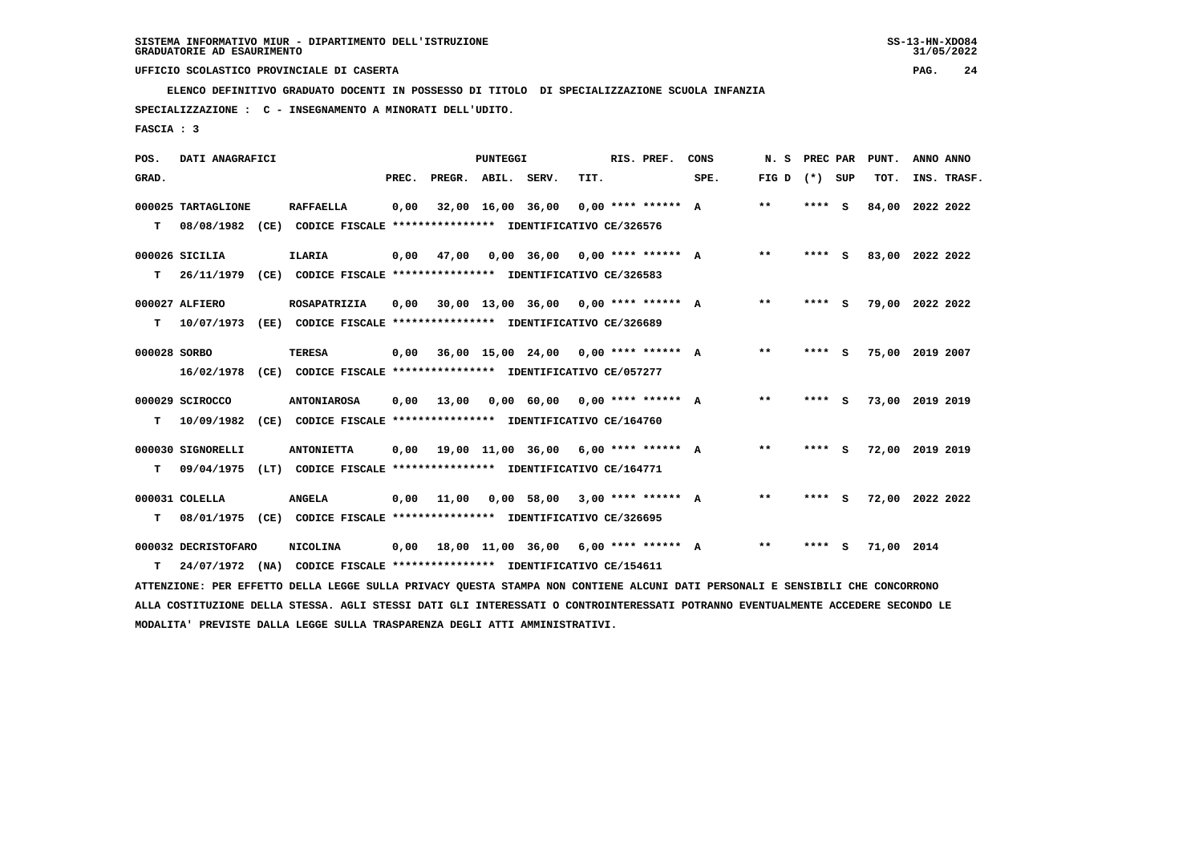SISTEMA INFORMATIVO MIUR - DIPARTIMENTO DELL'ISTRUZIONE
GRADUATORIE AD ESAURIMENTO

UFFICIO SCOLASTICO PROVINCIALE DI CASERTA

ELENCO DEFINITIVO GRADUATO DOCENTI IN POSSESSO DI TITOLO DI SPECIALIZZAZIONE SCUOLA INFANZIA

SPECIALIZZAZIONE : C - INSEGNAMENTO A MINORATI DELL'UDITO.

FASCIA : 3

| POS. GRAD. | DATI ANAGRAFICI | | PREC. | PREGR. | ABIL. | SERV. | TIT. | RIS. PREF. | CONS SPE. | N. S FIG D | PREC PAR (*) SUP | PUNT. TOT. | ANNO INS. | ANNO TRASF. |
|---|---|---|---|---|---|---|---|---|---|---|---|---|---|---|
| 000025 | TARTAGLIONE | RAFFAELLA | 0,00 | 32,00 | 16,00 | 36,00 | 0,00 | **** ****** | A | ** | **** S | 84,00 | 2022 | 2022 |
| T | 08/08/1982 (CE) CODICE FISCALE **************** IDENTIFICATIVO CE/326576 | | | | | | | | | | | | | |
| 000026 | SICILIA | ILARIA | 0,00 | 47,00 | 0,00 | 36,00 | 0,00 | **** ****** | A | ** | **** S | 83,00 | 2022 | 2022 |
| T | 26/11/1979 (CE) CODICE FISCALE **************** IDENTIFICATIVO CE/326583 | | | | | | | | | | | | | |
| 000027 | ALFIERO | ROSAPATRIZIA | 0,00 | 30,00 | 13,00 | 36,00 | 0,00 | **** ****** | A | ** | **** S | 79,00 | 2022 | 2022 |
| T | 10/07/1973 (EE) CODICE FISCALE **************** IDENTIFICATIVO CE/326689 | | | | | | | | | | | | | |
| 000028 | SORBO | TERESA | 0,00 | 36,00 | 15,00 | 24,00 | 0,00 | **** ****** | A | ** | **** S | 75,00 | 2019 | 2007 |
| | 16/02/1978 (CE) CODICE FISCALE **************** IDENTIFICATIVO CE/057277 | | | | | | | | | | | | | |
| 000029 | SCIROCCO | ANTONIAROSA | 0,00 | 13,00 | 0,00 | 60,00 | 0,00 | **** ****** | A | ** | **** S | 73,00 | 2019 | 2019 |
| T | 10/09/1982 (CE) CODICE FISCALE **************** IDENTIFICATIVO CE/164760 | | | | | | | | | | | | | |
| 000030 | SIGNORELLI | ANTONIETTA | 0,00 | 19,00 | 11,00 | 36,00 | 6,00 | **** ****** | A | ** | **** S | 72,00 | 2019 | 2019 |
| T | 09/04/1975 (LT) CODICE FISCALE **************** IDENTIFICATIVO CE/164771 | | | | | | | | | | | | | |
| 000031 | COLELLA | ANGELA | 0,00 | 11,00 | 0,00 | 58,00 | 3,00 | **** ****** | A | ** | **** S | 72,00 | 2022 | 2022 |
| T | 08/01/1975 (CE) CODICE FISCALE **************** IDENTIFICATIVO CE/326695 | | | | | | | | | | | | | |
| 000032 | DECRISTOFARO | NICOLINA | 0,00 | 18,00 | 11,00 | 36,00 | 6,00 | **** ****** | A | ** | **** S | 71,00 | 2014 | |
| T | 24/07/1972 (NA) CODICE FISCALE **************** IDENTIFICATIVO CE/154611 | | | | | | | | | | | | | |

ATTENZIONE: PER EFFETTO DELLA LEGGE SULLA PRIVACY QUESTA STAMPA NON CONTIENE ALCUNI DATI PERSONALI E SENSIBILI CHE CONCORRONO ALLA COSTITUZIONE DELLA STESSA. AGLI STESSI DATI GLI INTERESSATI O CONTROINTERESSATI POTRANNO EVENTUALMENTE ACCEDERE SECONDO LE MODALITA' PREVISTE DALLA LEGGE SULLA TRASPARENZA DEGLI ATTI AMMINISTRATIVI.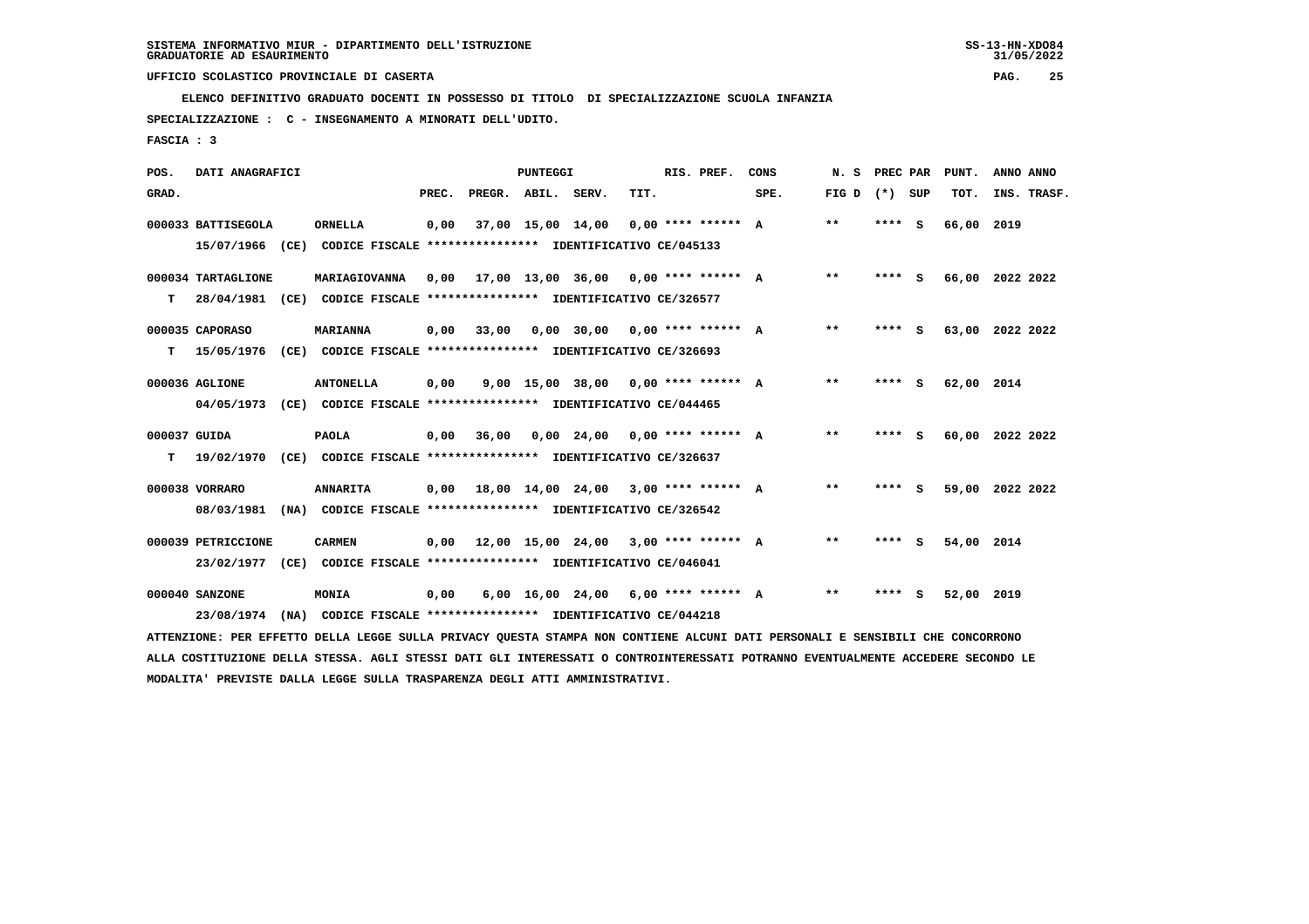SISTEMA INFORMATIVO MIUR - DIPARTIMENTO DELL'ISTRUZIONE
GRADUATORIE AD ESAURIMENTO

UFFICIO SCOLASTICO PROVINCIALE DI CASERTA

**ELENCO DEFINITIVO GRADUATO DOCENTI IN POSSESSO DI TITOLO DI SPECIALIZZAZIONE SCUOLA INFANZIA**

**SPECIALIZZAZIONE : C - INSEGNAMENTO A MINORATI DELL'UDITO.**

**FASCIA : 3**

| POS. GRAD. | DATI ANAGRAFICI | | PREC. | PREGR. | ABIL. | SERV. | TIT. | RIS. PREF. | CONS SPE. | N. S FIG D | PREC PAR (*) SUP | PUNT. TOT. | ANNO INS. | ANNO TRASF. |
|---|---|---|---|---|---|---|---|---|---|---|---|---|---|---|
| 000033 | BATTISEGOLA | ORNELLA | 0,00 | 37,00 | 15,00 | 14,00 | 0,00 | **** ****** | A | ** | **** S | 66,00 | 2019 | |
| | 15/07/1966 (CE) CODICE FISCALE **************** IDENTIFICATIVO CE/045133 | | | | | | | | | | | | | |
| 000034 T | TARTAGLIONE | MARIAGIOVANNA | 0,00 | 17,00 | 13,00 | 36,00 | 0,00 | **** ****** | A | ** | **** S | 66,00 | 2022 | 2022 |
| | 28/04/1981 (CE) CODICE FISCALE **************** IDENTIFICATIVO CE/326577 | | | | | | | | | | | | | |
| 000035 T | CAPORASO | MARIANNA | 0,00 | 33,00 | 0,00 | 30,00 | 0,00 | **** ****** | A | ** | **** S | 63,00 | 2022 | 2022 |
| | 15/05/1976 (CE) CODICE FISCALE **************** IDENTIFICATIVO CE/326693 | | | | | | | | | | | | | |
| 000036 | AGLIONE | ANTONELLA | 0,00 | 9,00 | 15,00 | 38,00 | 0,00 | **** ****** | A | ** | **** S | 62,00 | 2014 | |
| | 04/05/1973 (CE) CODICE FISCALE **************** IDENTIFICATIVO CE/044465 | | | | | | | | | | | | | |
| 000037 T | GUIDA | PAOLA | 0,00 | 36,00 | 0,00 | 24,00 | 0,00 | **** ****** | A | ** | **** S | 60,00 | 2022 | 2022 |
| | 19/02/1970 (CE) CODICE FISCALE **************** IDENTIFICATIVO CE/326637 | | | | | | | | | | | | | |
| 000038 | VORRARO | ANNARITA | 0,00 | 18,00 | 14,00 | 24,00 | 3,00 | **** ****** | A | ** | **** S | 59,00 | 2022 | 2022 |
| | 08/03/1981 (NA) CODICE FISCALE **************** IDENTIFICATIVO CE/326542 | | | | | | | | | | | | | |
| 000039 | PETRICCIONE | CARMEN | 0,00 | 12,00 | 15,00 | 24,00 | 3,00 | **** ****** | A | ** | **** S | 54,00 | 2014 | |
| | 23/02/1977 (CE) CODICE FISCALE **************** IDENTIFICATIVO CE/046041 | | | | | | | | | | | | | |
| 000040 | SANZONE | MONIA | 0,00 | 6,00 | 16,00 | 24,00 | 6,00 | **** ****** | A | ** | **** S | 52,00 | 2019 | |
| | 23/08/1974 (NA) CODICE FISCALE **************** IDENTIFICATIVO CE/044218 | | | | | | | | | | | | | |

ATTENZIONE: PER EFFETTO DELLA LEGGE SULLA PRIVACY QUESTA STAMPA NON CONTIENE ALCUNI DATI PERSONALI E SENSIBILI CHE CONCORRONO ALLA COSTITUZIONE DELLA STESSA. AGLI STESSI DATI GLI INTERESSATI O CONTROINTERESSATI POTRANNO EVENTUALMENTE ACCEDERE SECONDO LE MODALITA' PREVISTE DALLA LEGGE SULLA TRASPARENZA DEGLI ATTI AMMINISTRATIVI.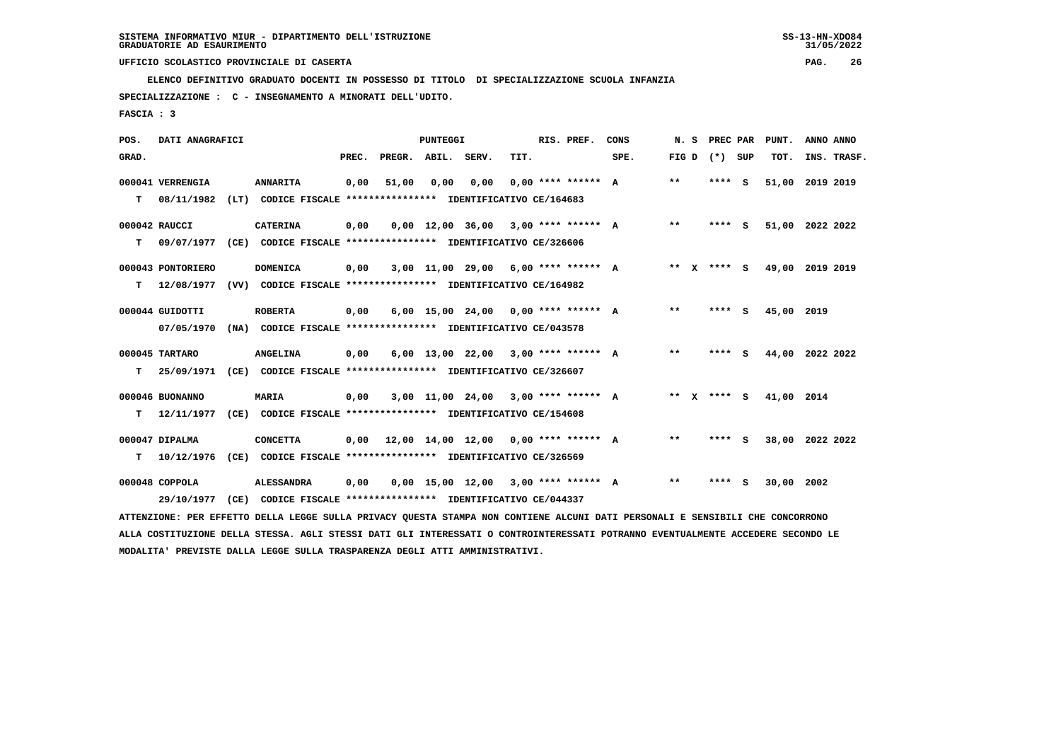SISTEMA INFORMATIVO MIUR - DIPARTIMENTO DELL'ISTRUZIONE
GRADUATORIE AD ESAURIMENTO

UFFICIO SCOLASTICO PROVINCIALE DI CASERTA

ELENCO DEFINITIVO GRADUATO DOCENTI IN POSSESSO DI TITOLO DI SPECIALIZZAZIONE SCUOLA INFANZIA

SPECIALIZZAZIONE : C - INSEGNAMENTO A MINORATI DELL'UDITO.

FASCIA : 3

| POS. GRAD. | DATI ANAGRAFICI | | PREC. | PREGR. | ABIL. | SERV. | TIT. | RIS. PREF. | CONS SPE. | N. S FIG D | PREC PAR (*) SUP | PUNT. TOT. | ANNO INS. | ANNO TRASF. |
|---|---|---|---|---|---|---|---|---|---|---|---|---|---|---|
| 000041 | VERRENGIA | ANNARITA | 0,00 | 51,00 | 0,00 | 0,00 | 0,00 | **** ****** | A | ** | **** S | 51,00 | 2019 | 2019 |
| T | 08/11/1982 (LT) | CODICE FISCALE **************** IDENTIFICATIVO CE/164683 | | | | | | | | | | | | |
| 000042 | RAUCCI | CATERINA | 0,00 | 0,00 | 12,00 | 36,00 | 3,00 | **** ****** | A | ** | **** S | 51,00 | 2022 | 2022 |
| T | 09/07/1977 (CE) | CODICE FISCALE **************** IDENTIFICATIVO CE/326606 | | | | | | | | | | | | |
| 000043 | PONTORIERO | DOMENICA | 0,00 | 3,00 | 11,00 | 29,00 | 6,00 | **** ****** | A | ** X | **** S | 49,00 | 2019 | 2019 |
| T | 12/08/1977 (VV) | CODICE FISCALE **************** IDENTIFICATIVO CE/164982 | | | | | | | | | | | | |
| 000044 | GUIDOTTI | ROBERTA | 0,00 | 6,00 | 15,00 | 24,00 | 0,00 | **** ****** | A | ** | **** S | 45,00 | 2019 | |
| | 07/05/1970 (NA) | CODICE FISCALE **************** IDENTIFICATIVO CE/043578 | | | | | | | | | | | | |
| 000045 | TARTARO | ANGELINA | 0,00 | 6,00 | 13,00 | 22,00 | 3,00 | **** ****** | A | ** | **** S | 44,00 | 2022 | 2022 |
| T | 25/09/1971 (CE) | CODICE FISCALE **************** IDENTIFICATIVO CE/326607 | | | | | | | | | | | | |
| 000046 | BUONANNO | MARIA | 0,00 | 3,00 | 11,00 | 24,00 | 3,00 | **** ****** | A | ** X | **** S | 41,00 | 2014 | |
| T | 12/11/1977 (CE) | CODICE FISCALE **************** IDENTIFICATIVO CE/154608 | | | | | | | | | | | | |
| 000047 | DIPALMA | CONCETTA | 0,00 | 12,00 | 14,00 | 12,00 | 0,00 | **** ****** | A | ** | **** S | 38,00 | 2022 | 2022 |
| T | 10/12/1976 (CE) | CODICE FISCALE **************** IDENTIFICATIVO CE/326569 | | | | | | | | | | | | |
| 000048 | COPPOLA | ALESSANDRA | 0,00 | 0,00 | 15,00 | 12,00 | 3,00 | **** ****** | A | ** | **** S | 30,00 | 2002 | |
| | 29/10/1977 (CE) | CODICE FISCALE **************** IDENTIFICATIVO CE/044337 | | | | | | | | | | | | |

ATTENZIONE: PER EFFETTO DELLA LEGGE SULLA PRIVACY QUESTA STAMPA NON CONTIENE ALCUNI DATI PERSONALI E SENSIBILI CHE CONCORRONO ALLA COSTITUZIONE DELLA STESSA. AGLI STESSI DATI GLI INTERESSATI O CONTROINTERESSATI POTRANNO EVENTUALMENTE ACCEDERE SECONDO LE MODALITA' PREVISTE DALLA LEGGE SULLA TRASPARENZA DEGLI ATTI AMMINISTRATIVI.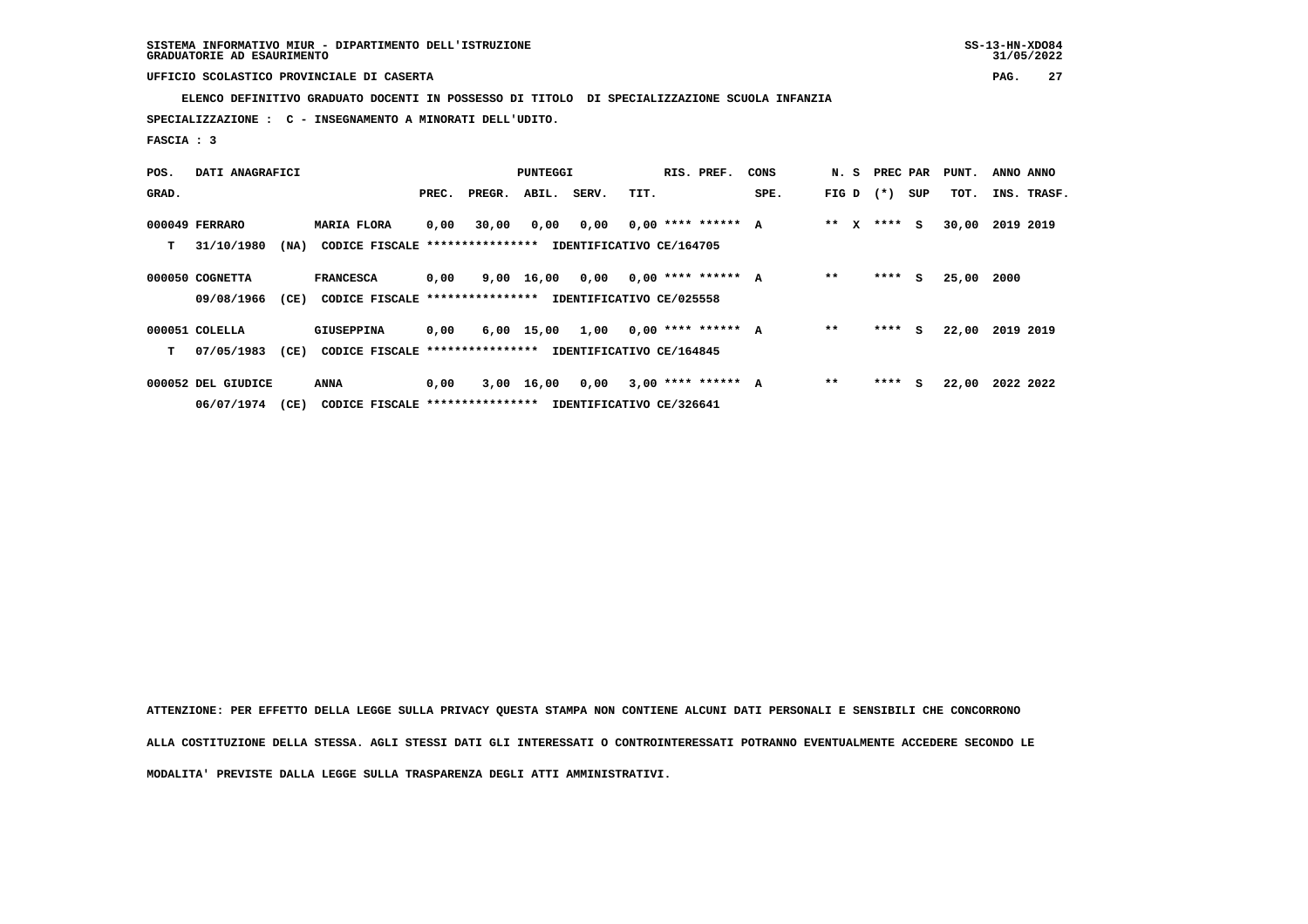SISTEMA INFORMATIVO MIUR - DIPARTIMENTO DELL'ISTRUZIONE
GRADUATORIE AD ESAURIMENTO

UFFICIO SCOLASTICO PROVINCIALE DI CASERTA

ELENCO DEFINITIVO GRADUATO DOCENTI IN POSSESSO DI TITOLO DI SPECIALIZZAZIONE SCUOLA INFANZIA

SPECIALIZZAZIONE : C - INSEGNAMENTO A MINORATI DELL'UDITO.

FASCIA : 3

| POS. GRAD. | DATI ANAGRAFICI | | PREC. | PREGR. | ABIL. | SERV. | TIT. | RIS. PREF. | CONS SPE. | N. S FIG D | PREC PAR (*) SUP | PUNT. TOT. | ANNO INS. | ANNO TRASF. |
|---|---|---|---|---|---|---|---|---|---|---|---|---|---|---|
| 000049 | FERRARO | MARIA FLORA | 0,00 | 30,00 | 0,00 | 0,00 | 0,00 | **** ****** | A | ** X | **** S | 30,00 | 2019 | 2019 |
| T | 31/10/1980 (NA) | CODICE FISCALE **************** IDENTIFICATIVO CE/164705 | | | | | | | | | | | | |
| 000050 | COGNETTA | FRANCESCA | 0,00 | 9,00 | 16,00 | 0,00 | 0,00 | **** ****** | A | ** | **** S | 25,00 | 2000 | |
| | 09/08/1966 (CE) | CODICE FISCALE **************** IDENTIFICATIVO CE/025558 | | | | | | | | | | | | |
| 000051 | COLELLA | GIUSEPPINA | 0,00 | 6,00 | 15,00 | 1,00 | 0,00 | **** ****** | A | ** | **** S | 22,00 | 2019 | 2019 |
| T | 07/05/1983 (CE) | CODICE FISCALE **************** IDENTIFICATIVO CE/164845 | | | | | | | | | | | | |
| 000052 | DEL GIUDICE | ANNA | 0,00 | 3,00 | 16,00 | 0,00 | 3,00 | **** ****** | A | ** | **** S | 22,00 | 2022 | 2022 |
| | 06/07/1974 (CE) | CODICE FISCALE **************** IDENTIFICATIVO CE/326641 | | | | | | | | | | | | |

ATTENZIONE: PER EFFETTO DELLA LEGGE SULLA PRIVACY QUESTA STAMPA NON CONTIENE ALCUNI DATI PERSONALI E SENSIBILI CHE CONCORRONO ALLA COSTITUZIONE DELLA STESSA. AGLI STESSI DATI GLI INTERESSATI O CONTROINTERESSATI POTRANNO EVENTUALMENTE ACCEDERE SECONDO LE MODALITA' PREVISTE DALLA LEGGE SULLA TRASPARENZA DEGLI ATTI AMMINISTRATIVI.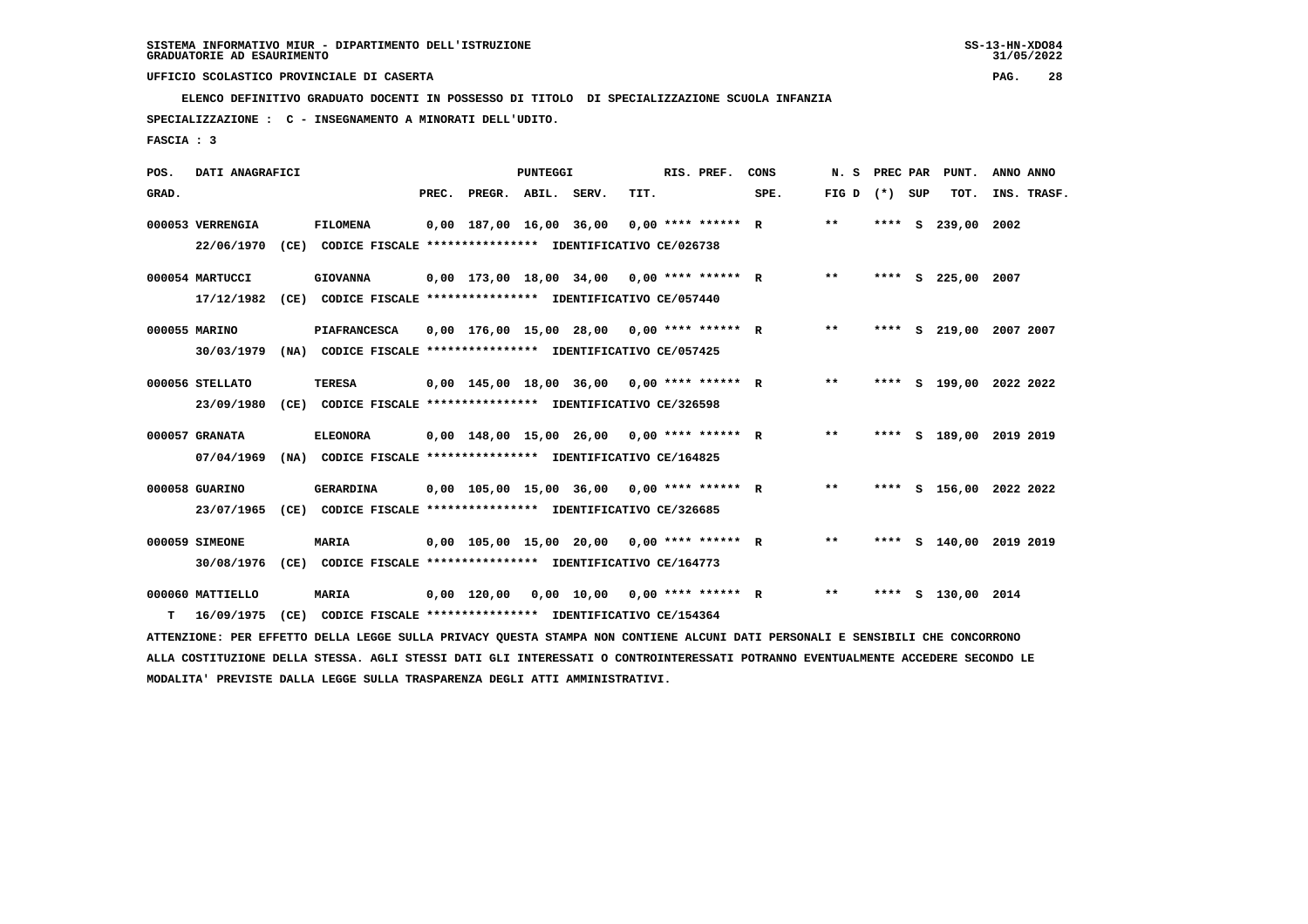SISTEMA INFORMATIVO MIUR - DIPARTIMENTO DELL'ISTRUZIONE
GRADUATORIE AD ESAURIMENTO

UFFICIO SCOLASTICO PROVINCIALE DI CASERTA

**ELENCO DEFINITIVO GRADUATO DOCENTI IN POSSESSO DI TITOLO DI SPECIALIZZAZIONE SCUOLA INFANZIA**

**SPECIALIZZAZIONE : C - INSEGNAMENTO A MINORATI DELL'UDITO.**

**FASCIA : 3**

| POS. GRAD. | DATI ANAGRAFICI | | PREC. | PREGR. | ABIL. | SERV. | TIT. | RIS. PREF. | CONS SPE. | N. S FIG D | PREC PAR (*) | SUP | PUNT. TOT. | ANNO INS. | ANNO TRASF. |
|---|---|---|---|---|---|---|---|---|---|---|---|---|---|---|---|
| 000053 | VERRENGIA | FILOMENA | 0,00 | 187,00 | 16,00 | 36,00 | 0,00 | **** ****** | R | ** | **** | S | 239,00 | 2002 | |
| | 22/06/1970 (CE) | CODICE FISCALE **************** IDENTIFICATIVO CE/026738 | | | | | | | | | | | | | |
| 000054 | MARTUCCI | GIOVANNA | 0,00 | 173,00 | 18,00 | 34,00 | 0,00 | **** ****** | R | ** | **** | S | 225,00 | 2007 | |
| | 17/12/1982 (CE) | CODICE FISCALE **************** IDENTIFICATIVO CE/057440 | | | | | | | | | | | | | |
| 000055 | MARINO | PIAFRANCESCA | 0,00 | 176,00 | 15,00 | 28,00 | 0,00 | **** ****** | R | ** | **** | S | 219,00 | 2007 | 2007 |
| | 30/03/1979 (NA) | CODICE FISCALE **************** IDENTIFICATIVO CE/057425 | | | | | | | | | | | | | |
| 000056 | STELLATO | TERESA | 0,00 | 145,00 | 18,00 | 36,00 | 0,00 | **** ****** | R | ** | **** | S | 199,00 | 2022 | 2022 |
| | 23/09/1980 (CE) | CODICE FISCALE **************** IDENTIFICATIVO CE/326598 | | | | | | | | | | | | | |
| 000057 | GRANATA | ELEONORA | 0,00 | 148,00 | 15,00 | 26,00 | 0,00 | **** ****** | R | ** | **** | S | 189,00 | 2019 | 2019 |
| | 07/04/1969 (NA) | CODICE FISCALE **************** IDENTIFICATIVO CE/164825 | | | | | | | | | | | | | |
| 000058 | GUARINO | GERARDINA | 0,00 | 105,00 | 15,00 | 36,00 | 0,00 | **** ****** | R | ** | **** | S | 156,00 | 2022 | 2022 |
| | 23/07/1965 (CE) | CODICE FISCALE **************** IDENTIFICATIVO CE/326685 | | | | | | | | | | | | | |
| 000059 | SIMEONE | MARIA | 0,00 | 105,00 | 15,00 | 20,00 | 0,00 | **** ****** | R | ** | **** | S | 140,00 | 2019 | 2019 |
| | 30/08/1976 (CE) | CODICE FISCALE **************** IDENTIFICATIVO CE/164773 | | | | | | | | | | | | | |
| 000060 | MATTIELLO | MARIA | 0,00 | 120,00 | 0,00 | 10,00 | 0,00 | **** ****** | R | ** | **** | S | 130,00 | 2014 | |
| T | 16/09/1975 (CE) | CODICE FISCALE **************** IDENTIFICATIVO CE/154364 | | | | | | | | | | | | | |

ATTENZIONE: PER EFFETTO DELLA LEGGE SULLA PRIVACY QUESTA STAMPA NON CONTIENE ALCUNI DATI PERSONALI E SENSIBILI CHE CONCORRONO ALLA COSTITUZIONE DELLA STESSA. AGLI STESSI DATI GLI INTERESSATI O CONTROINTERESSATI POTRANNO EVENTUALMENTE ACCEDERE SECONDO LE MODALITA' PREVISTE DALLA LEGGE SULLA TRASPARENZA DEGLI ATTI AMMINISTRATIVI.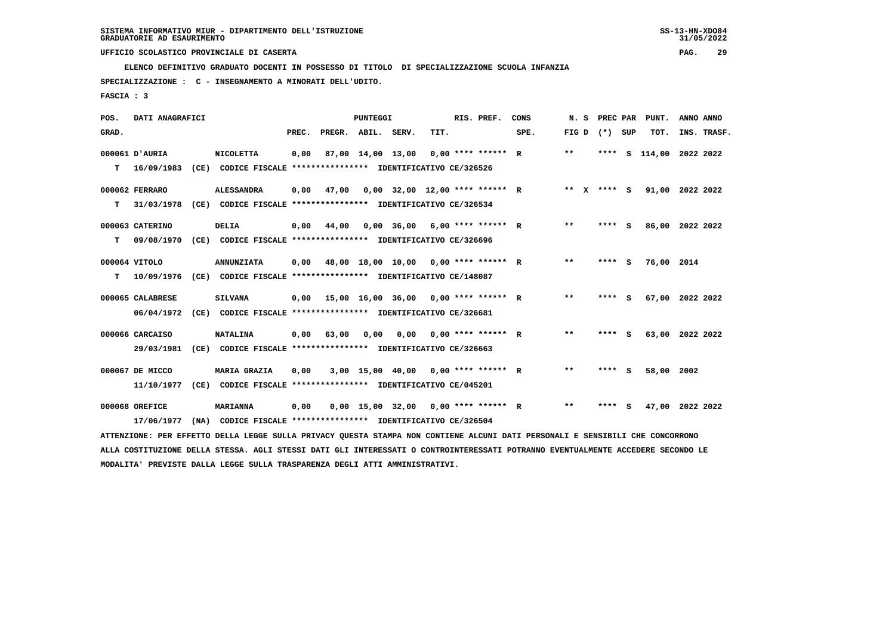SISTEMA INFORMATIVO MIUR - DIPARTIMENTO DELL'ISTRUZIONE
GRADUATORIE AD ESAURIMENTO

UFFICIO SCOLASTICO PROVINCIALE DI CASERTA

ELENCO DEFINITIVO GRADUATO DOCENTI IN POSSESSO DI TITOLO DI SPECIALIZZAZIONE SCUOLA INFANZIA

SPECIALIZZAZIONE : C - INSEGNAMENTO A MINORATI DELL'UDITO.

FASCIA : 3

| POS. GRAD. | DATI ANAGRAFICI | | PREC. | PREGR. | ABIL. | SERV. | TIT. | RIS. PREF. | CONS SPE. | N. S FIG D | PREC PAR (*) | SUP | PUNT. TOT. | ANNO INS. | ANNO TRASF. |
|---|---|---|---|---|---|---|---|---|---|---|---|---|---|---|---|
| 000061 | D'AURIA | NICOLETTA | 0,00 | 87,00 | 14,00 | 13,00 | 0,00 | **** ****** | R | ** | **** | S | 114,00 | 2022 | 2022 |
| T | 16/09/1983 (CE) CODICE FISCALE **************** IDENTIFICATIVO CE/326526 | | | | | | | | | | | | | | |
| 000062 | FERRARO | ALESSANDRA | 0,00 | 47,00 | 0,00 | 32,00 | 12,00 | **** ****** | R | ** X | **** | S | 91,00 | 2022 | 2022 |
| T | 31/03/1978 (CE) CODICE FISCALE **************** IDENTIFICATIVO CE/326534 | | | | | | | | | | | | | | |
| 000063 | CATERINO | DELIA | 0,00 | 44,00 | 0,00 | 36,00 | 6,00 | **** ****** | R | ** | **** | S | 86,00 | 2022 | 2022 |
| T | 09/08/1970 (CE) CODICE FISCALE **************** IDENTIFICATIVO CE/326696 | | | | | | | | | | | | | | |
| 000064 | VITOLO | ANNUNZIATA | 0,00 | 48,00 | 18,00 | 10,00 | 0,00 | **** ****** | R | ** | **** | S | 76,00 | 2014 | |
| T | 10/09/1976 (CE) CODICE FISCALE **************** IDENTIFICATIVO CE/148087 | | | | | | | | | | | | | | |
| 000065 | CALABRESE | SILVANA | 0,00 | 15,00 | 16,00 | 36,00 | 0,00 | **** ****** | R | ** | **** | S | 67,00 | 2022 | 2022 |
| | 06/04/1972 (CE) CODICE FISCALE **************** IDENTIFICATIVO CE/326681 | | | | | | | | | | | | | | |
| 000066 | CARCAISO | NATALINA | 0,00 | 63,00 | 0,00 | 0,00 | 0,00 | **** ****** | R | ** | **** | S | 63,00 | 2022 | 2022 |
| | 29/03/1981 (CE) CODICE FISCALE **************** IDENTIFICATIVO CE/326663 | | | | | | | | | | | | | | |
| 000067 | DE MICCO | MARIA GRAZIA | 0,00 | 3,00 | 15,00 | 40,00 | 0,00 | **** ****** | R | ** | **** | S | 58,00 | 2002 | |
| | 11/10/1977 (CE) CODICE FISCALE **************** IDENTIFICATIVO CE/045201 | | | | | | | | | | | | | | |
| 000068 | OREFICE | MARIANNA | 0,00 | 0,00 | 15,00 | 32,00 | 0,00 | **** ****** | R | ** | **** | S | 47,00 | 2022 | 2022 |
| | 17/06/1977 (NA) CODICE FISCALE **************** IDENTIFICATIVO CE/326504 | | | | | | | | | | | | | | |

ATTENZIONE: PER EFFETTO DELLA LEGGE SULLA PRIVACY QUESTA STAMPA NON CONTIENE ALCUNI DATI PERSONALI E SENSIBILI CHE CONCORRONO ALLA COSTITUZIONE DELLA STESSA. AGLI STESSI DATI GLI INTERESSATI O CONTROINTERESSATI POTRANNO EVENTUALMENTE ACCEDERE SECONDO LE MODALITA' PREVISTE DALLA LEGGE SULLA TRASPARENZA DEGLI ATTI AMMINISTRATIVI.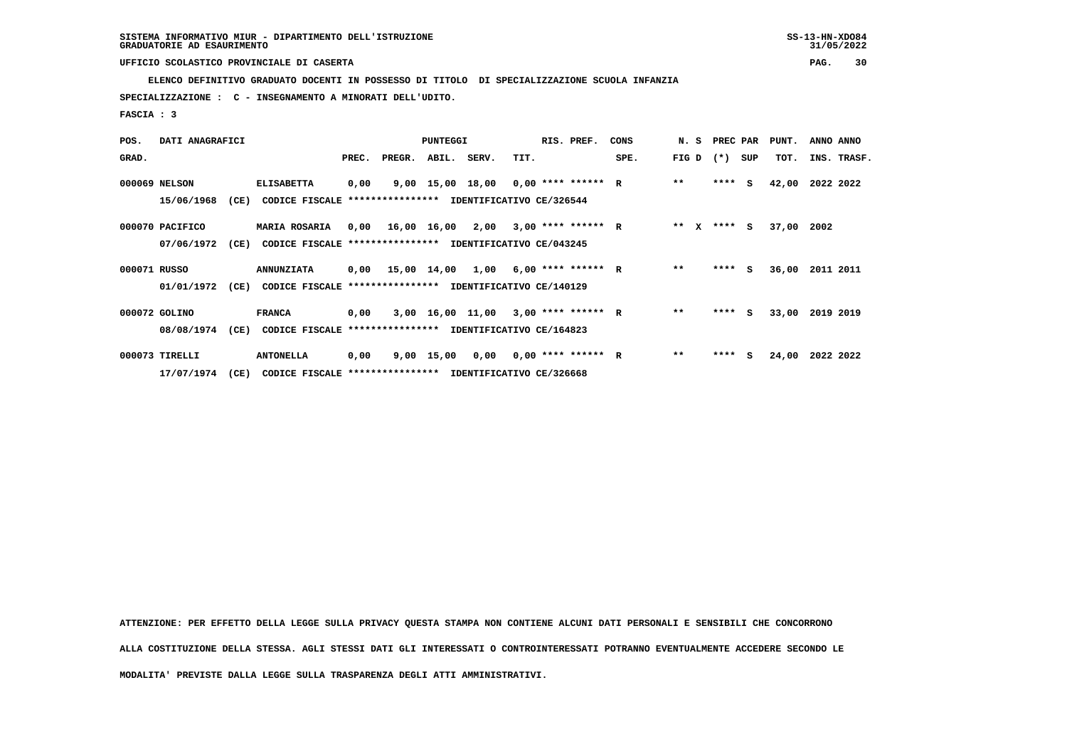SISTEMA INFORMATIVO MIUR - DIPARTIMENTO DELL'ISTRUZIONE
GRADUATORIE AD ESAURIMENTO

UFFICIO SCOLASTICO PROVINCIALE DI CASERTA

**ELENCO DEFINITIVO GRADUATO DOCENTI IN POSSESSO DI TITOLO DI SPECIALIZZAZIONE SCUOLA INFANZIA**

**SPECIALIZZAZIONE : C - INSEGNAMENTO A MINORATI DELL'UDITO.**

**FASCIA : 3**

| POS. GRAD. | DATI ANAGRAFICI | | PREC. | PREGR. | ABIL. | SERV. | TIT. | RIS. PREF. | CONS SPE. | N. S FIG D | PREC PAR (*) SUP | PUNT. TOT. | ANNO ANNO INS. TRASF. |
|---|---|---|---|---|---|---|---|---|---|---|---|---|---|
| 000069 | NELSON | ELISABETTA | 0,00 | 9,00 | 15,00 | 18,00 | 0,00 | **** ****** | R | ** | **** S | 42,00 | 2022 2022 |
| | 15/06/1968 (CE) | CODICE FISCALE **************** IDENTIFICATIVO CE/326544 | | | | | | | | | | | |
| 000070 | PACIFICO | MARIA ROSARIA | 0,00 | 16,00 | 16,00 | 2,00 | 3,00 | **** ****** | R | ** X | **** S | 37,00 | 2002 |
| | 07/06/1972 (CE) | CODICE FISCALE **************** IDENTIFICATIVO CE/043245 | | | | | | | | | | | |
| 000071 | RUSSO | ANNUNZIATA | 0,00 | 15,00 | 14,00 | 1,00 | 6,00 | **** ****** | R | ** | **** S | 36,00 | 2011 2011 |
| | 01/01/1972 (CE) | CODICE FISCALE **************** IDENTIFICATIVO CE/140129 | | | | | | | | | | | |
| 000072 | GOLINO | FRANCA | 0,00 | 3,00 | 16,00 | 11,00 | 3,00 | **** ****** | R | ** | **** S | 33,00 | 2019 2019 |
| | 08/08/1974 (CE) | CODICE FISCALE **************** IDENTIFICATIVO CE/164823 | | | | | | | | | | | |
| 000073 | TIRELLI | ANTONELLA | 0,00 | 9,00 | 15,00 | 0,00 | 0,00 | **** ****** | R | ** | **** S | 24,00 | 2022 2022 |
| | 17/07/1974 (CE) | CODICE FISCALE **************** IDENTIFICATIVO CE/326668 | | | | | | | | | | | |

**ATTENZIONE: PER EFFETTO DELLA LEGGE SULLA PRIVACY QUESTA STAMPA NON CONTIENE ALCUNI DATI PERSONALI E SENSIBILI CHE CONCORRONO ALLA COSTITUZIONE DELLA STESSA. AGLI STESSI DATI GLI INTERESSATI O CONTROINTERESSATI POTRANNO EVENTUALMENTE ACCEDERE SECONDO LE MODALITA' PREVISTE DALLA LEGGE SULLA TRASPARENZA DEGLI ATTI AMMINISTRATIVI.**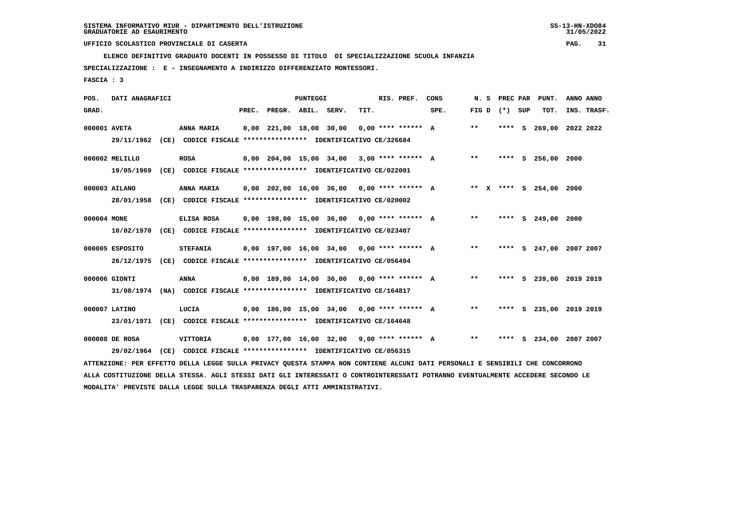SISTEMA INFORMATIVO MIUR - DIPARTIMENTO DELL'ISTRUZIONE
GRADUATORIE AD ESAURIMENTO

UFFICIO SCOLASTICO PROVINCIALE DI CASERTA

ELENCO DEFINITIVO GRADUATO DOCENTI IN POSSESSO DI TITOLO DI SPECIALIZZAZIONE SCUOLA INFANZIA

SPECIALIZZAZIONE : E - INSEGNAMENTO A INDIRIZZO DIFFERENZIATO MONTESSORI.

FASCIA : 3

| POS. GRAD. | DATI ANAGRAFICI | | PREC. | PREGR. | ABIL. | SERV. | TIT. | RIS. PREF. | CONS SPE. | N. S FIG D | PREC PAR (*) | SUP | PUNT. TOT. | ANNO INS. | ANNO TRASF. |
|---|---|---|---|---|---|---|---|---|---|---|---|---|---|---|---|
| 000001 | AVETA | ANNA MARIA | 0,00 | 221,00 | 18,00 | 30,00 | 0,00 | **** ****** | A | ** | **** | S | 269,00 | 2022 | 2022 |
| | 29/11/1962 (CE) CODICE FISCALE **************** IDENTIFICATIVO CE/326684 | | | | | | | | | | | | | | |
| 000002 | MELILLO | ROSA | 0,00 | 204,00 | 15,00 | 34,00 | 3,00 | **** ****** | A | ** | **** | S | 256,00 | 2000 | |
| | 19/05/1969 (CE) CODICE FISCALE **************** IDENTIFICATIVO CE/022001 | | | | | | | | | | | | | | |
| 000003 | AILANO | ANNA MARIA | 0,00 | 202,00 | 16,00 | 36,00 | 0,00 | **** ****** | A | ** X | **** | S | 254,00 | 2000 | |
| | 28/01/1958 (CE) CODICE FISCALE **************** IDENTIFICATIVO CE/020002 | | | | | | | | | | | | | | |
| 000004 | MONE | ELISA ROSA | 0,00 | 198,00 | 15,00 | 36,00 | 0,00 | **** ****** | A | ** | **** | S | 249,00 | 2000 | |
| | 10/02/1970 (CE) CODICE FISCALE **************** IDENTIFICATIVO CE/023407 | | | | | | | | | | | | | | |
| 000005 | ESPOSITO | STEFANIA | 0,00 | 197,00 | 16,00 | 34,00 | 0,00 | **** ****** | A | ** | **** | S | 247,00 | 2007 | 2007 |
| | 26/12/1975 (CE) CODICE FISCALE **************** IDENTIFICATIVO CE/056494 | | | | | | | | | | | | | | |
| 000006 | GIONTI | ANNA | 0,00 | 189,00 | 14,00 | 36,00 | 0,00 | **** ****** | A | ** | **** | S | 239,00 | 2019 | 2019 |
| | 31/08/1974 (NA) CODICE FISCALE **************** IDENTIFICATIVO CE/164817 | | | | | | | | | | | | | | |
| 000007 | LATINO | LUCIA | 0,00 | 186,00 | 15,00 | 34,00 | 0,00 | **** ****** | A | ** | **** | S | 235,00 | 2019 | 2019 |
| | 23/01/1971 (CE) CODICE FISCALE **************** IDENTIFICATIVO CE/164648 | | | | | | | | | | | | | | |
| 000008 | DE ROSA | VITTORIA | 0,00 | 177,00 | 16,00 | 32,00 | 9,00 | **** ****** | A | ** | **** | S | 234,00 | 2007 | 2007 |
| | 29/02/1964 (CE) CODICE FISCALE **************** IDENTIFICATIVO CE/056315 | | | | | | | | | | | | | | |

ATTENZIONE: PER EFFETTO DELLA LEGGE SULLA PRIVACY QUESTA STAMPA NON CONTIENE ALCUNI DATI PERSONALI E SENSIBILI CHE CONCORRONO ALLA COSTITUZIONE DELLA STESSA. AGLI STESSI DATI GLI INTERESSATI O CONTROINTERESSATI POTRANNO EVENTUALMENTE ACCEDERE SECONDO LE MODALITA' PREVISTE DALLA LEGGE SULLA TRASPARENZA DEGLI ATTI AMMINISTRATIVI.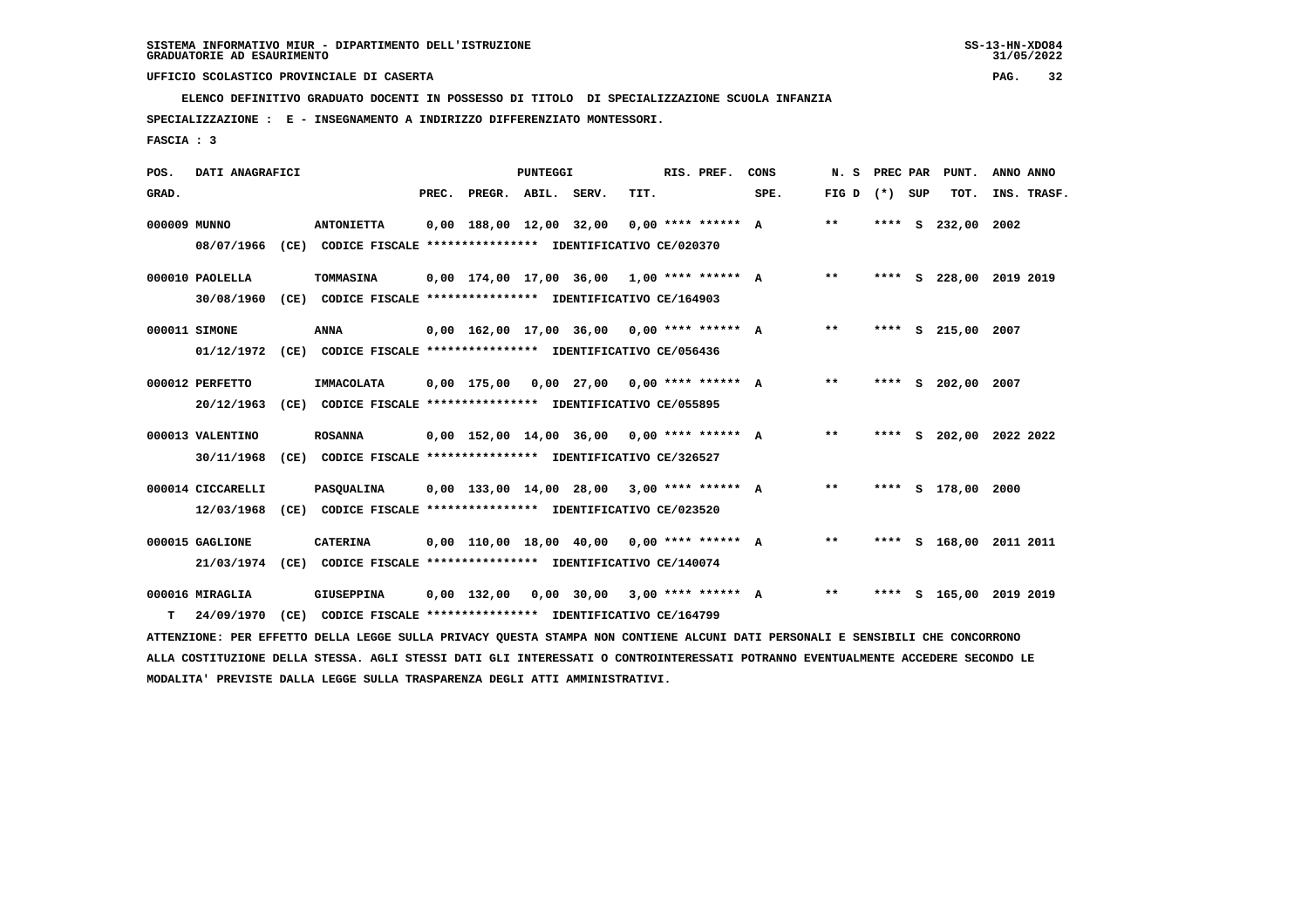SISTEMA INFORMATIVO MIUR - DIPARTIMENTO DELL'ISTRUZIONE
GRADUATORIE AD ESAURIMENTO

UFFICIO SCOLASTICO PROVINCIALE DI CASERTA

ELENCO DEFINITIVO GRADUATO DOCENTI IN POSSESSO DI TITOLO DI SPECIALIZZAZIONE SCUOLA INFANZIA

SPECIALIZZAZIONE : E - INSEGNAMENTO A INDIRIZZO DIFFERENZIATO MONTESSORI.

FASCIA : 3

| POS. GRAD. | DATI ANAGRAFICI | | PREC. | PREGR. | ABIL. | SERV. | TIT. | RIS. PREF. | CONS SPE. | N. S FIG D | PREC PAR (*) | SUP | PUNT. TOT. | ANNO INS. | ANNO TRASF. |
|---|---|---|---|---|---|---|---|---|---|---|---|---|---|---|---|
| 000009 | MUNNO | ANTONIETTA | 0,00 | 188,00 | 12,00 | 32,00 | 0,00 | **** ****** | A | ** | **** | S | 232,00 | 2002 | |
| | 08/07/1966 (CE) | CODICE FISCALE **************** IDENTIFICATIVO CE/020370 | | | | | | | | | | | | | |
| 000010 | PAOLELLA | TOMMASINA | 0,00 | 174,00 | 17,00 | 36,00 | 1,00 | **** ****** | A | ** | **** | S | 228,00 | 2019 | 2019 |
| | 30/08/1960 (CE) | CODICE FISCALE **************** IDENTIFICATIVO CE/164903 | | | | | | | | | | | | | |
| 000011 | SIMONE | ANNA | 0,00 | 162,00 | 17,00 | 36,00 | 0,00 | **** ****** | A | ** | **** | S | 215,00 | 2007 | |
| | 01/12/1972 (CE) | CODICE FISCALE **************** IDENTIFICATIVO CE/056436 | | | | | | | | | | | | | |
| 000012 | PERFETTO | IMMACOLATA | 0,00 | 175,00 | 0,00 | 27,00 | 0,00 | **** ****** | A | ** | **** | S | 202,00 | 2007 | |
| | 20/12/1963 (CE) | CODICE FISCALE **************** IDENTIFICATIVO CE/055895 | | | | | | | | | | | | | |
| 000013 | VALENTINO | ROSANNA | 0,00 | 152,00 | 14,00 | 36,00 | 0,00 | **** ****** | A | ** | **** | S | 202,00 | 2022 | 2022 |
| | 30/11/1968 (CE) | CODICE FISCALE **************** IDENTIFICATIVO CE/326527 | | | | | | | | | | | | | |
| 000014 | CICCARELLI | PASQUALINA | 0,00 | 133,00 | 14,00 | 28,00 | 3,00 | **** ****** | A | ** | **** | S | 178,00 | 2000 | |
| | 12/03/1968 (CE) | CODICE FISCALE **************** IDENTIFICATIVO CE/023520 | | | | | | | | | | | | | |
| 000015 | GAGLIONE | CATERINA | 0,00 | 110,00 | 18,00 | 40,00 | 0,00 | **** ****** | A | ** | **** | S | 168,00 | 2011 | 2011 |
| | 21/03/1974 (CE) | CODICE FISCALE **************** IDENTIFICATIVO CE/140074 | | | | | | | | | | | | | |
| 000016 | MIRAGLIA | GIUSEPPINA | 0,00 | 132,00 | 0,00 | 30,00 | 3,00 | **** ****** | A | ** | **** | S | 165,00 | 2019 | 2019 |
| T | 24/09/1970 (CE) | CODICE FISCALE **************** IDENTIFICATIVO CE/164799 | | | | | | | | | | | | | |

ATTENZIONE: PER EFFETTO DELLA LEGGE SULLA PRIVACY QUESTA STAMPA NON CONTIENE ALCUNI DATI PERSONALI E SENSIBILI CHE CONCORRONO ALLA COSTITUZIONE DELLA STESSA. AGLI STESSI DATI GLI INTERESSATI O CONTROINTERESSATI POTRANNO EVENTUALMENTE ACCEDERE SECONDO LE MODALITA' PREVISTE DALLA LEGGE SULLA TRASPARENZA DEGLI ATTI AMMINISTRATIVI.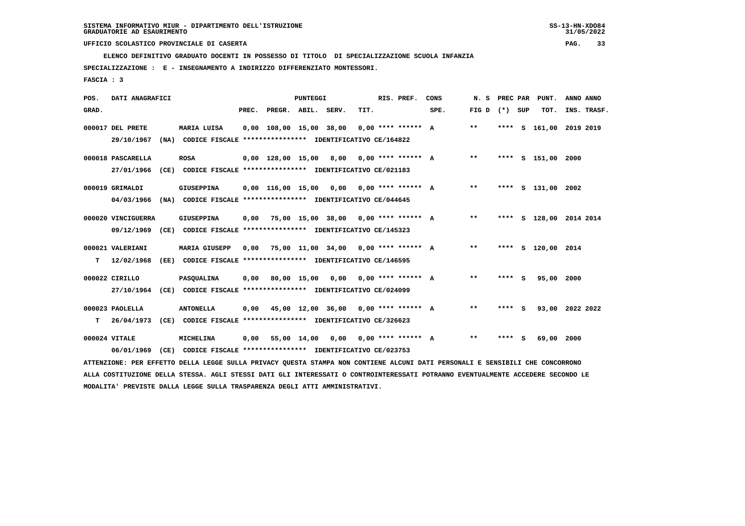SISTEMA INFORMATIVO MIUR - DIPARTIMENTO DELL'ISTRUZIONE
GRADUATORIE AD ESAURIMENTO

UFFICIO SCOLASTICO PROVINCIALE DI CASERTA

**ELENCO DEFINITIVO GRADUATO DOCENTI IN POSSESSO DI TITOLO DI SPECIALIZZAZIONE SCUOLA INFANZIA**

**SPECIALIZZAZIONE : E - INSEGNAMENTO A INDIRIZZO DIFFERENZIATO MONTESSORI.**

**FASCIA : 3**

| POS. GRAD. | DATI ANAGRAFICI | | PREC. | PREGR. | ABIL. | SERV. | TIT. | RIS. PREF. | CONS SPE. | N. S FIG D | PREC PAR (*) | SUP | PUNT. TOT. | ANNO INS. | ANNO TRASF. |
|---|---|---|---|---|---|---|---|---|---|---|---|---|---|---|---|
| 000017 | DEL PRETE | MARIA LUISA | 0,00 | 108,00 | 15,00 | 38,00 | 0,00 | **** ****** | A | ** | **** | S | 161,00 | 2019 | 2019 |
| | 29/10/1967 (NA) CODICE FISCALE **************** IDENTIFICATIVO CE/164822 | | | | | | | | | | | | | | |
| 000018 | PASCARELLA | ROSA | 0,00 | 128,00 | 15,00 | 8,00 | 0,00 | **** ****** | A | ** | **** | S | 151,00 | 2000 | |
| | 27/01/1966 (CE) CODICE FISCALE **************** IDENTIFICATIVO CE/021183 | | | | | | | | | | | | | | |
| 000019 | GRIMALDI | GIUSEPPINA | 0,00 | 116,00 | 15,00 | 0,00 | 0,00 | **** ****** | A | ** | **** | S | 131,00 | 2002 | |
| | 04/03/1966 (NA) CODICE FISCALE **************** IDENTIFICATIVO CE/044645 | | | | | | | | | | | | | | |
| 000020 | VINCIGUERRA | GIUSEPPINA | 0,00 | 75,00 | 15,00 | 38,00 | 0,00 | **** ****** | A | ** | **** | S | 128,00 | 2014 | 2014 |
| | 09/12/1969 (CE) CODICE FISCALE **************** IDENTIFICATIVO CE/145323 | | | | | | | | | | | | | | |
| 000021 | VALERIANI | MARIA GIUSEPP | 0,00 | 75,00 | 11,00 | 34,00 | 0,00 | **** ****** | A | ** | **** | S | 120,00 | 2014 | |
| T | 12/02/1968 (EE) CODICE FISCALE **************** IDENTIFICATIVO CE/146595 | | | | | | | | | | | | | | |
| 000022 | CIRILLO | PASQUALINA | 0,00 | 80,00 | 15,00 | 0,00 | 0,00 | **** ****** | A | ** | **** | S | 95,00 | 2000 | |
| | 27/10/1964 (CE) CODICE FISCALE **************** IDENTIFICATIVO CE/024099 | | | | | | | | | | | | | | |
| 000023 | PAOLELLA | ANTONELLA | 0,00 | 45,00 | 12,00 | 36,00 | 0,00 | **** ****** | A | ** | **** | S | 93,00 | 2022 | 2022 |
| T | 26/04/1973 (CE) CODICE FISCALE **************** IDENTIFICATIVO CE/326623 | | | | | | | | | | | | | | |
| 000024 | VITALE | MICHELINA | 0,00 | 55,00 | 14,00 | 0,00 | 0,00 | **** ****** | A | ** | **** | S | 69,00 | 2000 | |
| | 06/01/1969 (CE) CODICE FISCALE **************** IDENTIFICATIVO CE/023753 | | | | | | | | | | | | | | |

ATTENZIONE: PER EFFETTO DELLA LEGGE SULLA PRIVACY QUESTA STAMPA NON CONTIENE ALCUNI DATI PERSONALI E SENSIBILI CHE CONCORRONO ALLA COSTITUZIONE DELLA STESSA. AGLI STESSI DATI GLI INTERESSATI O CONTROINTERESSATI POTRANNO EVENTUALMENTE ACCEDERE SECONDO LE MODALITA' PREVISTE DALLA LEGGE SULLA TRASPARENZA DEGLI ATTI AMMINISTRATIVI.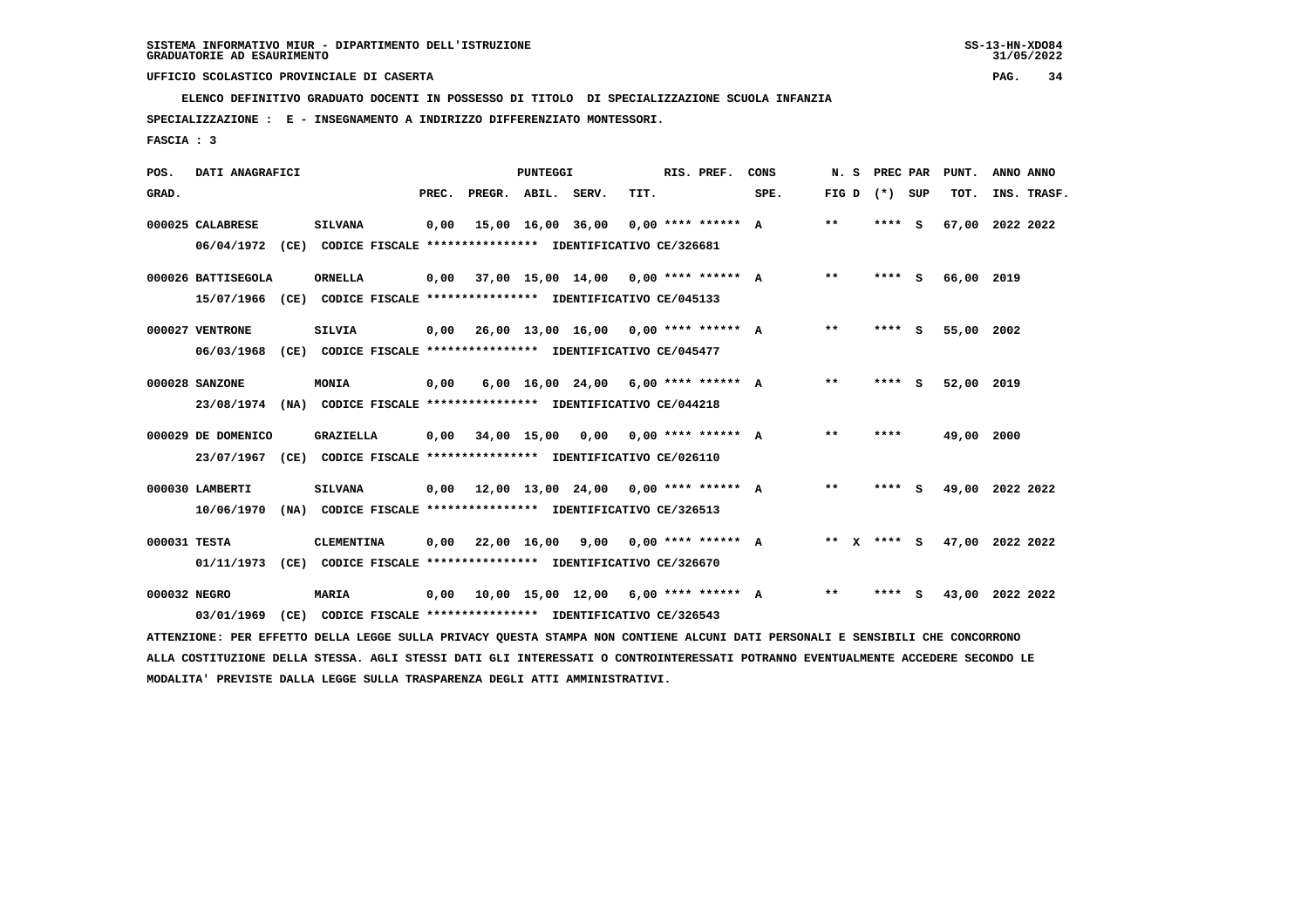SISTEMA INFORMATIVO MIUR - DIPARTIMENTO DELL'ISTRUZIONE
GRADUATORIE AD ESAURIMENTO

UFFICIO SCOLASTICO PROVINCIALE DI CASERTA

**ELENCO DEFINITIVO GRADUATO DOCENTI IN POSSESSO DI TITOLO DI SPECIALIZZAZIONE SCUOLA INFANZIA**

**SPECIALIZZAZIONE : E - INSEGNAMENTO A INDIRIZZO DIFFERENZIATO MONTESSORI.**

**FASCIA : 3**

| POS. GRAD. | DATI ANAGRAFICI | | PREC. | PREGR. | ABIL. | SERV. | TIT. | RIS. PREF. | CONS SPE. | N. S FIG D | PREC PAR (*) SUP | PUNT. TOT. | ANNO INS. | ANNO TRASF. |
|---|---|---|---|---|---|---|---|---|---|---|---|---|---|---|
| 000025 | CALABRESE | SILVANA | 0,00 | 15,00 | 16,00 | 36,00 | 0,00 | **** ****** | A | ** | **** S | 67,00 | 2022 | 2022 |
| | 06/04/1972 (CE) CODICE FISCALE **************** IDENTIFICATIVO CE/326681 | | | | | | | | | | | | | |
| 000026 | BATTISEGOLA | ORNELLA | 0,00 | 37,00 | 15,00 | 14,00 | 0,00 | **** ****** | A | ** | **** S | 66,00 | 2019 | |
| | 15/07/1966 (CE) CODICE FISCALE **************** IDENTIFICATIVO CE/045133 | | | | | | | | | | | | | |
| 000027 | VENTRONE | SILVIA | 0,00 | 26,00 | 13,00 | 16,00 | 0,00 | **** ****** | A | ** | **** S | 55,00 | 2002 | |
| | 06/03/1968 (CE) CODICE FISCALE **************** IDENTIFICATIVO CE/045477 | | | | | | | | | | | | | |
| 000028 | SANZONE | MONIA | 0,00 | 6,00 | 16,00 | 24,00 | 6,00 | **** ****** | A | ** | **** S | 52,00 | 2019 | |
| | 23/08/1974 (NA) CODICE FISCALE **************** IDENTIFICATIVO CE/044218 | | | | | | | | | | | | | |
| 000029 | DE DOMENICO | GRAZIELLA | 0,00 | 34,00 | 15,00 | 0,00 | 0,00 | **** ****** | A | ** | **** | 49,00 | 2000 | |
| | 23/07/1967 (CE) CODICE FISCALE **************** IDENTIFICATIVO CE/026110 | | | | | | | | | | | | | |
| 000030 | LAMBERTI | SILVANA | 0,00 | 12,00 | 13,00 | 24,00 | 0,00 | **** ****** | A | ** | **** S | 49,00 | 2022 | 2022 |
| | 10/06/1970 (NA) CODICE FISCALE **************** IDENTIFICATIVO CE/326513 | | | | | | | | | | | | | |
| 000031 | TESTA | CLEMENTINA | 0,00 | 22,00 | 16,00 | 9,00 | 0,00 | **** ****** | A | ** X | **** S | 47,00 | 2022 | 2022 |
| | 01/11/1973 (CE) CODICE FISCALE **************** IDENTIFICATIVO CE/326670 | | | | | | | | | | | | | |
| 000032 | NEGRO | MARIA | 0,00 | 10,00 | 15,00 | 12,00 | 6,00 | **** ****** | A | ** | **** S | 43,00 | 2022 | 2022 |
| | 03/01/1969 (CE) CODICE FISCALE **************** IDENTIFICATIVO CE/326543 | | | | | | | | | | | | | |

ATTENZIONE: PER EFFETTO DELLA LEGGE SULLA PRIVACY QUESTA STAMPA NON CONTIENE ALCUNI DATI PERSONALI E SENSIBILI CHE CONCORRONO ALLA COSTITUZIONE DELLA STESSA. AGLI STESSI DATI GLI INTERESSATI O CONTROINTERESSATI POTRANNO EVENTUALMENTE ACCEDERE SECONDO LE MODALITA' PREVISTE DALLA LEGGE SULLA TRASPARENZA DEGLI ATTI AMMINISTRATIVI.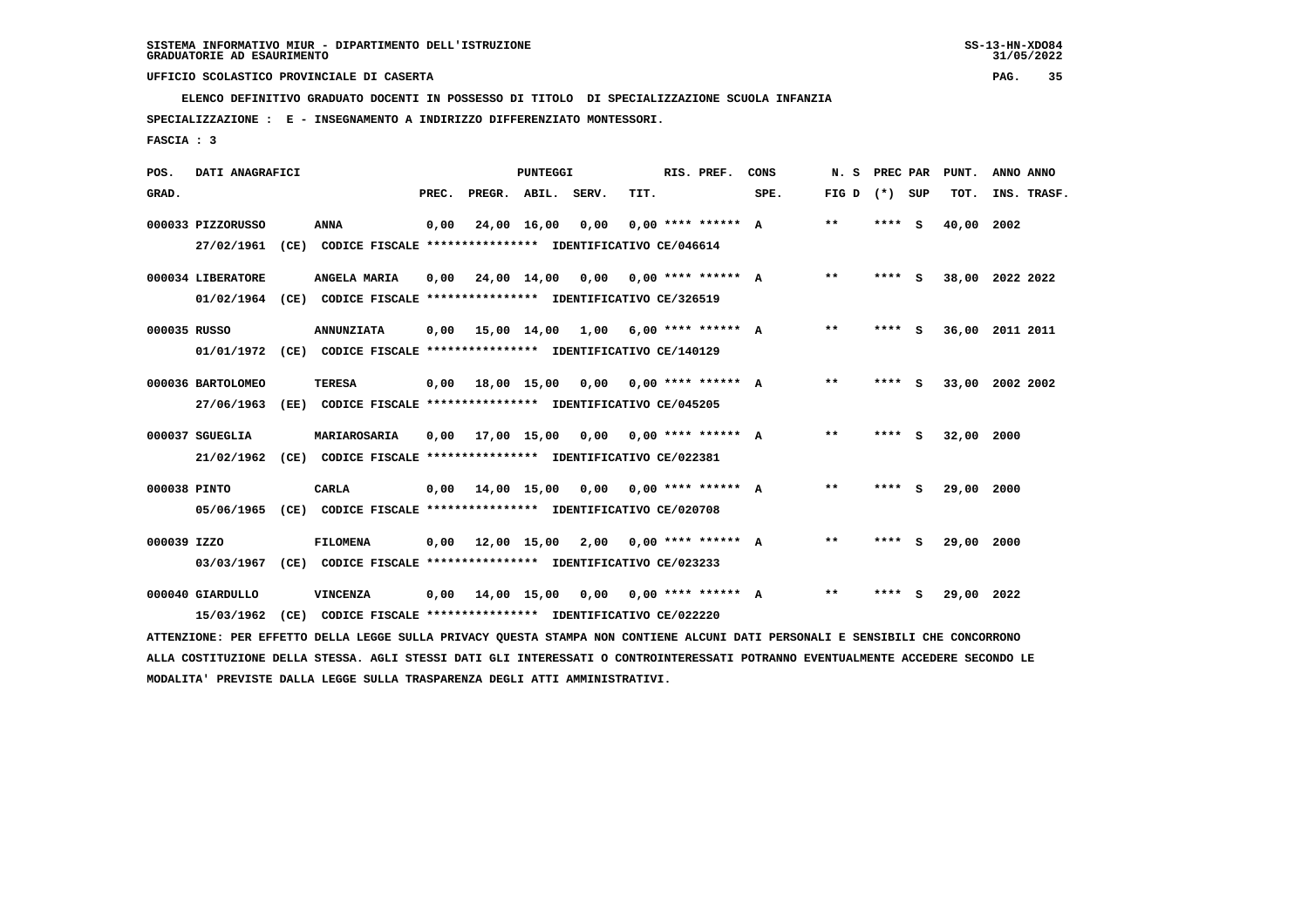SISTEMA INFORMATIVO MIUR - DIPARTIMENTO DELL'ISTRUZIONE
GRADUATORIE AD ESAURIMENTO

UFFICIO SCOLASTICO PROVINCIALE DI CASERTA

**ELENCO DEFINITIVO GRADUATO DOCENTI IN POSSESSO DI TITOLO DI SPECIALIZZAZIONE SCUOLA INFANZIA**

**SPECIALIZZAZIONE : E - INSEGNAMENTO A INDIRIZZO DIFFERENZIATO MONTESSORI.**

**FASCIA : 3**

| POS. GRAD. | DATI ANAGRAFICI | | PREC. | PREGR. | ABIL. | SERV. | TIT. | RIS. PREF. | CONS SPE. | N. S FIG D | PREC PAR (*) SUP | PUNT. TOT. | ANNO INS. | ANNO TRASF. |
|---|---|---|---|---|---|---|---|---|---|---|---|---|---|---|
| 000033 | PIZZORUSSO 27/02/1961 (CE) CODICE FISCALE **************** IDENTIFICATIVO CE/046614 | ANNA | 0,00 | 24,00 | 16,00 | 0,00 | 0,00 | **** ****** | A | ** | **** S | 40,00 | 2002 | |
| 000034 | LIBERATORE 01/02/1964 (CE) CODICE FISCALE **************** IDENTIFICATIVO CE/326519 | ANGELA MARIA | 0,00 | 24,00 | 14,00 | 0,00 | 0,00 | **** ****** | A | ** | **** S | 38,00 | 2022 | 2022 |
| 000035 | RUSSO 01/01/1972 (CE) CODICE FISCALE **************** IDENTIFICATIVO CE/140129 | ANNUNZIATA | 0,00 | 15,00 | 14,00 | 1,00 | 6,00 | **** ****** | A | ** | **** S | 36,00 | 2011 | 2011 |
| 000036 | BARTOLOMEO 27/06/1963 (EE) CODICE FISCALE **************** IDENTIFICATIVO CE/045205 | TERESA | 0,00 | 18,00 | 15,00 | 0,00 | 0,00 | **** ****** | A | ** | **** S | 33,00 | 2002 | 2002 |
| 000037 | SGUEGLIA 21/02/1962 (CE) CODICE FISCALE **************** IDENTIFICATIVO CE/022381 | MARIAROSARIA | 0,00 | 17,00 | 15,00 | 0,00 | 0,00 | **** ****** | A | ** | **** S | 32,00 | 2000 | |
| 000038 | PINTO 05/06/1965 (CE) CODICE FISCALE **************** IDENTIFICATIVO CE/020708 | CARLA | 0,00 | 14,00 | 15,00 | 0,00 | 0,00 | **** ****** | A | ** | **** S | 29,00 | 2000 | |
| 000039 | IZZO 03/03/1967 (CE) CODICE FISCALE **************** IDENTIFICATIVO CE/023233 | FILOMENA | 0,00 | 12,00 | 15,00 | 2,00 | 0,00 | **** ****** | A | ** | **** S | 29,00 | 2000 | |
| 000040 | GIARDULLO 15/03/1962 (CE) CODICE FISCALE **************** IDENTIFICATIVO CE/022220 | VINCENZA | 0,00 | 14,00 | 15,00 | 0,00 | 0,00 | **** ****** | A | ** | **** S | 29,00 | 2022 | |

ATTENZIONE: PER EFFETTO DELLA LEGGE SULLA PRIVACY QUESTA STAMPA NON CONTIENE ALCUNI DATI PERSONALI E SENSIBILI CHE CONCORRONO ALLA COSTITUZIONE DELLA STESSA. AGLI STESSI DATI GLI INTERESSATI O CONTROINTERESSATI POTRANNO EVENTUALMENTE ACCEDERE SECONDO LE MODALITA' PREVISTE DALLA LEGGE SULLA TRASPARENZA DEGLI ATTI AMMINISTRATIVI.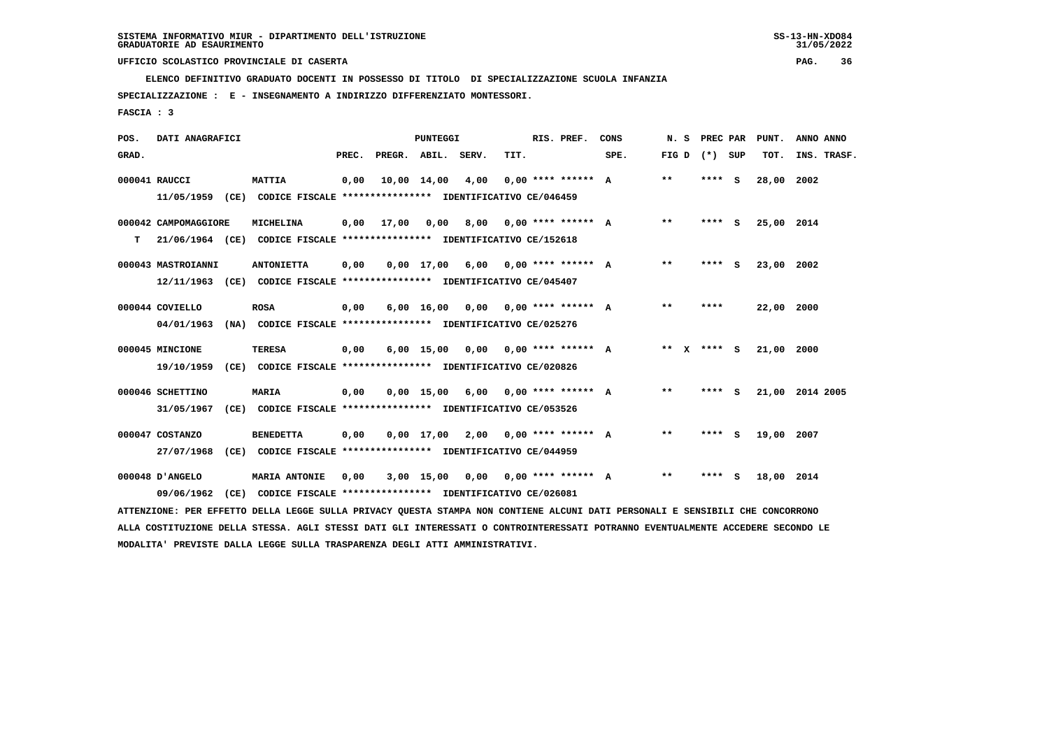SISTEMA INFORMATIVO MIUR - DIPARTIMENTO DELL'ISTRUZIONE
GRADUATORIE AD ESAURIMENTO

UFFICIO SCOLASTICO PROVINCIALE DI CASERTA

ELENCO DEFINITIVO GRADUATO DOCENTI IN POSSESSO DI TITOLO DI SPECIALIZZAZIONE SCUOLA INFANZIA

SPECIALIZZAZIONE : E - INSEGNAMENTO A INDIRIZZO DIFFERENZIATO MONTESSORI.

FASCIA : 3

| POS. GRAD. | DATI ANAGRAFICI | | PREC. | PREGR. | ABIL. | SERV. | TIT. | RIS. PREF. | CONS SPE. | N. S FIG D | PREC PAR (*) SUP | PUNT. TOT. | ANNO INS. | ANNO TRASF. |
|---|---|---|---|---|---|---|---|---|---|---|---|---|---|---|
| 000041 RAUCCI | MATTIA | | 0,00 | 10,00 | 14,00 | 4,00 | 0,00 | **** ****** | A | ** | **** S | 28,00 | 2002 | |
| | 11/05/1959 (CE) CODICE FISCALE **************** IDENTIFICATIVO CE/046459 | | | | | | | | | | | | | |
| 000042 CAMPOMAGGIORE | MICHELINA | | 0,00 | 17,00 | 0,00 | 8,00 | 0,00 | **** ****** | A | ** | **** S | 25,00 | 2014 | |
| T | 21/06/1964 (CE) CODICE FISCALE **************** IDENTIFICATIVO CE/152618 | | | | | | | | | | | | | |
| 000043 MASTROIANNI | ANTONIETTA | | 0,00 | 0,00 | 17,00 | 6,00 | 0,00 | **** ****** | A | ** | **** S | 23,00 | 2002 | |
| | 12/11/1963 (CE) CODICE FISCALE **************** IDENTIFICATIVO CE/045407 | | | | | | | | | | | | | |
| 000044 COVIELLO | ROSA | | 0,00 | 6,00 | 16,00 | 0,00 | 0,00 | **** ****** | A | ** | **** | 22,00 | 2000 | |
| | 04/01/1963 (NA) CODICE FISCALE **************** IDENTIFICATIVO CE/025276 | | | | | | | | | | | | | |
| 000045 MINCIONE | TERESA | | 0,00 | 6,00 | 15,00 | 0,00 | 0,00 | **** ****** | A | ** X | **** S | 21,00 | 2000 | |
| | 19/10/1959 (CE) CODICE FISCALE **************** IDENTIFICATIVO CE/020826 | | | | | | | | | | | | | |
| 000046 SCHETTINO | MARIA | | 0,00 | 0,00 | 15,00 | 6,00 | 0,00 | **** ****** | A | ** | **** S | 21,00 | 2014 | 2005 |
| | 31/05/1967 (CE) CODICE FISCALE **************** IDENTIFICATIVO CE/053526 | | | | | | | | | | | | | |
| 000047 COSTANZO | BENEDETTA | | 0,00 | 0,00 | 17,00 | 2,00 | 0,00 | **** ****** | A | ** | **** S | 19,00 | 2007 | |
| | 27/07/1968 (CE) CODICE FISCALE **************** IDENTIFICATIVO CE/044959 | | | | | | | | | | | | | |
| 000048 D'ANGELO | MARIA ANTONIE | | 0,00 | 3,00 | 15,00 | 0,00 | 0,00 | **** ****** | A | ** | **** S | 18,00 | 2014 | |
| | 09/06/1962 (CE) CODICE FISCALE **************** IDENTIFICATIVO CE/026081 | | | | | | | | | | | | | |

ATTENZIONE: PER EFFETTO DELLA LEGGE SULLA PRIVACY QUESTA STAMPA NON CONTIENE ALCUNI DATI PERSONALI E SENSIBILI CHE CONCORRONO ALLA COSTITUZIONE DELLA STESSA. AGLI STESSI DATI GLI INTERESSATI O CONTROINTERESSATI POTRANNO EVENTUALMENTE ACCEDERE SECONDO LE MODALITA' PREVISTE DALLA LEGGE SULLA TRASPARENZA DEGLI ATTI AMMINISTRATIVI.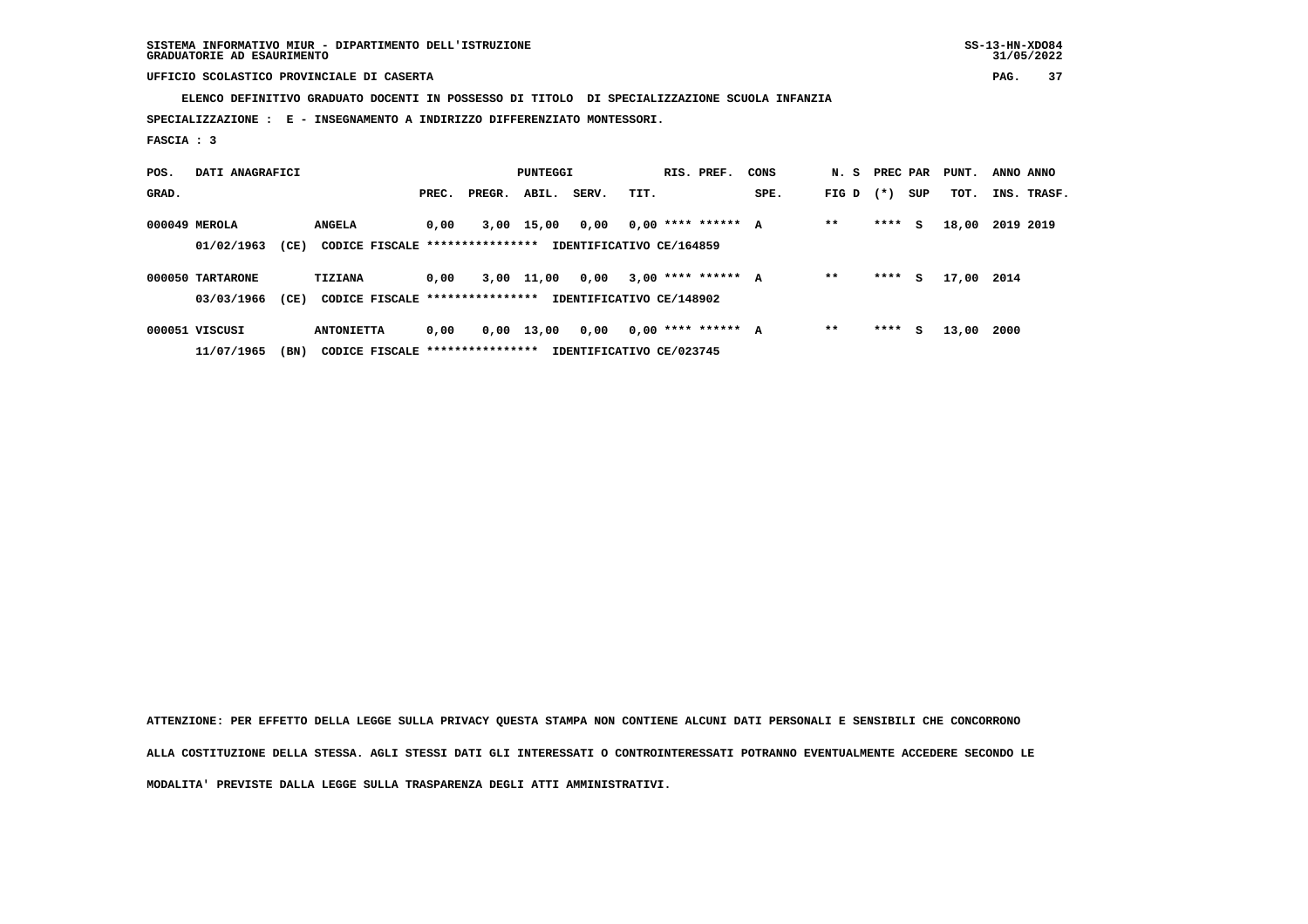SISTEMA INFORMATIVO MIUR - DIPARTIMENTO DELL'ISTRUZIONE
GRADUATORIE AD ESAURIMENTO

UFFICIO SCOLASTICO PROVINCIALE DI CASERTA

ELENCO DEFINITIVO GRADUATO DOCENTI IN POSSESSO DI TITOLO DI SPECIALIZZAZIONE SCUOLA INFANZIA

SPECIALIZZAZIONE : E - INSEGNAMENTO A INDIRIZZO DIFFERENZIATO MONTESSORI.

FASCIA : 3

| POS. GRAD. | DATI ANAGRAFICI | | PUNTEGGI PREC. | PREGR. | ABIL. | SERV. | TIT. | RIS. PREF. | CONS SPE. | N. S FIG D | PREC PAR (*) | SUP | PUNT. TOT. | ANNO INS. | ANNO TRASF. |
|---|---|---|---|---|---|---|---|---|---|---|---|---|---|---|---|
| 000049 | MEROLA | ANGELA | 0,00 | 3,00 | 15,00 | 0,00 | 0,00 | **** ****** | A | ** | **** | S | 18,00 | 2019 | 2019 |
| | 01/02/1963 (CE) | CODICE FISCALE **************** IDENTIFICATIVO CE/164859 | | | | | | | | | | | | | |
| 000050 | TARTARONE | TIZIANA | 0,00 | 3,00 | 11,00 | 0,00 | 3,00 | **** ****** | A | ** | **** | S | 17,00 | 2014 | |
| | 03/03/1966 (CE) | CODICE FISCALE **************** IDENTIFICATIVO CE/148902 | | | | | | | | | | | | | |
| 000051 | VISCUSI | ANTONIETTA | 0,00 | 0,00 | 13,00 | 0,00 | 0,00 | **** ****** | A | ** | **** | S | 13,00 | 2000 | |
| | 11/07/1965 (BN) | CODICE FISCALE **************** IDENTIFICATIVO CE/023745 | | | | | | | | | | | | | |

ATTENZIONE: PER EFFETTO DELLA LEGGE SULLA PRIVACY QUESTA STAMPA NON CONTIENE ALCUNI DATI PERSONALI E SENSIBILI CHE CONCORRONO ALLA COSTITUZIONE DELLA STESSA. AGLI STESSI DATI GLI INTERESSATI O CONTROINTERESSATI POTRANNO EVENTUALMENTE ACCEDERE SECONDO LE MODALITA' PREVISTE DALLA LEGGE SULLA TRASPARENZA DEGLI ATTI AMMINISTRATIVI.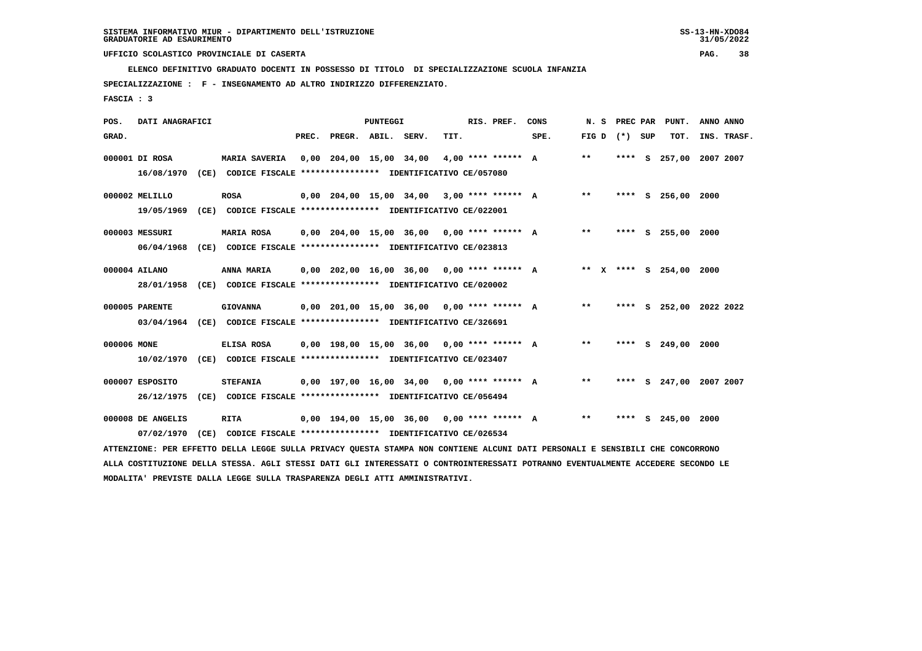SISTEMA INFORMATIVO MIUR - DIPARTIMENTO DELL'ISTRUZIONE
GRADUATORIE AD ESAURIMENTO

UFFICIO SCOLASTICO PROVINCIALE DI CASERTA

**ELENCO DEFINITIVO GRADUATO DOCENTI IN POSSESSO DI TITOLO DI SPECIALIZZAZIONE SCUOLA INFANZIA**

**SPECIALIZZAZIONE : F - INSEGNAMENTO AD ALTRO INDIRIZZO DIFFERENZIATO.**

**FASCIA : 3**

| POS. GRAD. | DATI ANAGRAFICI | | PREC. | PREGR. | ABIL. | SERV. | TIT. | RIS. PREF. | CONS SPE. | N. S FIG D | PREC PAR (*) | SUP | PUNT. TOT. | ANNO INS. | ANNO TRASF. |
|---|---|---|---|---|---|---|---|---|---|---|---|---|---|---|---|
| 000001 | DI ROSA | MARIA SAVERIA | 0,00 | 204,00 | 15,00 | 34,00 | 4,00 | **** ****** | A | ** | **** | S | 257,00 | 2007 | 2007 |
| | 16/08/1970 (CE) CODICE FISCALE **************** IDENTIFICATIVO CE/057080 | | | | | | | | | | | | | | |
| 000002 | MELILLO | ROSA | 0,00 | 204,00 | 15,00 | 34,00 | 3,00 | **** ****** | A | ** | **** | S | 256,00 | 2000 | |
| | 19/05/1969 (CE) CODICE FISCALE **************** IDENTIFICATIVO CE/022001 | | | | | | | | | | | | | | |
| 000003 | MESSURI | MARIA ROSA | 0,00 | 204,00 | 15,00 | 36,00 | 0,00 | **** ****** | A | ** | **** | S | 255,00 | 2000 | |
| | 06/04/1968 (CE) CODICE FISCALE **************** IDENTIFICATIVO CE/023813 | | | | | | | | | | | | | | |
| 000004 | AILANO | ANNA MARIA | 0,00 | 202,00 | 16,00 | 36,00 | 0,00 | **** ****** | A | ** X | **** | S | 254,00 | 2000 | |
| | 28/01/1958 (CE) CODICE FISCALE **************** IDENTIFICATIVO CE/020002 | | | | | | | | | | | | | | |
| 000005 | PARENTE | GIOVANNA | 0,00 | 201,00 | 15,00 | 36,00 | 0,00 | **** ****** | A | ** | **** | S | 252,00 | 2022 | 2022 |
| | 03/04/1964 (CE) CODICE FISCALE **************** IDENTIFICATIVO CE/326691 | | | | | | | | | | | | | | |
| 000006 | MONE | ELISA ROSA | 0,00 | 198,00 | 15,00 | 36,00 | 0,00 | **** ****** | A | ** | **** | S | 249,00 | 2000 | |
| | 10/02/1970 (CE) CODICE FISCALE **************** IDENTIFICATIVO CE/023407 | | | | | | | | | | | | | | |
| 000007 | ESPOSITO | STEFANIA | 0,00 | 197,00 | 16,00 | 34,00 | 0,00 | **** ****** | A | ** | **** | S | 247,00 | 2007 | 2007 |
| | 26/12/1975 (CE) CODICE FISCALE **************** IDENTIFICATIVO CE/056494 | | | | | | | | | | | | | | |
| 000008 | DE ANGELIS | RITA | 0,00 | 194,00 | 15,00 | 36,00 | 0,00 | **** ****** | A | ** | **** | S | 245,00 | 2000 | |
| | 07/02/1970 (CE) CODICE FISCALE **************** IDENTIFICATIVO CE/026534 | | | | | | | | | | | | | | |

ATTENZIONE: PER EFFETTO DELLA LEGGE SULLA PRIVACY QUESTA STAMPA NON CONTIENE ALCUNI DATI PERSONALI E SENSIBILI CHE CONCORRONO ALLA COSTITUZIONE DELLA STESSA. AGLI STESSI DATI GLI INTERESSATI O CONTROINTERESSATI POTRANNO EVENTUALMENTE ACCEDERE SECONDO LE MODALITA' PREVISTE DALLA LEGGE SULLA TRASPARENZA DEGLI ATTI AMMINISTRATIVI.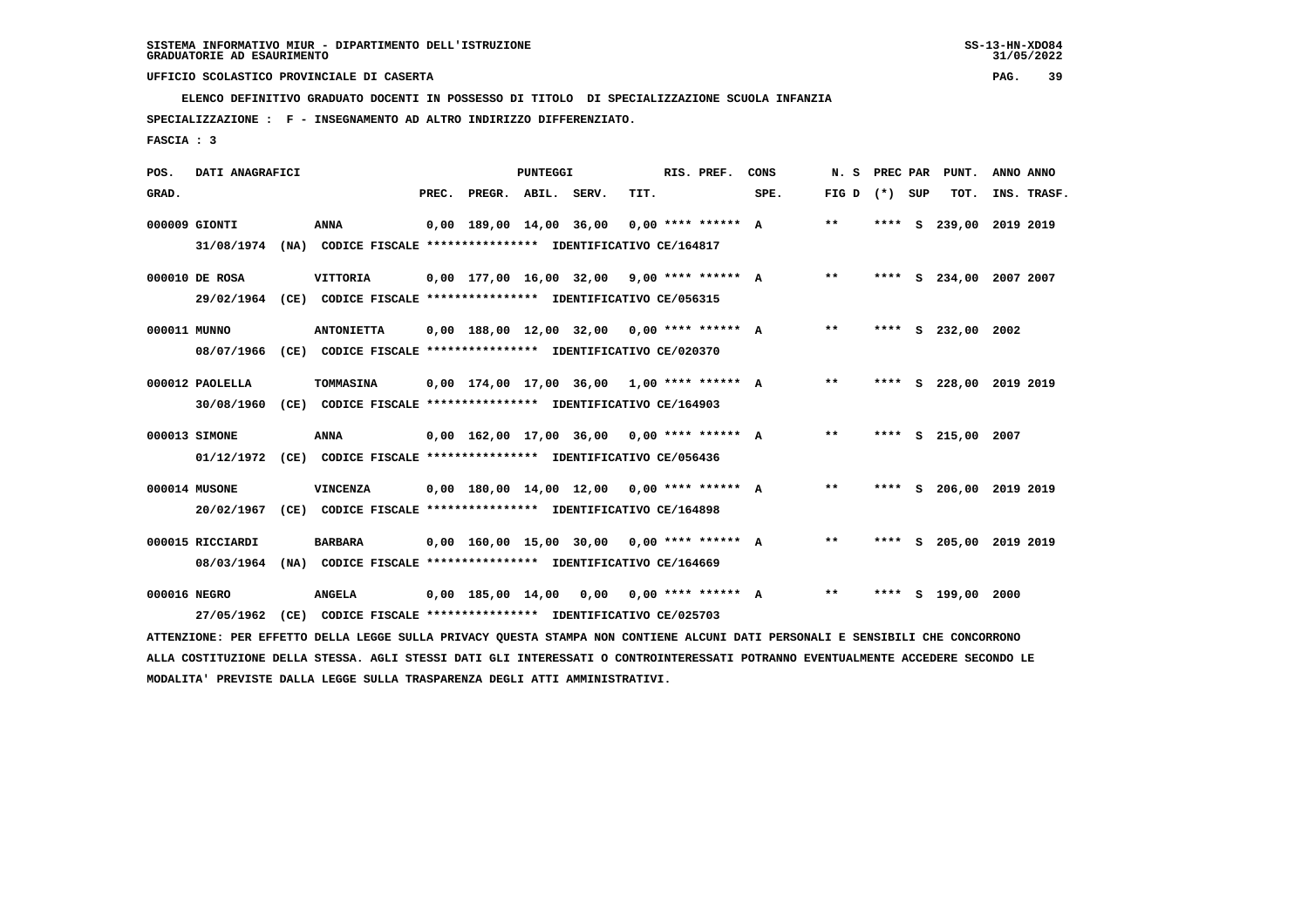SISTEMA INFORMATIVO MIUR - DIPARTIMENTO DELL'ISTRUZIONE
GRADUATORIE AD ESAURIMENTO

UFFICIO SCOLASTICO PROVINCIALE DI CASERTA

**ELENCO DEFINITIVO GRADUATO DOCENTI IN POSSESSO DI TITOLO DI SPECIALIZZAZIONE SCUOLA INFANZIA**

**SPECIALIZZAZIONE : F - INSEGNAMENTO AD ALTRO INDIRIZZO DIFFERENZIATO.**

**FASCIA : 3**

| POS. GRAD. | DATI ANAGRAFICI | | PREC. | PREGR. | ABIL. | SERV. | TIT. | RIS. PREF. | CONS SPE. | N. S FIG D | PREC PAR (*) | SUP | PUNT. TOT. | ANNO INS. | ANNO TRASF. |
|---|---|---|---|---|---|---|---|---|---|---|---|---|---|---|---|
| 000009 | GIONTI | ANNA | 0,00 | 189,00 | 14,00 | 36,00 | 0,00 | **** ****** | A | ** | **** | S | 239,00 | 2019 | 2019 |
| | 31/08/1974 (NA) CODICE FISCALE **************** IDENTIFICATIVO CE/164817 | | | | | | | | | | | | | | |
| 000010 | DE ROSA | VITTORIA | 0,00 | 177,00 | 16,00 | 32,00 | 9,00 | **** ****** | A | ** | **** | S | 234,00 | 2007 | 2007 |
| | 29/02/1964 (CE) CODICE FISCALE **************** IDENTIFICATIVO CE/056315 | | | | | | | | | | | | | | |
| 000011 | MUNNO | ANTONIETTA | 0,00 | 188,00 | 12,00 | 32,00 | 0,00 | **** ****** | A | ** | **** | S | 232,00 | 2002 | |
| | 08/07/1966 (CE) CODICE FISCALE **************** IDENTIFICATIVO CE/020370 | | | | | | | | | | | | | | |
| 000012 | PAOLELLA | TOMMASINA | 0,00 | 174,00 | 17,00 | 36,00 | 1,00 | **** ****** | A | ** | **** | S | 228,00 | 2019 | 2019 |
| | 30/08/1960 (CE) CODICE FISCALE **************** IDENTIFICATIVO CE/164903 | | | | | | | | | | | | | | |
| 000013 | SIMONE | ANNA | 0,00 | 162,00 | 17,00 | 36,00 | 0,00 | **** ****** | A | ** | **** | S | 215,00 | 2007 | |
| | 01/12/1972 (CE) CODICE FISCALE **************** IDENTIFICATIVO CE/056436 | | | | | | | | | | | | | | |
| 000014 | MUSONE | VINCENZA | 0,00 | 180,00 | 14,00 | 12,00 | 0,00 | **** ****** | A | ** | **** | S | 206,00 | 2019 | 2019 |
| | 20/02/1967 (CE) CODICE FISCALE **************** IDENTIFICATIVO CE/164898 | | | | | | | | | | | | | | |
| 000015 | RICCIARDI | BARBARA | 0,00 | 160,00 | 15,00 | 30,00 | 0,00 | **** ****** | A | ** | **** | S | 205,00 | 2019 | 2019 |
| | 08/03/1964 (NA) CODICE FISCALE **************** IDENTIFICATIVO CE/164669 | | | | | | | | | | | | | | |
| 000016 | NEGRO | ANGELA | 0,00 | 185,00 | 14,00 | 0,00 | 0,00 | **** ****** | A | ** | **** | S | 199,00 | 2000 | |
| | 27/05/1962 (CE) CODICE FISCALE **************** IDENTIFICATIVO CE/025703 | | | | | | | | | | | | | | |

ATTENZIONE: PER EFFETTO DELLA LEGGE SULLA PRIVACY QUESTA STAMPA NON CONTIENE ALCUNI DATI PERSONALI E SENSIBILI CHE CONCORRONO ALLA COSTITUZIONE DELLA STESSA. AGLI STESSI DATI GLI INTERESSATI O CONTROINTERESSATI POTRANNO EVENTUALMENTE ACCEDERE SECONDO LE MODALITA' PREVISTE DALLA LEGGE SULLA TRASPARENZA DEGLI ATTI AMMINISTRATIVI.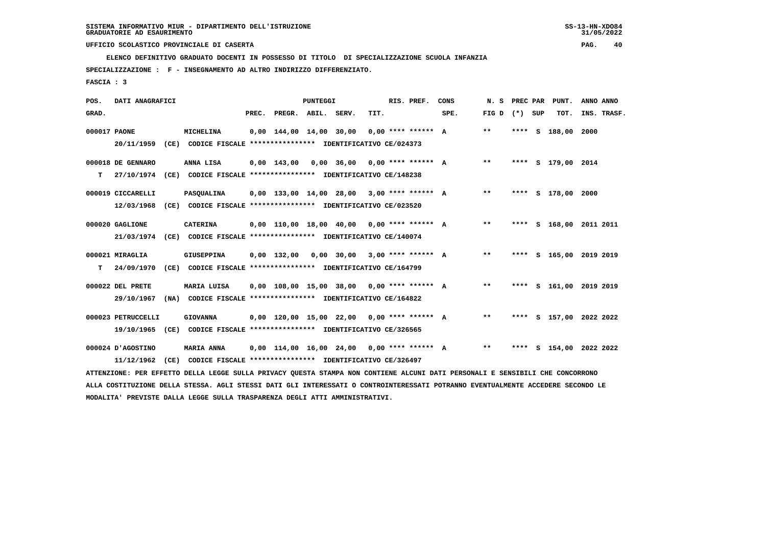SISTEMA INFORMATIVO MIUR - DIPARTIMENTO DELL'ISTRUZIONE
GRADUATORIE AD ESAURIMENTO

UFFICIO SCOLASTICO PROVINCIALE DI CASERTA

ELENCO DEFINITIVO GRADUATO DOCENTI IN POSSESSO DI TITOLO DI SPECIALIZZAZIONE SCUOLA INFANZIA

SPECIALIZZAZIONE : F - INSEGNAMENTO AD ALTRO INDIRIZZO DIFFERENZIATO.

FASCIA : 3

| POS. GRAD. | DATI ANAGRAFICI | | PREC. | PREGR. | ABIL. | SERV. | TIT. | RIS. PREF. | CONS SPE. | N. S FIG D | PREC PAR (*) | SUP | PUNT. TOT. | ANNO INS. | ANNO TRASF. |
|---|---|---|---|---|---|---|---|---|---|---|---|---|---|---|---|
| 000017 | PAONE | MICHELINA | 0,00 | 144,00 | 14,00 | 30,00 | 0,00 | **** ****** | A | ** | **** | S | 188,00 | 2000 | |
| | 20/11/1959 (CE) CODICE FISCALE **************** IDENTIFICATIVO CE/024373 | | | | | | | | | | | | | | |
| 000018 | DE GENNARO | ANNA LISA | 0,00 | 143,00 | 0,00 | 36,00 | 0,00 | **** ****** | A | ** | **** | S | 179,00 | 2014 | |
| T | 27/10/1974 (CE) CODICE FISCALE **************** IDENTIFICATIVO CE/148238 | | | | | | | | | | | | | | |
| 000019 | CICCARELLI | PASQUALINA | 0,00 | 133,00 | 14,00 | 28,00 | 3,00 | **** ****** | A | ** | **** | S | 178,00 | 2000 | |
| | 12/03/1968 (CE) CODICE FISCALE **************** IDENTIFICATIVO CE/023520 | | | | | | | | | | | | | | |
| 000020 | GAGLIONE | CATERINA | 0,00 | 110,00 | 18,00 | 40,00 | 0,00 | **** ****** | A | ** | **** | S | 168,00 | 2011 | 2011 |
| | 21/03/1974 (CE) CODICE FISCALE **************** IDENTIFICATIVO CE/140074 | | | | | | | | | | | | | | |
| 000021 | MIRAGLIA | GIUSEPPINA | 0,00 | 132,00 | 0,00 | 30,00 | 3,00 | **** ****** | A | ** | **** | S | 165,00 | 2019 | 2019 |
| T | 24/09/1970 (CE) CODICE FISCALE **************** IDENTIFICATIVO CE/164799 | | | | | | | | | | | | | | |
| 000022 | DEL PRETE | MARIA LUISA | 0,00 | 108,00 | 15,00 | 38,00 | 0,00 | **** ****** | A | ** | **** | S | 161,00 | 2019 | 2019 |
| | 29/10/1967 (NA) CODICE FISCALE **************** IDENTIFICATIVO CE/164822 | | | | | | | | | | | | | | |
| 000023 | PETRUCCELLI | GIOVANNA | 0,00 | 120,00 | 15,00 | 22,00 | 0,00 | **** ****** | A | ** | **** | S | 157,00 | 2022 | 2022 |
| | 19/10/1965 (CE) CODICE FISCALE **************** IDENTIFICATIVO CE/326565 | | | | | | | | | | | | | | |
| 000024 | D'AGOSTINO | MARIA ANNA | 0,00 | 114,00 | 16,00 | 24,00 | 0,00 | **** ****** | A | ** | **** | S | 154,00 | 2022 | 2022 |
| | 11/12/1962 (CE) CODICE FISCALE **************** IDENTIFICATIVO CE/326497 | | | | | | | | | | | | | | |

ATTENZIONE: PER EFFETTO DELLA LEGGE SULLA PRIVACY QUESTA STAMPA NON CONTIENE ALCUNI DATI PERSONALI E SENSIBILI CHE CONCORRONO ALLA COSTITUZIONE DELLA STESSA. AGLI STESSI DATI GLI INTERESSATI O CONTROINTERESSATI POTRANNO EVENTUALMENTE ACCEDERE SECONDO LE MODALITA' PREVISTE DALLA LEGGE SULLA TRASPARENZA DEGLI ATTI AMMINISTRATIVI.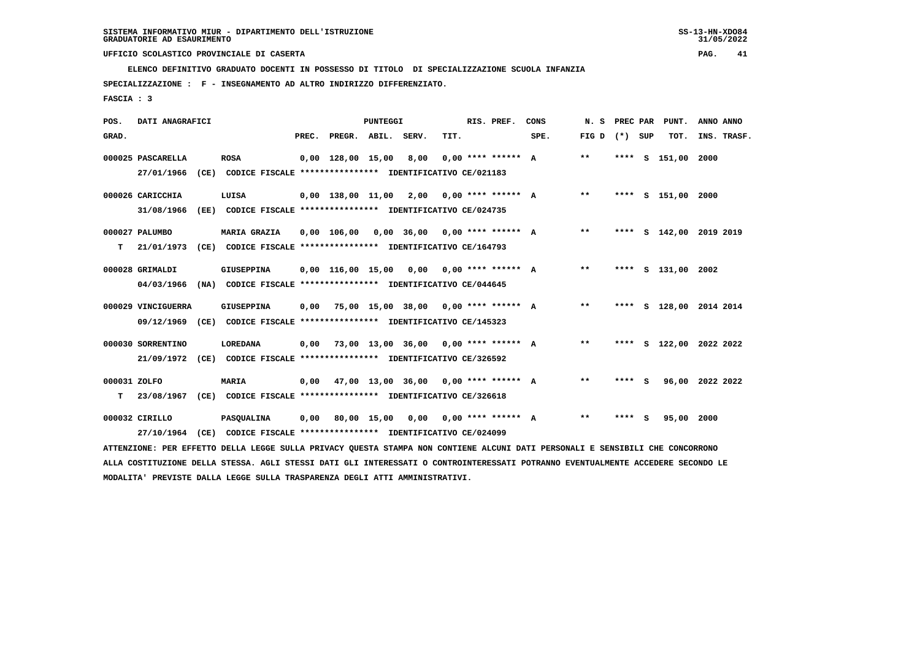SISTEMA INFORMATIVO MIUR - DIPARTIMENTO DELL'ISTRUZIONE
GRADUATORIE AD ESAURIMENTO

UFFICIO SCOLASTICO PROVINCIALE DI CASERTA

ELENCO DEFINITIVO GRADUATO DOCENTI IN POSSESSO DI TITOLO DI SPECIALIZZAZIONE SCUOLA INFANZIA

SPECIALIZZAZIONE : F - INSEGNAMENTO AD ALTRO INDIRIZZO DIFFERENZIATO.

FASCIA : 3

| POS. GRAD. | DATI ANAGRAFICI | | PREC. | PREGR. | ABIL. | SERV. | TIT. | RIS. PREF. | CONS SPE. | N. S FIG D | PREC PAR (*) | SUP | PUNT. TOT. | ANNO INS. | ANNO TRASF. |
|---|---|---|---|---|---|---|---|---|---|---|---|---|---|---|---|
| 000025 | PASCARELLA | ROSA | 0,00 | 128,00 | 15,00 | 8,00 | 0,00 | **** ****** | A | ** | **** | S | 151,00 | 2000 | |
| | 27/01/1966 (CE) CODICE FISCALE **************** IDENTIFICATIVO CE/021183 | | | | | | | | | | | | | | |
| 000026 | CARICCHIA | LUISA | 0,00 | 138,00 | 11,00 | 2,00 | 0,00 | **** ****** | A | ** | **** | S | 151,00 | 2000 | |
| | 31/08/1966 (EE) CODICE FISCALE **************** IDENTIFICATIVO CE/024735 | | | | | | | | | | | | | | |
| 000027 | PALUMBO | MARIA GRAZIA | 0,00 | 106,00 | 0,00 | 36,00 | 0,00 | **** ****** | A | ** | **** | S | 142,00 | 2019 | 2019 |
| T | 21/01/1973 (CE) CODICE FISCALE **************** IDENTIFICATIVO CE/164793 | | | | | | | | | | | | | | |
| 000028 | GRIMALDI | GIUSEPPINA | 0,00 | 116,00 | 15,00 | 0,00 | 0,00 | **** ****** | A | ** | **** | S | 131,00 | 2002 | |
| | 04/03/1966 (NA) CODICE FISCALE **************** IDENTIFICATIVO CE/044645 | | | | | | | | | | | | | | |
| 000029 | VINCIGUERRA | GIUSEPPINA | 0,00 | 75,00 | 15,00 | 38,00 | 0,00 | **** ****** | A | ** | **** | S | 128,00 | 2014 | 2014 |
| | 09/12/1969 (CE) CODICE FISCALE **************** IDENTIFICATIVO CE/145323 | | | | | | | | | | | | | | |
| 000030 | SORRENTINO | LOREDANA | 0,00 | 73,00 | 13,00 | 36,00 | 0,00 | **** ****** | A | ** | **** | S | 122,00 | 2022 | 2022 |
| | 21/09/1972 (CE) CODICE FISCALE **************** IDENTIFICATIVO CE/326592 | | | | | | | | | | | | | | |
| 000031 | ZOLFO | MARIA | 0,00 | 47,00 | 13,00 | 36,00 | 0,00 | **** ****** | A | ** | **** | S | 96,00 | 2022 | 2022 |
| T | 23/08/1967 (CE) CODICE FISCALE **************** IDENTIFICATIVO CE/326618 | | | | | | | | | | | | | | |
| 000032 | CIRILLO | PASQUALINA | 0,00 | 80,00 | 15,00 | 0,00 | 0,00 | **** ****** | A | ** | **** | S | 95,00 | 2000 | |
| | 27/10/1964 (CE) CODICE FISCALE **************** IDENTIFICATIVO CE/024099 | | | | | | | | | | | | | | |

ATTENZIONE: PER EFFETTO DELLA LEGGE SULLA PRIVACY QUESTA STAMPA NON CONTIENE ALCUNI DATI PERSONALI E SENSIBILI CHE CONCORRONO ALLA COSTITUZIONE DELLA STESSA. AGLI STESSI DATI GLI INTERESSATI O CONTROINTERESSATI POTRANNO EVENTUALMENTE ACCEDERE SECONDO LE MODALITA' PREVISTE DALLA LEGGE SULLA TRASPARENZA DEGLI ATTI AMMINISTRATIVI.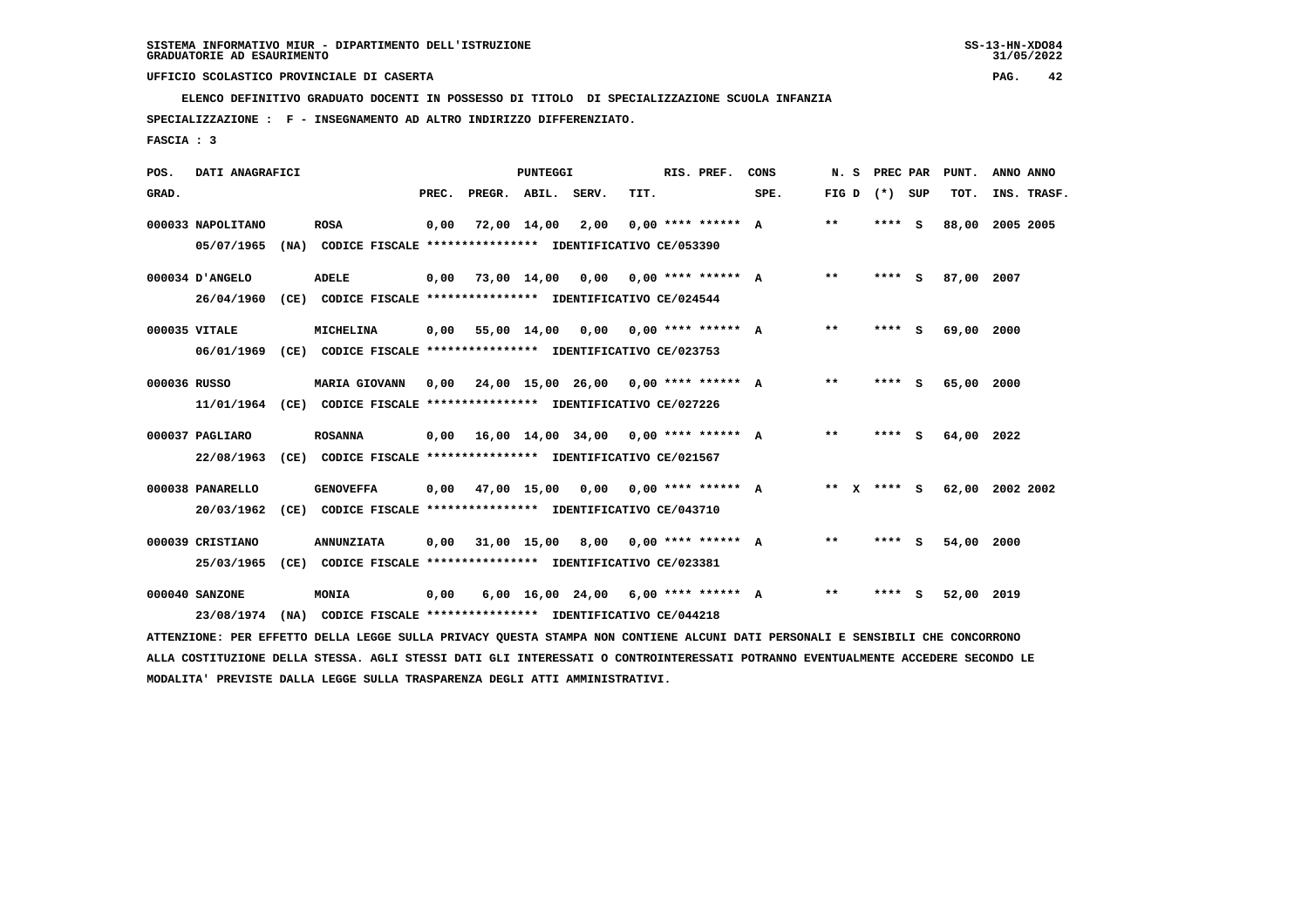SISTEMA INFORMATIVO MIUR - DIPARTIMENTO DELL'ISTRUZIONE
GRADUATORIE AD ESAURIMENTO

UFFICIO SCOLASTICO PROVINCIALE DI CASERTA

**ELENCO DEFINITIVO GRADUATO DOCENTI IN POSSESSO DI TITOLO DI SPECIALIZZAZIONE SCUOLA INFANZIA**

**SPECIALIZZAZIONE : F - INSEGNAMENTO AD ALTRO INDIRIZZO DIFFERENZIATO.**

**FASCIA : 3**

| POS. GRAD. | DATI ANAGRAFICI | | PREC. | PREGR. | ABIL. | SERV. | TIT. | RIS. PREF. | CONS SPE. | N. S FIG D | PREC PAR (*) | SUP | PUNT. TOT. | ANNO INS. | ANNO TRASF. |
|---|---|---|---|---|---|---|---|---|---|---|---|---|---|---|---|
| 000033 | NAPOLITANO | ROSA | 0,00 | 72,00 | 14,00 | 2,00 | 0,00 | **** ****** | A | ** | **** | S | 88,00 | 2005 | 2005 |
| | 05/07/1965 (NA) | CODICE FISCALE **************** IDENTIFICATIVO CE/053390 | | | | | | | | | | | | | |
| 000034 | D'ANGELO | ADELE | 0,00 | 73,00 | 14,00 | 0,00 | 0,00 | **** ****** | A | ** | **** | S | 87,00 | 2007 | |
| | 26/04/1960 (CE) | CODICE FISCALE **************** IDENTIFICATIVO CE/024544 | | | | | | | | | | | | | |
| 000035 | VITALE | MICHELINA | 0,00 | 55,00 | 14,00 | 0,00 | 0,00 | **** ****** | A | ** | **** | S | 69,00 | 2000 | |
| | 06/01/1969 (CE) | CODICE FISCALE **************** IDENTIFICATIVO CE/023753 | | | | | | | | | | | | | |
| 000036 | RUSSO | MARIA GIOVANN | 0,00 | 24,00 | 15,00 | 26,00 | 0,00 | **** ****** | A | ** | **** | S | 65,00 | 2000 | |
| | 11/01/1964 (CE) | CODICE FISCALE **************** IDENTIFICATIVO CE/027226 | | | | | | | | | | | | | |
| 000037 | PAGLIARO | ROSANNA | 0,00 | 16,00 | 14,00 | 34,00 | 0,00 | **** ****** | A | ** | **** | S | 64,00 | 2022 | |
| | 22/08/1963 (CE) | CODICE FISCALE **************** IDENTIFICATIVO CE/021567 | | | | | | | | | | | | | |
| 000038 | PANARELLO | GENOVEFFA | 0,00 | 47,00 | 15,00 | 0,00 | 0,00 | **** ****** | A | ** X | **** | S | 62,00 | 2002 | 2002 |
| | 20/03/1962 (CE) | CODICE FISCALE **************** IDENTIFICATIVO CE/043710 | | | | | | | | | | | | | |
| 000039 | CRISTIANO | ANNUNZIATA | 0,00 | 31,00 | 15,00 | 8,00 | 0,00 | **** ****** | A | ** | **** | S | 54,00 | 2000 | |
| | 25/03/1965 (CE) | CODICE FISCALE **************** IDENTIFICATIVO CE/023381 | | | | | | | | | | | | | |
| 000040 | SANZONE | MONIA | 0,00 | 6,00 | 16,00 | 24,00 | 6,00 | **** ****** | A | ** | **** | S | 52,00 | 2019 | |
| | 23/08/1974 (NA) | CODICE FISCALE **************** IDENTIFICATIVO CE/044218 | | | | | | | | | | | | | |

ATTENZIONE: PER EFFETTO DELLA LEGGE SULLA PRIVACY QUESTA STAMPA NON CONTIENE ALCUNI DATI PERSONALI E SENSIBILI CHE CONCORRONO ALLA COSTITUZIONE DELLA STESSA. AGLI STESSI DATI GLI INTERESSATI O CONTROINTERESSATI POTRANNO EVENTUALMENTE ACCEDERE SECONDO LE MODALITA' PREVISTE DALLA LEGGE SULLA TRASPARENZA DEGLI ATTI AMMINISTRATIVI.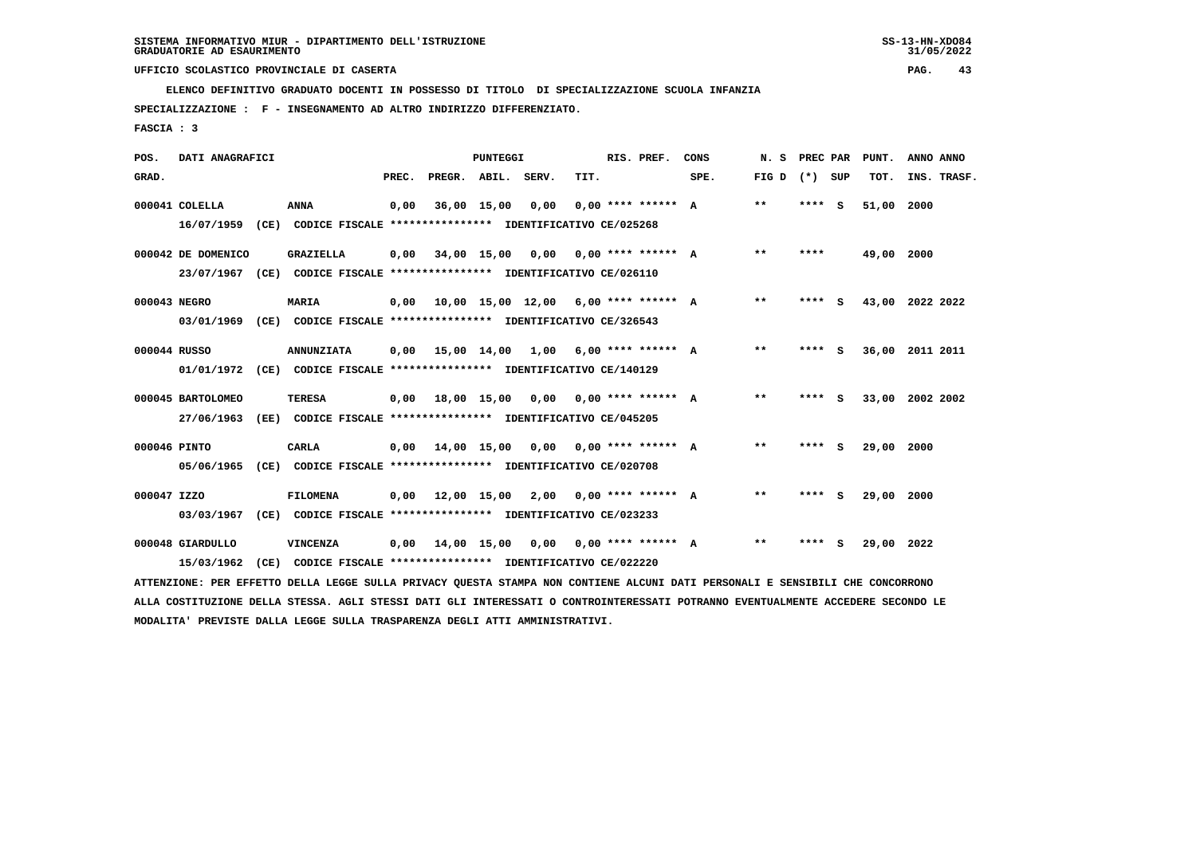SISTEMA INFORMATIVO MIUR - DIPARTIMENTO DELL'ISTRUZIONE
GRADUATORIE AD ESAURIMENTO

UFFICIO SCOLASTICO PROVINCIALE DI CASERTA

**ELENCO DEFINITIVO GRADUATO DOCENTI IN POSSESSO DI TITOLO DI SPECIALIZZAZIONE SCUOLA INFANZIA**

**SPECIALIZZAZIONE : F - INSEGNAMENTO AD ALTRO INDIRIZZO DIFFERENZIATO.**

**FASCIA : 3**

| POS. GRAD. | DATI ANAGRAFICI | | PREC. | PREGR. | ABIL. | SERV. | TIT. | RIS. PREF. | CONS SPE. | N. S FIG D | PREC PAR (*) | SUP | PUNT. TOT. | ANNO INS. | ANNO TRASF. |
|---|---|---|---|---|---|---|---|---|---|---|---|---|---|---|---|
| 000041 | COLELLA | ANNA | 0,00 | 36,00 | 15,00 | 0,00 | 0,00 | **** ****** | A | ** | **** | S | 51,00 | 2000 | |
| | 16/07/1959 (CE) | CODICE FISCALE **************** IDENTIFICATIVO CE/025268 | | | | | | | | | | | | | |
| 000042 | DE DOMENICO | GRAZIELLA | 0,00 | 34,00 | 15,00 | 0,00 | 0,00 | **** ****** | A | ** | **** | | 49,00 | 2000 | |
| | 23/07/1967 (CE) | CODICE FISCALE **************** IDENTIFICATIVO CE/026110 | | | | | | | | | | | | | |
| 000043 | NEGRO | MARIA | 0,00 | 10,00 | 15,00 | 12,00 | 6,00 | **** ****** | A | ** | **** | S | 43,00 | 2022 | 2022 |
| | 03/01/1969 (CE) | CODICE FISCALE **************** IDENTIFICATIVO CE/326543 | | | | | | | | | | | | | |
| 000044 | RUSSO | ANNUNZIATA | 0,00 | 15,00 | 14,00 | 1,00 | 6,00 | **** ****** | A | ** | **** | S | 36,00 | 2011 | 2011 |
| | 01/01/1972 (CE) | CODICE FISCALE **************** IDENTIFICATIVO CE/140129 | | | | | | | | | | | | | |
| 000045 | BARTOLOMEO | TERESA | 0,00 | 18,00 | 15,00 | 0,00 | 0,00 | **** ****** | A | ** | **** | S | 33,00 | 2002 | 2002 |
| | 27/06/1963 (EE) | CODICE FISCALE **************** IDENTIFICATIVO CE/045205 | | | | | | | | | | | | | |
| 000046 | PINTO | CARLA | 0,00 | 14,00 | 15,00 | 0,00 | 0,00 | **** ****** | A | ** | **** | S | 29,00 | 2000 | |
| | 05/06/1965 (CE) | CODICE FISCALE **************** IDENTIFICATIVO CE/020708 | | | | | | | | | | | | | |
| 000047 | IZZO | FILOMENA | 0,00 | 12,00 | 15,00 | 2,00 | 0,00 | **** ****** | A | ** | **** | S | 29,00 | 2000 | |
| | 03/03/1967 (CE) | CODICE FISCALE **************** IDENTIFICATIVO CE/023233 | | | | | | | | | | | | | |
| 000048 | GIARDULLO | VINCENZA | 0,00 | 14,00 | 15,00 | 0,00 | 0,00 | **** ****** | A | ** | **** | S | 29,00 | 2022 | |
| | 15/03/1962 (CE) | CODICE FISCALE **************** IDENTIFICATIVO CE/022220 | | | | | | | | | | | | | |

ATTENZIONE: PER EFFETTO DELLA LEGGE SULLA PRIVACY QUESTA STAMPA NON CONTIENE ALCUNI DATI PERSONALI E SENSIBILI CHE CONCORRONO ALLA COSTITUZIONE DELLA STESSA. AGLI STESSI DATI GLI INTERESSATI O CONTROINTERESSATI POTRANNO EVENTUALMENTE ACCEDERE SECONDO LE MODALITA' PREVISTE DALLA LEGGE SULLA TRASPARENZA DEGLI ATTI AMMINISTRATIVI.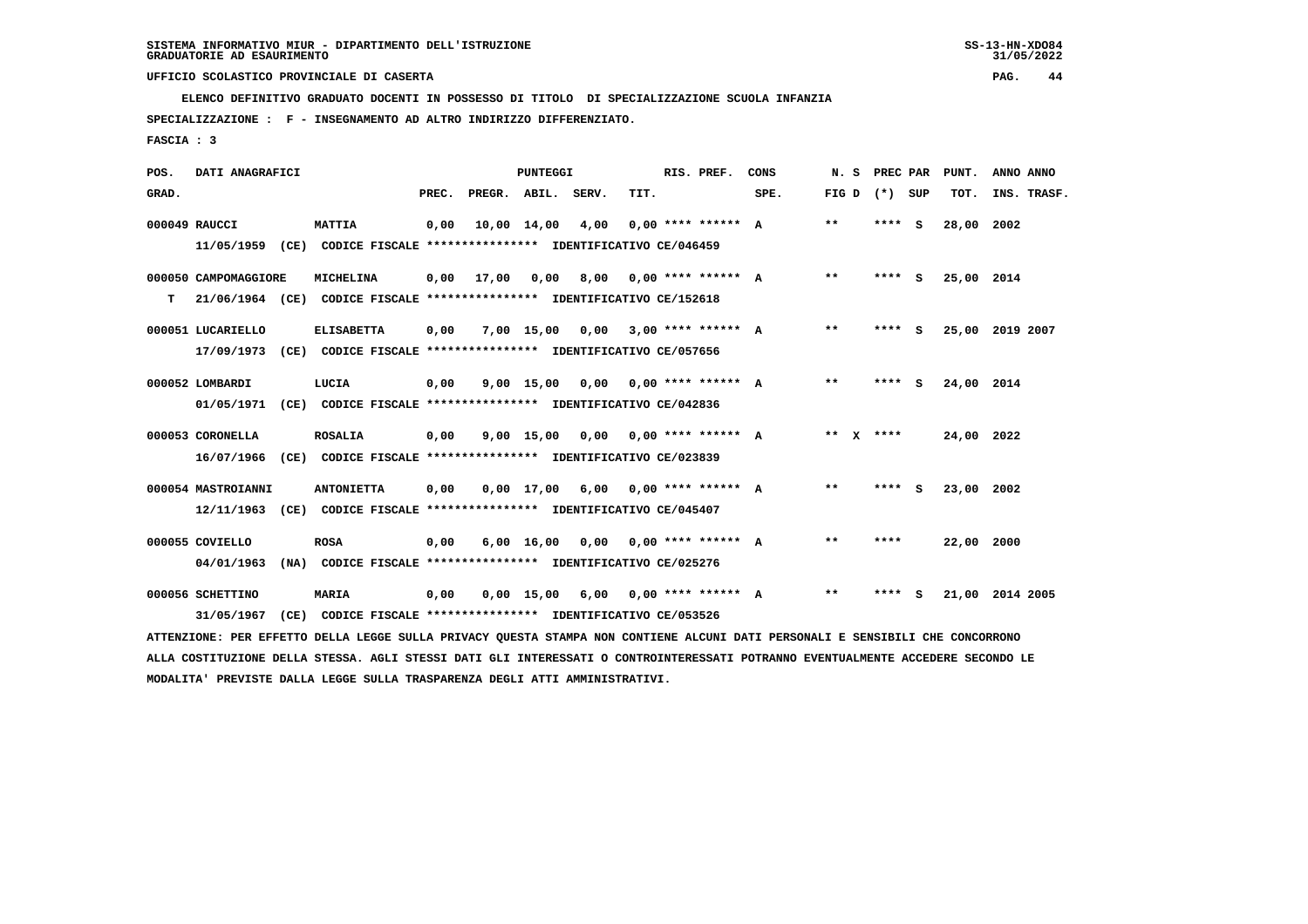SISTEMA INFORMATIVO MIUR - DIPARTIMENTO DELL'ISTRUZIONE
GRADUATORIE AD ESAURIMENTO

UFFICIO SCOLASTICO PROVINCIALE DI CASERTA

ELENCO DEFINITIVO GRADUATO DOCENTI IN POSSESSO DI TITOLO DI SPECIALIZZAZIONE SCUOLA INFANZIA

SPECIALIZZAZIONE : F - INSEGNAMENTO AD ALTRO INDIRIZZO DIFFERENZIATO.

FASCIA : 3

| POS. GRAD. | DATI ANAGRAFICI | | PREC. | PREGR. | ABIL. | SERV. | TIT. | RIS. PREF. | CONS SPE. | N. S FIG D | PREC PAR (*) SUP | PUNT. TOT. | ANNO INS. | ANNO TRASF. |
|---|---|---|---|---|---|---|---|---|---|---|---|---|---|---|
| 000049 | RAUCCI | MATTIA | 0,00 | 10,00 | 14,00 | 4,00 | 0,00 | **** ****** | A | ** | **** S | 28,00 | 2002 | |
| | 11/05/1959 (CE) CODICE FISCALE **************** IDENTIFICATIVO CE/046459 | | | | | | | | | | | | | |
| 000050 | CAMPOMAGGIORE | MICHELINA | 0,00 | 17,00 | 0,00 | 8,00 | 0,00 | **** ****** | A | ** | **** S | 25,00 | 2014 | |
| T | 21/06/1964 (CE) CODICE FISCALE **************** IDENTIFICATIVO CE/152618 | | | | | | | | | | | | | |
| 000051 | LUCARIELLO | ELISABETTA | 0,00 | 7,00 | 15,00 | 0,00 | 3,00 | **** ****** | A | ** | **** S | 25,00 | 2019 | 2007 |
| | 17/09/1973 (CE) CODICE FISCALE **************** IDENTIFICATIVO CE/057656 | | | | | | | | | | | | | |
| 000052 | LOMBARDI | LUCIA | 0,00 | 9,00 | 15,00 | 0,00 | 0,00 | **** ****** | A | ** | **** S | 24,00 | 2014 | |
| | 01/05/1971 (CE) CODICE FISCALE **************** IDENTIFICATIVO CE/042836 | | | | | | | | | | | | | |
| 000053 | CORONELLA | ROSALIA | 0,00 | 9,00 | 15,00 | 0,00 | 0,00 | **** ****** | A | ** X | **** | 24,00 | 2022 | |
| | 16/07/1966 (CE) CODICE FISCALE **************** IDENTIFICATIVO CE/023839 | | | | | | | | | | | | | |
| 000054 | MASTROIANNI | ANTONIETTA | 0,00 | 0,00 | 17,00 | 6,00 | 0,00 | **** ****** | A | ** | **** S | 23,00 | 2002 | |
| | 12/11/1963 (CE) CODICE FISCALE **************** IDENTIFICATIVO CE/045407 | | | | | | | | | | | | | |
| 000055 | COVIELLO | ROSA | 0,00 | 6,00 | 16,00 | 0,00 | 0,00 | **** ****** | A | ** | **** | 22,00 | 2000 | |
| | 04/01/1963 (NA) CODICE FISCALE **************** IDENTIFICATIVO CE/025276 | | | | | | | | | | | | | |
| 000056 | SCHETTINO | MARIA | 0,00 | 0,00 | 15,00 | 6,00 | 0,00 | **** ****** | A | ** | **** S | 21,00 | 2014 | 2005 |
| | 31/05/1967 (CE) CODICE FISCALE **************** IDENTIFICATIVO CE/053526 | | | | | | | | | | | | | |

ATTENZIONE: PER EFFETTO DELLA LEGGE SULLA PRIVACY QUESTA STAMPA NON CONTIENE ALCUNI DATI PERSONALI E SENSIBILI CHE CONCORRONO ALLA COSTITUZIONE DELLA STESSA. AGLI STESSI DATI GLI INTERESSATI O CONTROINTERESSATI POTRANNO EVENTUALMENTE ACCEDERE SECONDO LE MODALITA' PREVISTE DALLA LEGGE SULLA TRASPARENZA DEGLI ATTI AMMINISTRATIVI.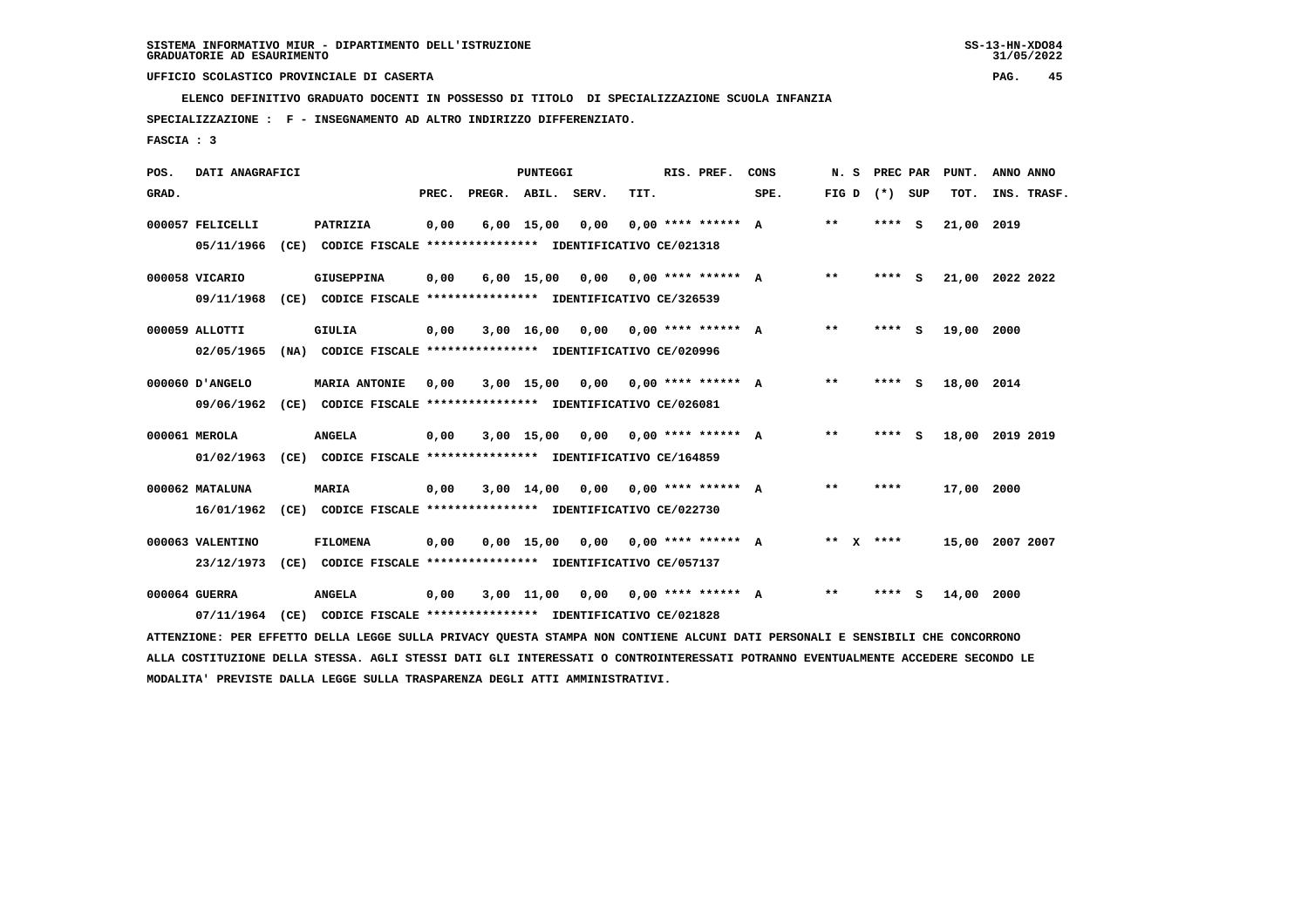SISTEMA INFORMATIVO MIUR - DIPARTIMENTO DELL'ISTRUZIONE
GRADUATORIE AD ESAURIMENTO

UFFICIO SCOLASTICO PROVINCIALE DI CASERTA

**ELENCO DEFINITIVO GRADUATO DOCENTI IN POSSESSO DI TITOLO DI SPECIALIZZAZIONE SCUOLA INFANZIA**

**SPECIALIZZAZIONE : F - INSEGNAMENTO AD ALTRO INDIRIZZO DIFFERENZIATO.**

**FASCIA : 3**

| POS. GRAD. | DATI ANAGRAFICI | | PREC. | PREGR. | ABIL. | SERV. | TIT. | RIS. PREF. | CONS SPE. | N. S FIG D | PREC PAR (*) | SUP | PUNT. TOT. | ANNO INS. | ANNO TRASF. |
|---|---|---|---|---|---|---|---|---|---|---|---|---|---|---|---|
| 000057 | FELICELLI | PATRIZIA | 0,00 | 6,00 | 15,00 | 0,00 | 0,00 | **** ****** | A | ** | **** | S | 21,00 | 2019 | |
| | 05/11/1966 (CE) CODICE FISCALE **************** IDENTIFICATIVO CE/021318 | | | | | | | | | | | | | | |
| 000058 | VICARIO | GIUSEPPINA | 0,00 | 6,00 | 15,00 | 0,00 | 0,00 | **** ****** | A | ** | **** | S | 21,00 | 2022 | 2022 |
| | 09/11/1968 (CE) CODICE FISCALE **************** IDENTIFICATIVO CE/326539 | | | | | | | | | | | | | | |
| 000059 | ALLOTTI | GIULIA | 0,00 | 3,00 | 16,00 | 0,00 | 0,00 | **** ****** | A | ** | **** | S | 19,00 | 2000 | |
| | 02/05/1965 (NA) CODICE FISCALE **************** IDENTIFICATIVO CE/020996 | | | | | | | | | | | | | | |
| 000060 | D'ANGELO | MARIA ANTONIE | 0,00 | 3,00 | 15,00 | 0,00 | 0,00 | **** ****** | A | ** | **** | S | 18,00 | 2014 | |
| | 09/06/1962 (CE) CODICE FISCALE **************** IDENTIFICATIVO CE/026081 | | | | | | | | | | | | | | |
| 000061 | MEROLA | ANGELA | 0,00 | 3,00 | 15,00 | 0,00 | 0,00 | **** ****** | A | ** | **** | S | 18,00 | 2019 | 2019 |
| | 01/02/1963 (CE) CODICE FISCALE **************** IDENTIFICATIVO CE/164859 | | | | | | | | | | | | | | |
| 000062 | MATALUNA | MARIA | 0,00 | 3,00 | 14,00 | 0,00 | 0,00 | **** ****** | A | ** | **** | | 17,00 | 2000 | |
| | 16/01/1962 (CE) CODICE FISCALE **************** IDENTIFICATIVO CE/022730 | | | | | | | | | | | | | | |
| 000063 | VALENTINO | FILOMENA | 0,00 | 0,00 | 15,00 | 0,00 | 0,00 | **** ****** | A | ** X | **** | | 15,00 | 2007 | 2007 |
| | 23/12/1973 (CE) CODICE FISCALE **************** IDENTIFICATIVO CE/057137 | | | | | | | | | | | | | | |
| 000064 | GUERRA | ANGELA | 0,00 | 3,00 | 11,00 | 0,00 | 0,00 | **** ****** | A | ** | **** | S | 14,00 | 2000 | |
| | 07/11/1964 (CE) CODICE FISCALE **************** IDENTIFICATIVO CE/021828 | | | | | | | | | | | | | | |

ATTENZIONE: PER EFFETTO DELLA LEGGE SULLA PRIVACY QUESTA STAMPA NON CONTIENE ALCUNI DATI PERSONALI E SENSIBILI CHE CONCORRONO ALLA COSTITUZIONE DELLA STESSA. AGLI STESSI DATI GLI INTERESSATI O CONTROINTERESSATI POTRANNO EVENTUALMENTE ACCEDERE SECONDO LE MODALITA' PREVISTE DALLA LEGGE SULLA TRASPARENZA DEGLI ATTI AMMINISTRATIVI.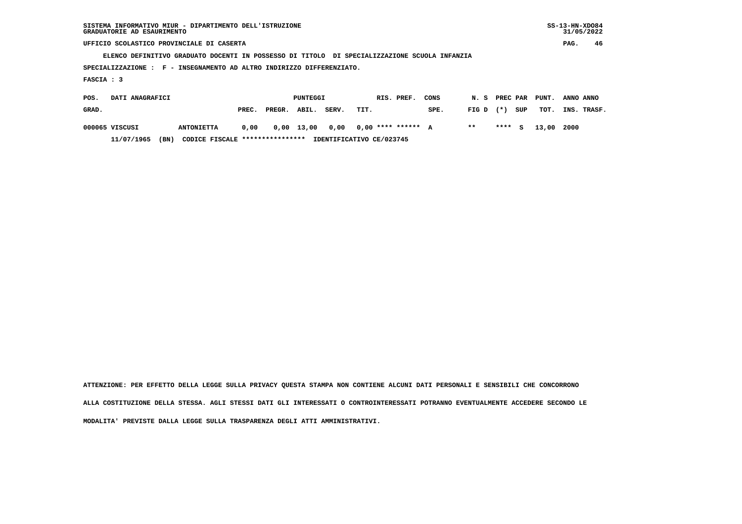SISTEMA INFORMATIVO MIUR - DIPARTIMENTO DELL'ISTRUZIONE
GRADUATORIE AD ESAURIMENTO

SS-13-HN-XDO84
31/05/2022

UFFICIO SCOLASTICO PROVINCIALE DI CASERTA

ELENCO DEFINITIVO GRADUATO DOCENTI IN POSSESSO DI TITOLO DI SPECIALIZZAZIONE SCUOLA INFANZIA

SPECIALIZZAZIONE : F - INSEGNAMENTO AD ALTRO INDIRIZZO DIFFERENZIATO.

FASCIA : 3

| POS. GRAD. | DATI ANAGRAFICI | | PUNTEGGI PREC. | PREGR. | ABIL. | SERV. | TIT. | RIS. PREF. | CONS SPE. | N. S FIG D | PREC PAR (*) | SUP | PUNT. TOT. | ANNO INS. | ANNO TRASF. |
|---|---|---|---|---|---|---|---|---|---|---|---|---|---|---|---|
| 000065 | VISCUSI | ANTONIETTA | 0,00 | 0,00 | 13,00 | 0,00 | 0,00 | **** ****** | A | ** | **** | S | 13,00 | 2000 | |
| | 11/07/1965 (BN) | CODICE FISCALE **************** IDENTIFICATIVO CE/023745 | | | | | | | | | | | | | |

ATTENZIONE: PER EFFETTO DELLA LEGGE SULLA PRIVACY QUESTA STAMPA NON CONTIENE ALCUNI DATI PERSONALI E SENSIBILI CHE CONCORRONO ALLA COSTITUZIONE DELLA STESSA. AGLI STESSI DATI GLI INTERESSATI O CONTROINTERESSATI POTRANNO EVENTUALMENTE ACCEDERE SECONDO LE MODALITA' PREVISTE DALLA LEGGE SULLA TRASPARENZA DEGLI ATTI AMMINISTRATIVI.